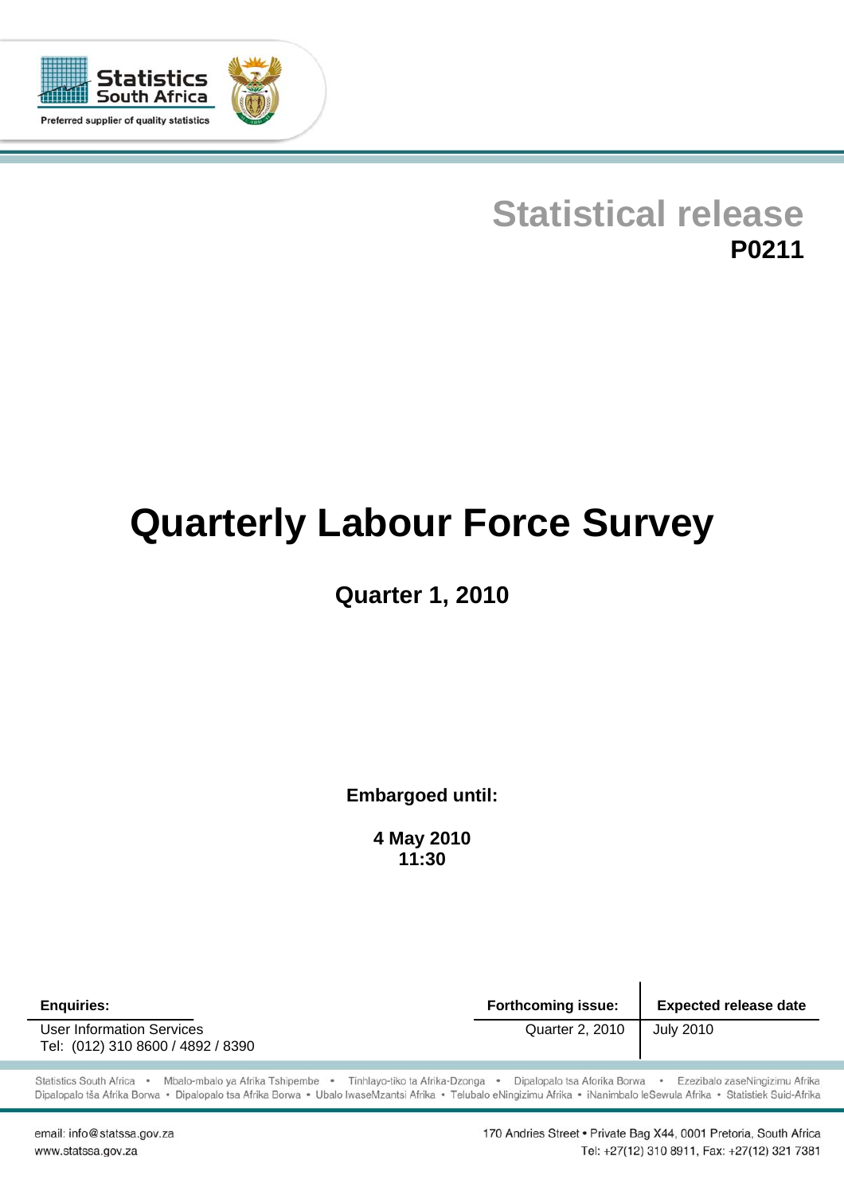Statistics South Africa

Preferred supplier of quality statistics

# Statistical release
**P0211**

# Quarterly Labour Force Survey

## Quarter 1, 2010

**Embargoed until:**

**4 May 2010**
**11:30**

| **Enquiries:** | **Forthcoming issue:** | **Expected release date** |
|---|---|---|
| User Information Services<br>Tel: (012) 310 8600 / 4892 / 8390 | Quarter 2, 2010 | July 2010 |

Statistics South Africa • Mbalo-mbalo ya Afrika Tshipembe • Tinhlayo-tiko ta Afrika-Dzonga • Dipalopalo tsa Aforika Borwa • Ezezibalo zaseNingizimu Afrika
Dipalopalo tša Afrika Borwa • Dipalopalo tsa Afrika Borwa • Ubalo lwaseMzantsi Afrika • Telubalo eNingizimu Afrika • iNanimbalo leSewula Afrika • Statistiek Suid-Afrika

email: info@statssa.gov.za
www.statssa.gov.za

170 Andries Street • Private Bag X44, 0001 Pretoria, South Africa
Tel: +27(12) 310 8911, Fax: +27(12) 321 7381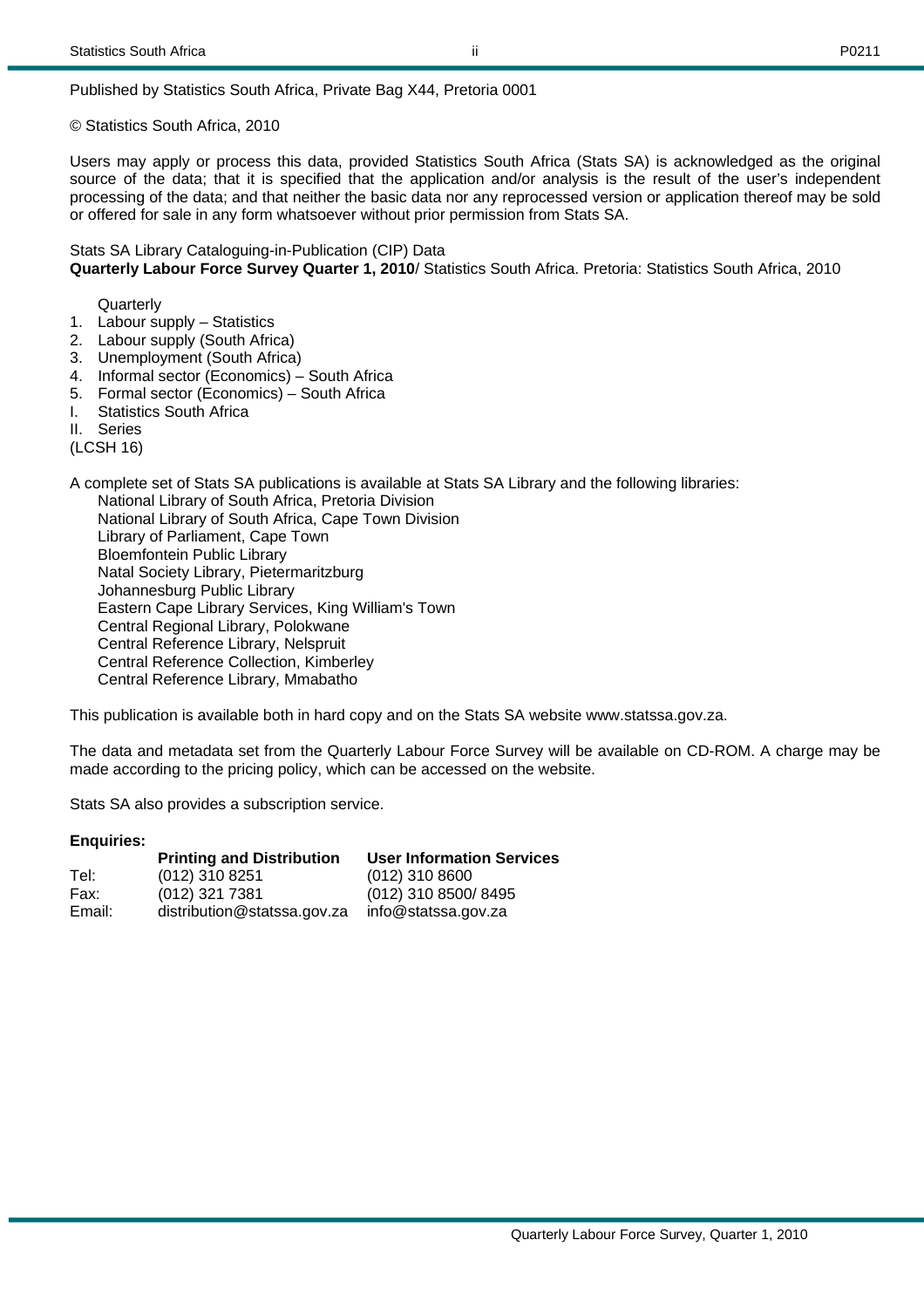Published by Statistics South Africa, Private Bag X44, Pretoria 0001

© Statistics South Africa, 2010

Users may apply or process this data, provided Statistics South Africa (Stats SA) is acknowledged as the original source of the data; that it is specified that the application and/or analysis is the result of the user's independent processing of the data; and that neither the basic data nor any reprocessed version or application thereof may be sold or offered for sale in any form whatsoever without prior permission from Stats SA.

Stats SA Library Cataloguing-in-Publication (CIP) Data
**Quarterly Labour Force Survey Quarter 1, 2010**/ Statistics South Africa. Pretoria: Statistics South Africa, 2010

Quarterly

1. Labour supply – Statistics
2. Labour supply (South Africa)
3. Unemployment (South Africa)
4. Informal sector (Economics) – South Africa
5. Formal sector (Economics) – South Africa

I. Statistics South Africa
II. Series

(LCSH 16)

A complete set of Stats SA publications is available at Stats SA Library and the following libraries:

National Library of South Africa, Pretoria Division
National Library of South Africa, Cape Town Division
Library of Parliament, Cape Town
Bloemfontein Public Library
Natal Society Library, Pietermaritzburg
Johannesburg Public Library
Eastern Cape Library Services, King William's Town
Central Regional Library, Polokwane
Central Reference Library, Nelspruit
Central Reference Collection, Kimberley
Central Reference Library, Mmabatho

This publication is available both in hard copy and on the Stats SA website www.statssa.gov.za.

The data and metadata set from the Quarterly Labour Force Survey will be available on CD-ROM. A charge may be made according to the pricing policy, which can be accessed on the website.

Stats SA also provides a subscription service.

**Enquiries:**

| | **Printing and Distribution** | **User Information Services** |
|---|---|---|
| Tel: | (012) 310 8251 | (012) 310 8600 |
| Fax: | (012) 321 7381 | (012) 310 8500/ 8495 |
| Email: | distribution@statssa.gov.za | info@statssa.gov.za |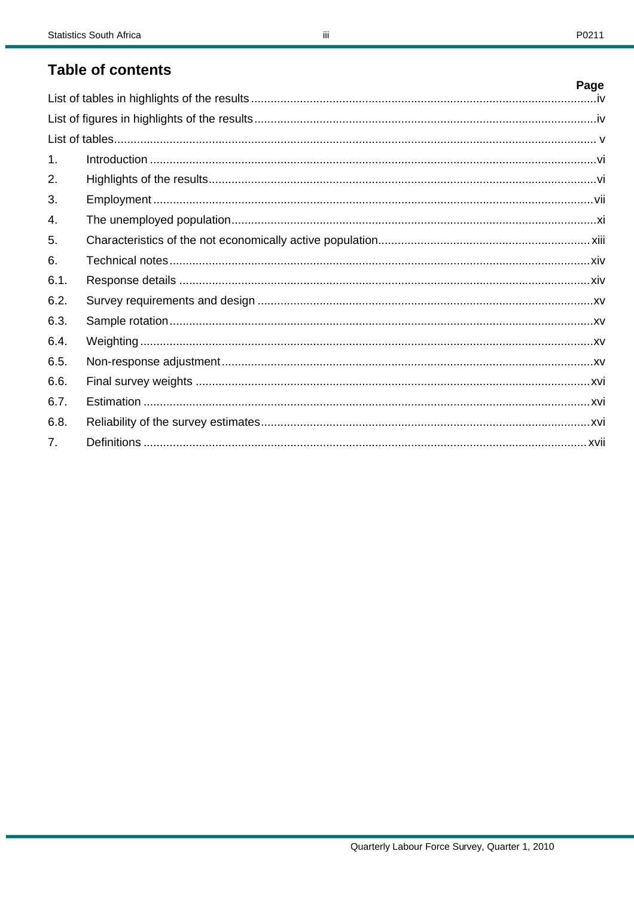## Table of contents

| | | Page |
|---|---|---|
| List of tables in highlights of the results | | iv |
| List of figures in highlights of the results | | iv |
| List of tables | | v |
| 1. | Introduction | vi |
| 2. | Highlights of the results | vi |
| 3. | Employment | vii |
| 4. | The unemployed population | xi |
| 5. | Characteristics of the not economically active population | xiii |
| 6. | Technical notes | xiv |
| 6.1. | Response details | xiv |
| 6.2. | Survey requirements and design | xv |
| 6.3. | Sample rotation | xv |
| 6.4. | Weighting | xv |
| 6.5. | Non-response adjustment | xv |
| 6.6. | Final survey weights | xvi |
| 6.7. | Estimation | xvi |
| 6.8. | Reliability of the survey estimates | xvi |
| 7. | Definitions | xvii |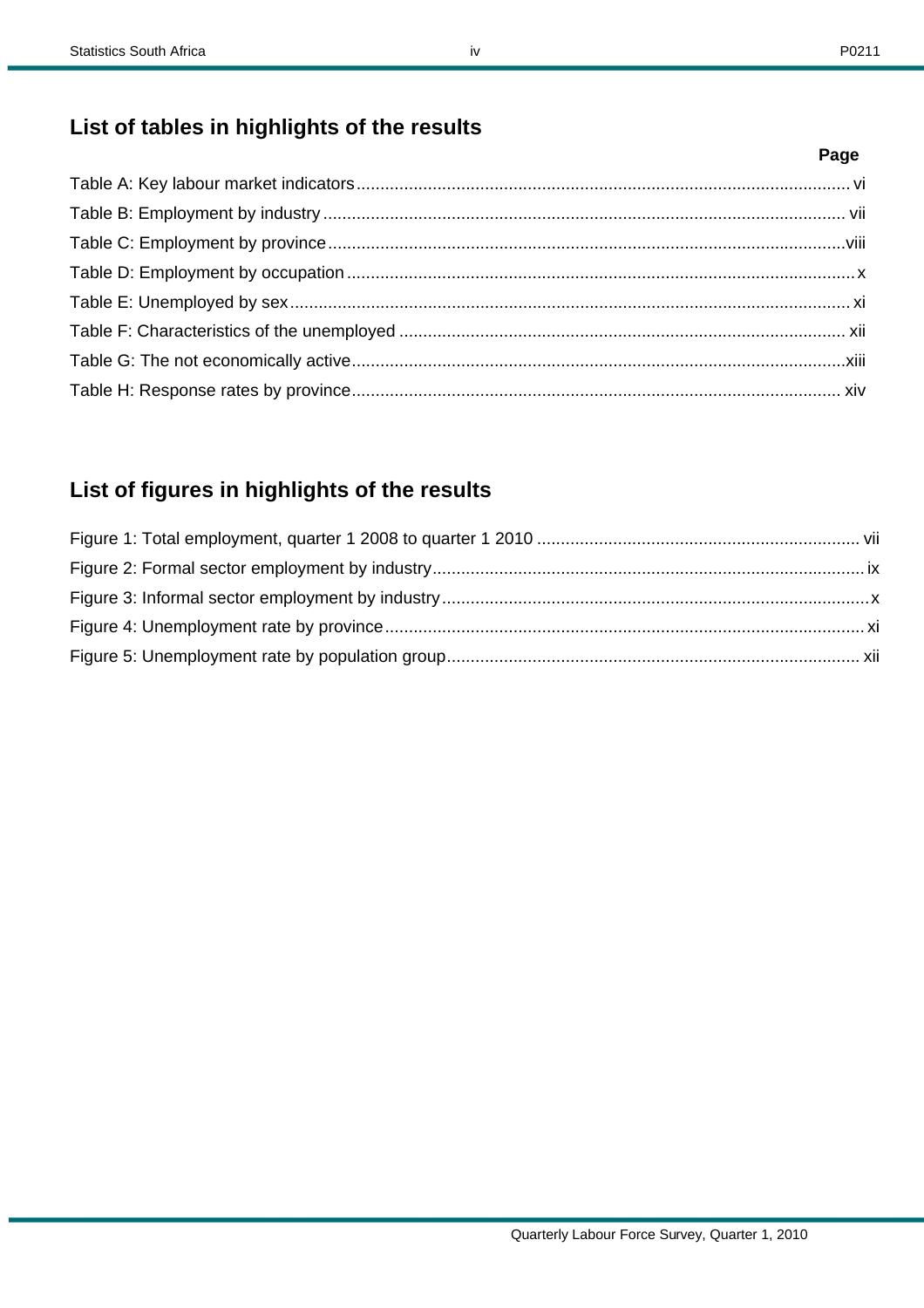## List of tables in highlights of the results

| | Page |
|---|---|
| Table A: Key labour market indicators | vi |
| Table B: Employment by industry | vii |
| Table C: Employment by province | viii |
| Table D: Employment by occupation | x |
| Table E: Unemployed by sex | xi |
| Table F: Characteristics of the unemployed | xii |
| Table G: The not economically active | xiii |
| Table H: Response rates by province | xiv |

## List of figures in highlights of the results

| | |
|---|---|
| Figure 1: Total employment, quarter 1 2008 to quarter 1 2010 | vii |
| Figure 2: Formal sector employment by industry | ix |
| Figure 3: Informal sector employment by industry | x |
| Figure 4: Unemployment rate by province | xi |
| Figure 5: Unemployment rate by population group | xii |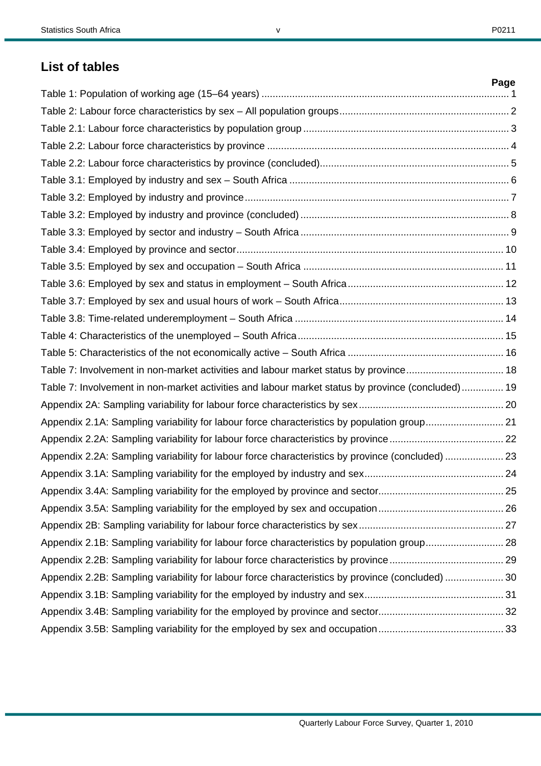## List of tables

| | Page |
|---|---|
| Table 1: Population of working age (15–64 years) | 1 |
| Table 2: Labour force characteristics by sex – All population groups | 2 |
| Table 2.1: Labour force characteristics by population group | 3 |
| Table 2.2: Labour force characteristics by province | 4 |
| Table 2.2: Labour force characteristics by province (concluded) | 5 |
| Table 3.1: Employed by industry and sex – South Africa | 6 |
| Table 3.2: Employed by industry and province | 7 |
| Table 3.2: Employed by industry and province (concluded) | 8 |
| Table 3.3: Employed by sector and industry – South Africa | 9 |
| Table 3.4: Employed by province and sector | 10 |
| Table 3.5: Employed by sex and occupation – South Africa | 11 |
| Table 3.6: Employed by sex and status in employment – South Africa | 12 |
| Table 3.7: Employed by sex and usual hours of work – South Africa | 13 |
| Table 3.8: Time-related underemployment – South Africa | 14 |
| Table 4: Characteristics of the unemployed – South Africa | 15 |
| Table 5: Characteristics of the not economically active – South Africa | 16 |
| Table 7: Involvement in non-market activities and labour market status by province | 18 |
| Table 7: Involvement in non-market activities and labour market status by province (concluded) | 19 |
| Appendix 2A: Sampling variability for labour force characteristics by sex | 20 |
| Appendix 2.1A: Sampling variability for labour force characteristics by population group | 21 |
| Appendix 2.2A: Sampling variability for labour force characteristics by province | 22 |
| Appendix 2.2A: Sampling variability for labour force characteristics by province (concluded) | 23 |
| Appendix 3.1A: Sampling variability for the employed by industry and sex | 24 |
| Appendix 3.4A: Sampling variability for the employed by province and sector | 25 |
| Appendix 3.5A: Sampling variability for the employed by sex and occupation | 26 |
| Appendix 2B: Sampling variability for labour force characteristics by sex | 27 |
| Appendix 2.1B: Sampling variability for labour force characteristics by population group | 28 |
| Appendix 2.2B: Sampling variability for labour force characteristics by province | 29 |
| Appendix 2.2B: Sampling variability for labour force characteristics by province (concluded) | 30 |
| Appendix 3.1B: Sampling variability for the employed by industry and sex | 31 |
| Appendix 3.4B: Sampling variability for the employed by province and sector | 32 |
| Appendix 3.5B: Sampling variability for the employed by sex and occupation | 33 |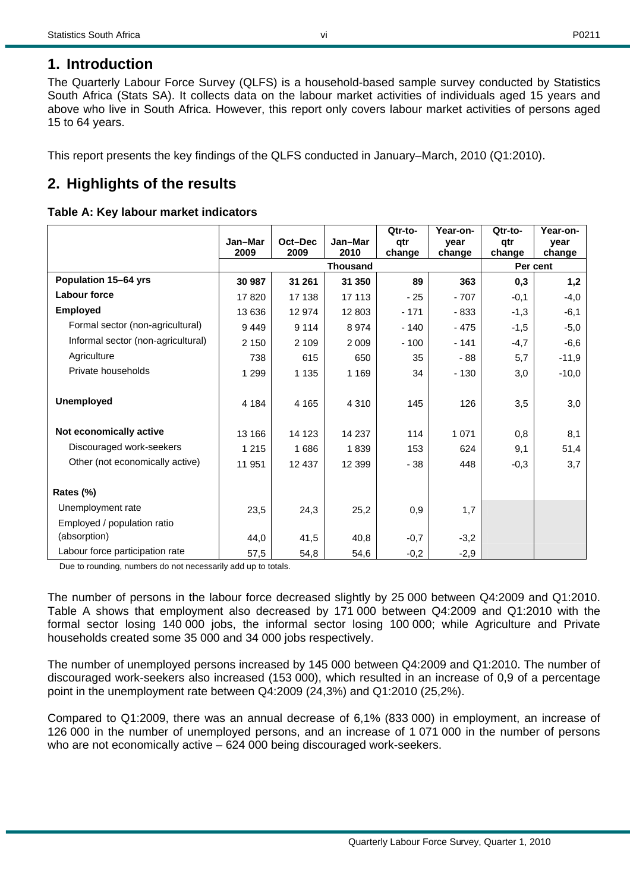# 1. Introduction

The Quarterly Labour Force Survey (QLFS) is a household-based sample survey conducted by Statistics South Africa (Stats SA). It collects data on the labour market activities of individuals aged 15 years and above who live in South Africa. However, this report only covers labour market activities of persons aged 15 to 64 years.

This report presents the key findings of the QLFS conducted in January–March, 2010 (Q1:2010).

# 2. Highlights of the results

**Table A: Key labour market indicators**

| | Jan–Mar 2009 | Oct–Dec 2009 | Jan–Mar 2010 | Qtr-to-qtr change | Year-on-year change | Qtr-to-qtr change | Year-on-year change |
|---|---|---|---|---|---|---|---|
| | Thousand | | | | | Per cent | |
| **Population 15–64 yrs** | **30 987** | **31 261** | **31 350** | **89** | **363** | **0,3** | **1,2** |
| **Labour force** | 17 820 | 17 138 | 17 113 | - 25 | - 707 | -0,1 | -4,0 |
| **Employed** | 13 636 | 12 974 | 12 803 | - 171 | - 833 | -1,3 | -6,1 |
| Formal sector (non-agricultural) | 9 449 | 9 114 | 8 974 | - 140 | - 475 | -1,5 | -5,0 |
| Informal sector (non-agricultural) | 2 150 | 2 109 | 2 009 | - 100 | - 141 | -4,7 | -6,6 |
| Agriculture | 738 | 615 | 650 | 35 | - 88 | 5,7 | -11,9 |
| Private households | 1 299 | 1 135 | 1 169 | 34 | - 130 | 3,0 | -10,0 |
| **Unemployed** | 4 184 | 4 165 | 4 310 | 145 | 126 | 3,5 | 3,0 |
| **Not economically active** | 13 166 | 14 123 | 14 237 | 114 | 1 071 | 0,8 | 8,1 |
| Discouraged work-seekers | 1 215 | 1 686 | 1 839 | 153 | 624 | 9,1 | 51,4 |
| Other (not economically active) | 11 951 | 12 437 | 12 399 | - 38 | 448 | -0,3 | 3,7 |
| **Rates (%)** | | | | | | | |
| Unemployment rate | 23,5 | 24,3 | 25,2 | 0,9 | 1,7 | | |
| Employed / population ratio (absorption) | 44,0 | 41,5 | 40,8 | -0,7 | -3,2 | | |
| Labour force participation rate | 57,5 | 54,8 | 54,6 | -0,2 | -2,9 | | |

Due to rounding, numbers do not necessarily add up to totals.

The number of persons in the labour force decreased slightly by 25 000 between Q4:2009 and Q1:2010. Table A shows that employment also decreased by 171 000 between Q4:2009 and Q1:2010 with the formal sector losing 140 000 jobs, the informal sector losing 100 000; while Agriculture and Private households created some 35 000 and 34 000 jobs respectively.

The number of unemployed persons increased by 145 000 between Q4:2009 and Q1:2010. The number of discouraged work-seekers also increased (153 000), which resulted in an increase of 0,9 of a percentage point in the unemployment rate between Q4:2009 (24,3%) and Q1:2010 (25,2%).

Compared to Q1:2009, there was an annual decrease of 6,1% (833 000) in employment, an increase of 126 000 in the number of unemployed persons, and an increase of 1 071 000 in the number of persons who are not economically active – 624 000 being discouraged work-seekers.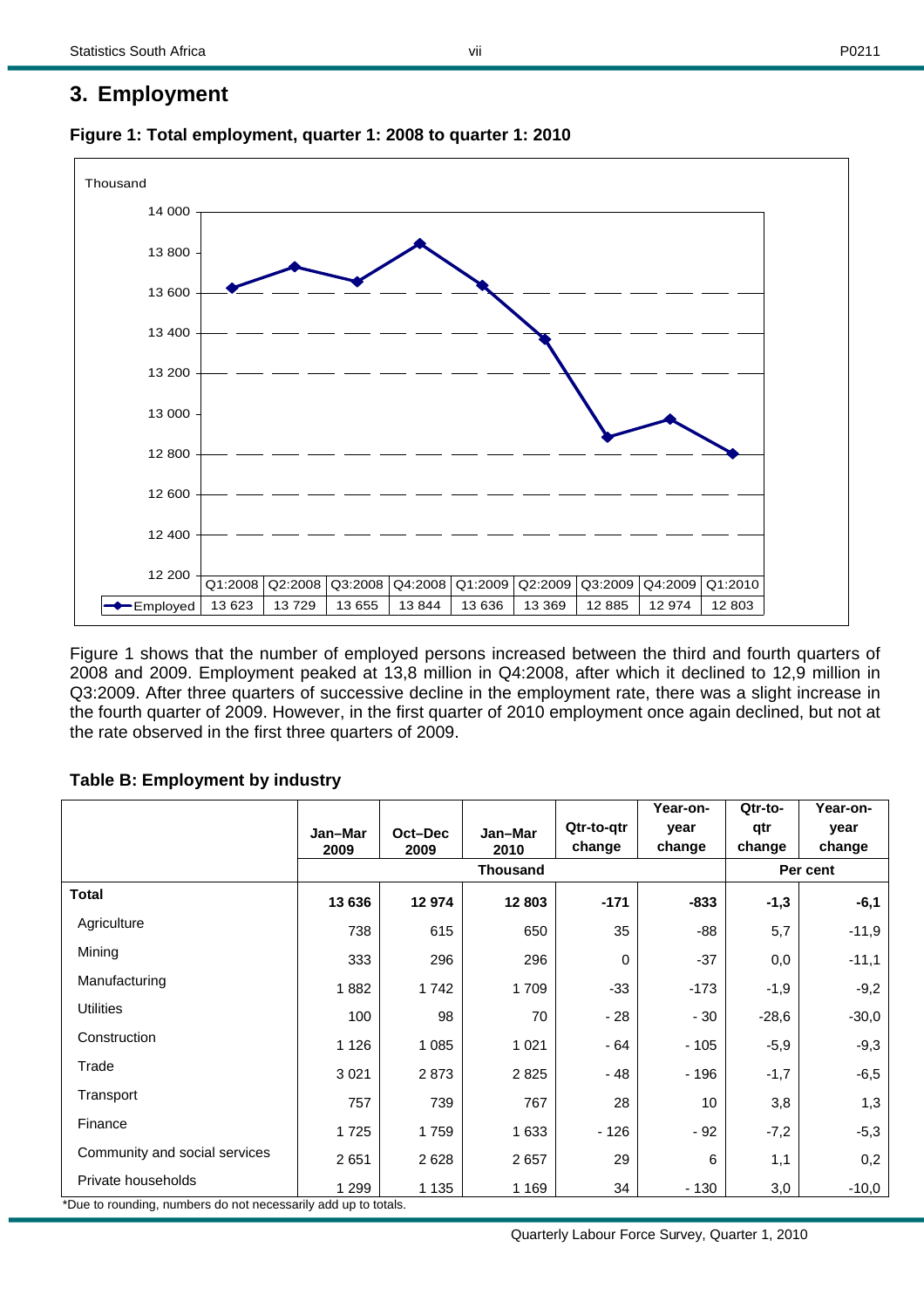## 3. Employment

**Figure 1: Total employment, quarter 1: 2008 to quarter 1: 2010**

| | Q1:2008 | Q2:2008 | Q3:2008 | Q4:2008 | Q1:2009 | Q2:2009 | Q3:2009 | Q4:2009 | Q1:2010 |
|---|---|---|---|---|---|---|---|---|---|
| Employed | 13 623 | 13 729 | 13 655 | 13 844 | 13 636 | 13 369 | 12 885 | 12 974 | 12 803 |

Figure 1 shows that the number of employed persons increased between the third and fourth quarters of 2008 and 2009. Employment peaked at 13,8 million in Q4:2008, after which it declined to 12,9 million in Q3:2009. After three quarters of successive decline in the employment rate, there was a slight increase in the fourth quarter of 2009. However, in the first quarter of 2010 employment once again declined, but not at the rate observed in the first three quarters of 2009.

**Table B: Employment by industry**

| | Jan–Mar 2009 | Oct–Dec 2009 | Jan–Mar 2010 | Qtr-to-qtr change | Year-on-year change | Qtr-to-qtr change | Year-on-year change |
|---|---|---|---|---|---|---|---|
| | Thousand | | | | | Per cent | |
| **Total** | **13 636** | **12 974** | **12 803** | **-171** | **-833** | **-1,3** | **-6,1** |
| Agriculture | 738 | 615 | 650 | 35 | -88 | 5,7 | -11,9 |
| Mining | 333 | 296 | 296 | 0 | -37 | 0,0 | -11,1 |
| Manufacturing | 1 882 | 1 742 | 1 709 | -33 | -173 | -1,9 | -9,2 |
| Utilities | 100 | 98 | 70 | - 28 | - 30 | -28,6 | -30,0 |
| Construction | 1 126 | 1 085 | 1 021 | - 64 | - 105 | -5,9 | -9,3 |
| Trade | 3 021 | 2 873 | 2 825 | - 48 | - 196 | -1,7 | -6,5 |
| Transport | 757 | 739 | 767 | 28 | 10 | 3,8 | 1,3 |
| Finance | 1 725 | 1 759 | 1 633 | - 126 | - 92 | -7,2 | -5,3 |
| Community and social services | 2 651 | 2 628 | 2 657 | 29 | 6 | 1,1 | 0,2 |
| Private households | 1 299 | 1 135 | 1 169 | 34 | - 130 | 3,0 | -10,0 |

*Due to rounding, numbers do not necessarily add up to totals.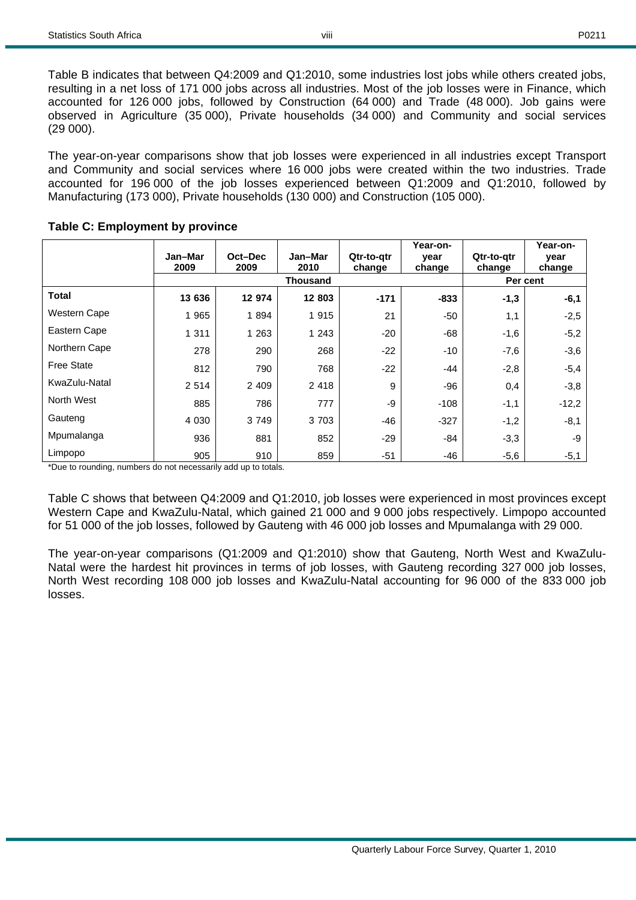Table B indicates that between Q4:2009 and Q1:2010, some industries lost jobs while others created jobs, resulting in a net loss of 171 000 jobs across all industries. Most of the job losses were in Finance, which accounted for 126 000 jobs, followed by Construction (64 000) and Trade (48 000). Job gains were observed in Agriculture (35 000), Private households (34 000) and Community and social services (29 000).

The year-on-year comparisons show that job losses were experienced in all industries except Transport and Community and social services where 16 000 jobs were created within the two industries. Trade accounted for 196 000 of the job losses experienced between Q1:2009 and Q1:2010, followed by Manufacturing (173 000), Private households (130 000) and Construction (105 000).

**Table C: Employment by province**

| | Jan–Mar 2009 | Oct–Dec 2009 | Jan–Mar 2010 | Qtr-to-qtr change | Year-on-year change | Qtr-to-qtr change | Year-on-year change |
|---|---|---|---|---|---|---|---|
| | Thousand | | | | | Per cent | |
| **Total** | **13 636** | **12 974** | **12 803** | **-171** | **-833** | **-1,3** | **-6,1** |
| Western Cape | 1 965 | 1 894 | 1 915 | 21 | -50 | 1,1 | -2,5 |
| Eastern Cape | 1 311 | 1 263 | 1 243 | -20 | -68 | -1,6 | -5,2 |
| Northern Cape | 278 | 290 | 268 | -22 | -10 | -7,6 | -3,6 |
| Free State | 812 | 790 | 768 | -22 | -44 | -2,8 | -5,4 |
| KwaZulu-Natal | 2 514 | 2 409 | 2 418 | 9 | -96 | 0,4 | -3,8 |
| North West | 885 | 786 | 777 | -9 | -108 | -1,1 | -12,2 |
| Gauteng | 4 030 | 3 749 | 3 703 | -46 | -327 | -1,2 | -8,1 |
| Mpumalanga | 936 | 881 | 852 | -29 | -84 | -3,3 | -9 |
| Limpopo | 905 | 910 | 859 | -51 | -46 | -5,6 | -5,1 |

*Due to rounding, numbers do not necessarily add up to totals.

Table C shows that between Q4:2009 and Q1:2010, job losses were experienced in most provinces except Western Cape and KwaZulu-Natal, which gained 21 000 and 9 000 jobs respectively. Limpopo accounted for 51 000 of the job losses, followed by Gauteng with 46 000 job losses and Mpumalanga with 29 000.

The year-on-year comparisons (Q1:2009 and Q1:2010) show that Gauteng, North West and KwaZulu-Natal were the hardest hit provinces in terms of job losses, with Gauteng recording 327 000 job losses, North West recording 108 000 job losses and KwaZulu-Natal accounting for 96 000 of the 833 000 job losses.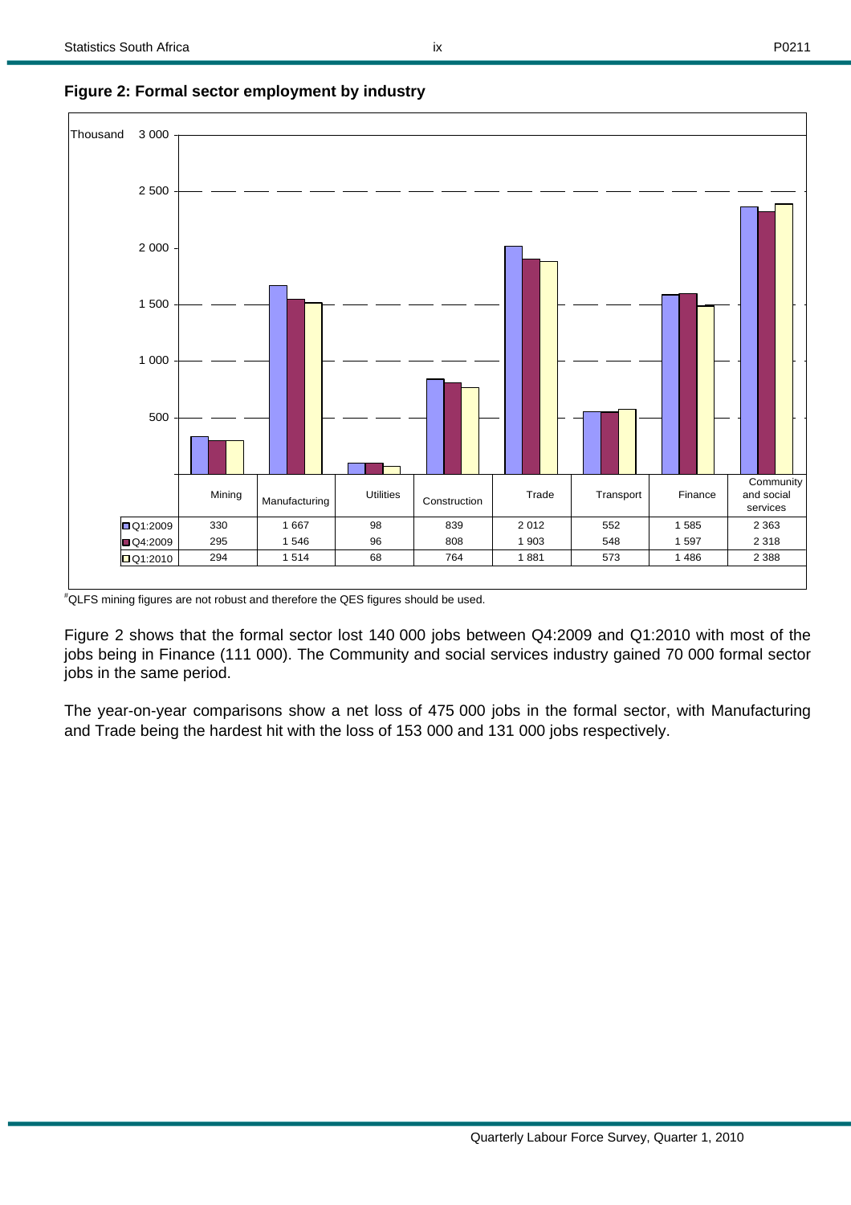**Figure 2: Formal sector employment by industry**

Thousand

| | Mining | Manufacturing | Utilities | Construction | Trade | Transport | Finance | Community and social services |
|---|---|---|---|---|---|---|---|---|
| Q1:2009 | 330 | 1 667 | 98 | 839 | 2 012 | 552 | 1 585 | 2 363 |
| Q4:2009 | 295 | 1 546 | 96 | 808 | 1 903 | 548 | 1 597 | 2 318 |
| Q1:2010 | 294 | 1 514 | 68 | 764 | 1 881 | 573 | 1 486 | 2 388 |

#QLFS mining figures are not robust and therefore the QES figures should be used.

Figure 2 shows that the formal sector lost 140 000 jobs between Q4:2009 and Q1:2010 with most of the jobs being in Finance (111 000). The Community and social services industry gained 70 000 formal sector jobs in the same period.

The year-on-year comparisons show a net loss of 475 000 jobs in the formal sector, with Manufacturing and Trade being the hardest hit with the loss of 153 000 and 131 000 jobs respectively.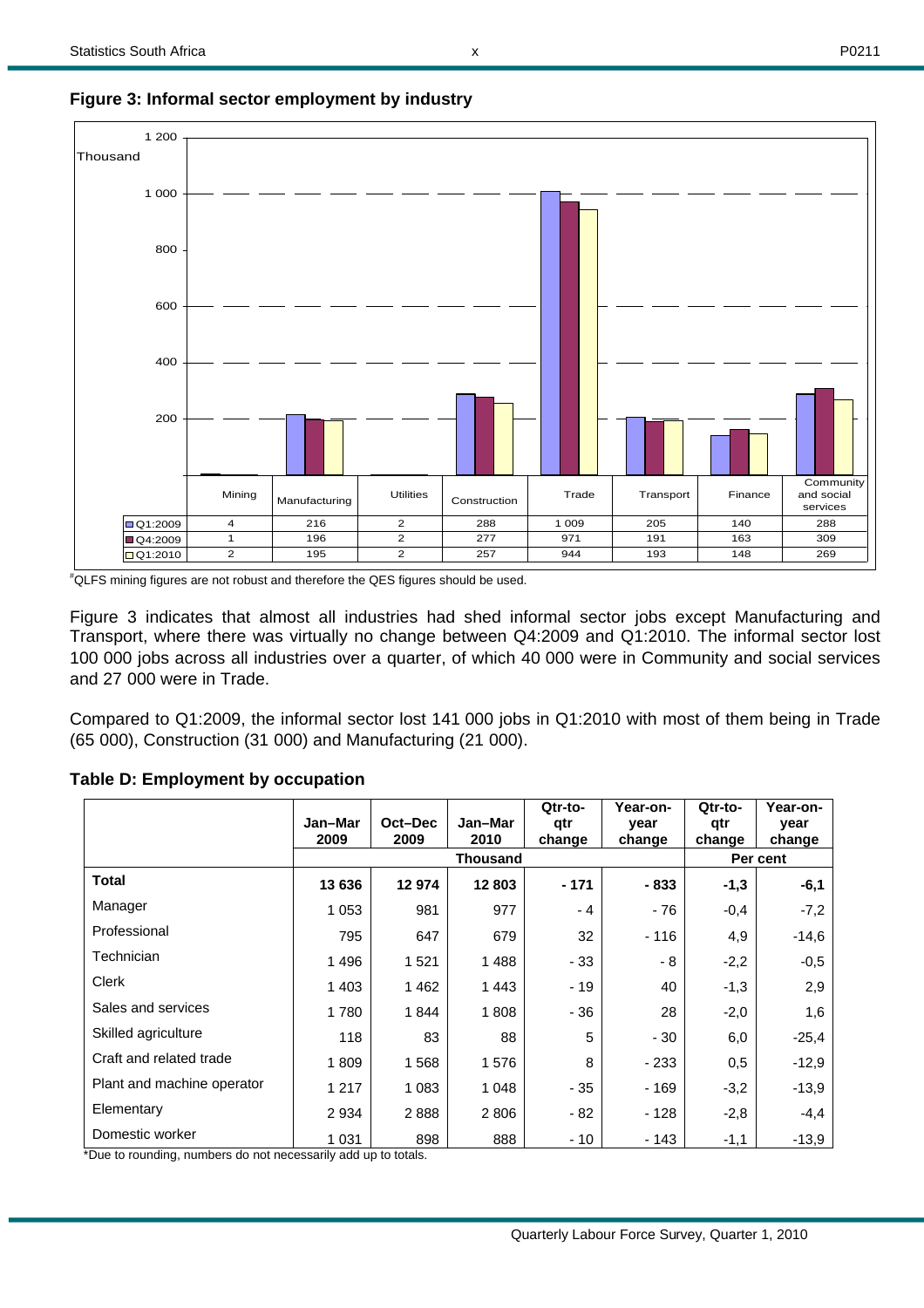**Figure 3: Informal sector employment by industry**

| | Mining | Manufacturing | Utilities | Construction | Trade | Transport | Finance | Community and social services |
|---|---|---|---|---|---|---|---|---|
| Q1:2009 | 4 | 216 | 2 | 288 | 1 009 | 205 | 140 | 288 |
| Q4:2009 | 1 | 196 | 2 | 277 | 971 | 191 | 163 | 309 |
| Q1:2010 | 2 | 195 | 2 | 257 | 944 | 193 | 148 | 269 |

#QLFS mining figures are not robust and therefore the QES figures should be used.

Figure 3 indicates that almost all industries had shed informal sector jobs except Manufacturing and Transport, where there was virtually no change between Q4:2009 and Q1:2010. The informal sector lost 100 000 jobs across all industries over a quarter, of which 40 000 were in Community and social services and 27 000 were in Trade.

Compared to Q1:2009, the informal sector lost 141 000 jobs in Q1:2010 with most of them being in Trade (65 000), Construction (31 000) and Manufacturing (21 000).

**Table D: Employment by occupation**

| | Jan–Mar 2009 | Oct–Dec 2009 | Jan–Mar 2010 | Qtr-to-qtr change | Year-on-year change | Qtr-to-qtr change | Year-on-year change |
|---|---|---|---|---|---|---|---|
| | Thousand | | | | | Per cent | |
| **Total** | **13 636** | **12 974** | **12 803** | **- 171** | **- 833** | **-1,3** | **-6,1** |
| Manager | 1 053 | 981 | 977 | - 4 | - 76 | -0,4 | -7,2 |
| Professional | 795 | 647 | 679 | 32 | - 116 | 4,9 | -14,6 |
| Technician | 1 496 | 1 521 | 1 488 | - 33 | - 8 | -2,2 | -0,5 |
| Clerk | 1 403 | 1 462 | 1 443 | - 19 | 40 | -1,3 | 2,9 |
| Sales and services | 1 780 | 1 844 | 1 808 | - 36 | 28 | -2,0 | 1,6 |
| Skilled agriculture | 118 | 83 | 88 | 5 | - 30 | 6,0 | -25,4 |
| Craft and related trade | 1 809 | 1 568 | 1 576 | 8 | - 233 | 0,5 | -12,9 |
| Plant and machine operator | 1 217 | 1 083 | 1 048 | - 35 | - 169 | -3,2 | -13,9 |
| Elementary | 2 934 | 2 888 | 2 806 | - 82 | - 128 | -2,8 | -4,4 |
| Domestic worker | 1 031 | 898 | 888 | - 10 | - 143 | -1,1 | -13,9 |

*Due to rounding, numbers do not necessarily add up to totals.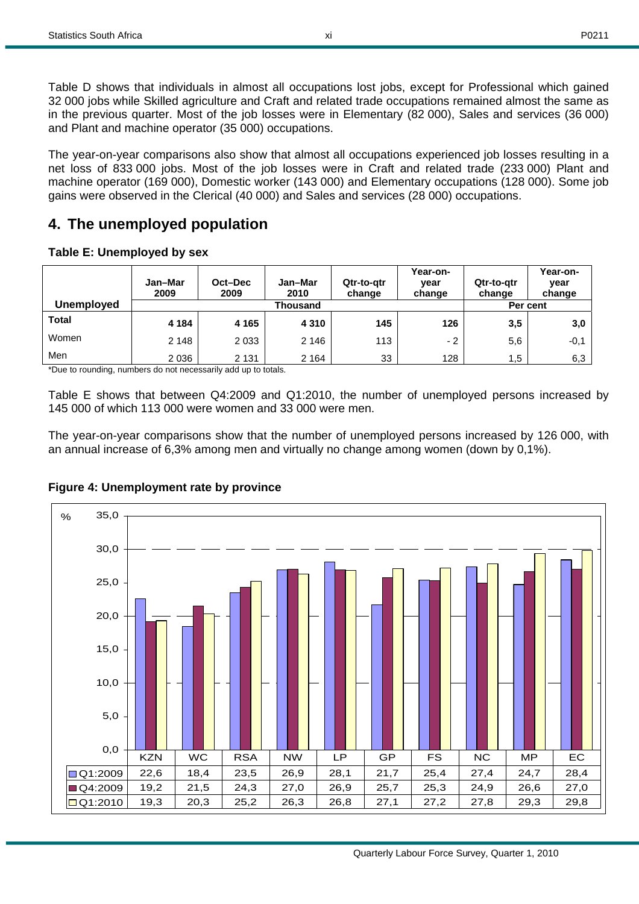Table D shows that individuals in almost all occupations lost jobs, except for Professional which gained 32 000 jobs while Skilled agriculture and Craft and related trade occupations remained almost the same as in the previous quarter. Most of the job losses were in Elementary (82 000), Sales and services (36 000) and Plant and machine operator (35 000) occupations.

The year-on-year comparisons also show that almost all occupations experienced job losses resulting in a net loss of 833 000 jobs. Most of the job losses were in Craft and related trade (233 000) Plant and machine operator (169 000), Domestic worker (143 000) and Elementary occupations (128 000). Some job gains were observed in the Clerical (40 000) and Sales and services (28 000) occupations.

## 4. The unemployed population

**Table E: Unemployed by sex**

| Unemployed | Jan–Mar 2009 | Oct–Dec 2009 | Jan–Mar 2010 | Qtr-to-qtr change | Year-on-year change | Qtr-to-qtr change | Year-on-year change |
|---|---|---|---|---|---|---|---|
| | Thousand | | | | | Per cent | |
| **Total** | **4 184** | **4 165** | **4 310** | **145** | **126** | **3,5** | **3,0** |
| Women | 2 148 | 2 033 | 2 146 | 113 | - 2 | 5,6 | -0,1 |
| Men | 2 036 | 2 131 | 2 164 | 33 | 128 | 1,5 | 6,3 |

*Due to rounding, numbers do not necessarily add up to totals.

Table E shows that between Q4:2009 and Q1:2010, the number of unemployed persons increased by 145 000 of which 113 000 were women and 33 000 were men.

The year-on-year comparisons show that the number of unemployed persons increased by 126 000, with an annual increase of 6,3% among men and virtually no change among women (down by 0,1%).

**Figure 4: Unemployment rate by province**

| % | KZN | WC | RSA | NW | LP | GP | FS | NC | MP | EC |
|---|---|---|---|---|---|---|---|---|---|---|
| Q1:2009 | 22,6 | 18,4 | 23,5 | 26,9 | 28,1 | 21,7 | 25,4 | 27,4 | 24,7 | 28,4 |
| Q4:2009 | 19,2 | 21,5 | 24,3 | 27,0 | 26,9 | 25,7 | 25,3 | 24,9 | 26,6 | 27,0 |
| Q1:2010 | 19,3 | 20,3 | 25,2 | 26,3 | 26,8 | 27,1 | 27,2 | 27,8 | 29,3 | 29,8 |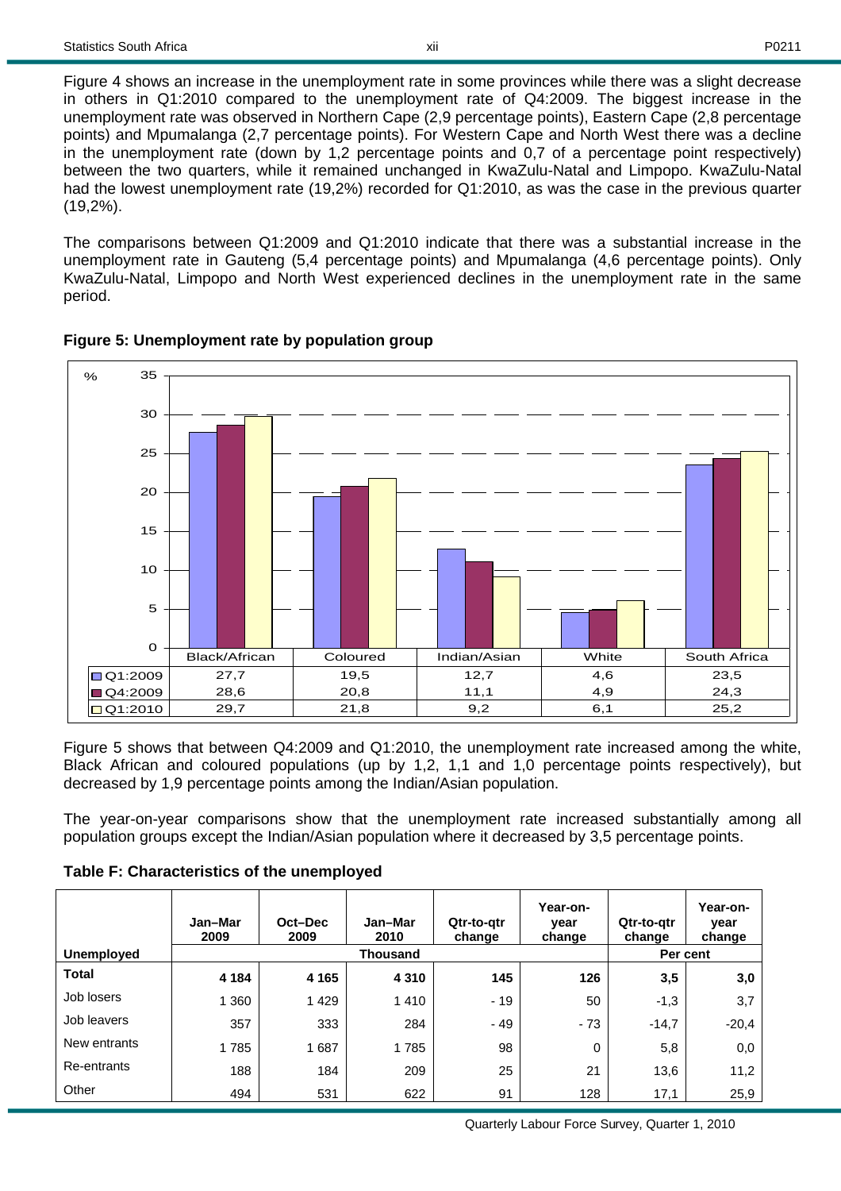Figure 4 shows an increase in the unemployment rate in some provinces while there was a slight decrease in others in Q1:2010 compared to the unemployment rate of Q4:2009. The biggest increase in the unemployment rate was observed in Northern Cape (2,9 percentage points), Eastern Cape (2,8 percentage points) and Mpumalanga (2,7 percentage points). For Western Cape and North West there was a decline in the unemployment rate (down by 1,2 percentage points and 0,7 of a percentage point respectively) between the two quarters, while it remained unchanged in KwaZulu-Natal and Limpopo. KwaZulu-Natal had the lowest unemployment rate (19,2%) recorded for Q1:2010, as was the case in the previous quarter (19,2%).

The comparisons between Q1:2009 and Q1:2010 indicate that there was a substantial increase in the unemployment rate in Gauteng (5,4 percentage points) and Mpumalanga (4,6 percentage points). Only KwaZulu-Natal, Limpopo and North West experienced declines in the unemployment rate in the same period.

**Figure 5: Unemployment rate by population group**

| % | Black/African | Coloured | Indian/Asian | White | South Africa |
|---|---|---|---|---|---|
| Q1:2009 | 27,7 | 19,5 | 12,7 | 4,6 | 23,5 |
| Q4:2009 | 28,6 | 20,8 | 11,1 | 4,9 | 24,3 |
| Q1:2010 | 29,7 | 21,8 | 9,2 | 6,1 | 25,2 |

Figure 5 shows that between Q4:2009 and Q1:2010, the unemployment rate increased among the white, Black African and coloured populations (up by 1,2, 1,1 and 1,0 percentage points respectively), but decreased by 1,9 percentage points among the Indian/Asian population.

The year-on-year comparisons show that the unemployment rate increased substantially among all population groups except the Indian/Asian population where it decreased by 3,5 percentage points.

**Table F: Characteristics of the unemployed**

| Unemployed | Jan–Mar 2009 | Oct–Dec 2009 | Jan–Mar 2010 | Qtr-to-qtr change | Year-on-year change | Qtr-to-qtr change | Year-on-year change |
|---|---|---|---|---|---|---|---|
| | Thousand | | | | | Per cent | |
| **Total** | **4 184** | **4 165** | **4 310** | **145** | **126** | **3,5** | **3,0** |
| Job losers | 1 360 | 1 429 | 1 410 | - 19 | 50 | -1,3 | 3,7 |
| Job leavers | 357 | 333 | 284 | - 49 | - 73 | -14,7 | -20,4 |
| New entrants | 1 785 | 1 687 | 1 785 | 98 | 0 | 5,8 | 0,0 |
| Re-entrants | 188 | 184 | 209 | 25 | 21 | 13,6 | 11,2 |
| Other | 494 | 531 | 622 | 91 | 128 | 17,1 | 25,9 |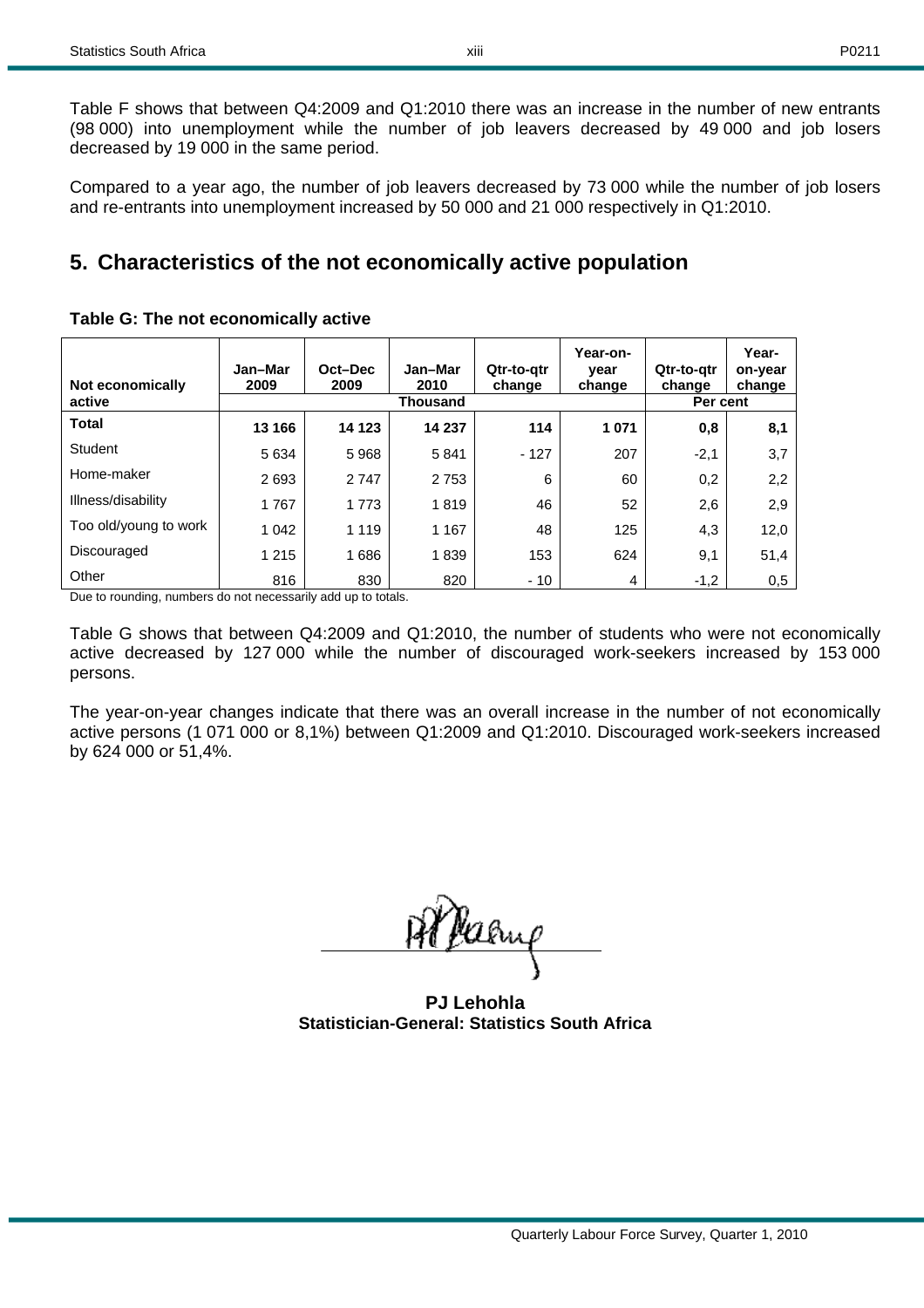Table F shows that between Q4:2009 and Q1:2010 there was an increase in the number of new entrants (98 000) into unemployment while the number of job leavers decreased by 49 000 and job losers decreased by 19 000 in the same period.

Compared to a year ago, the number of job leavers decreased by 73 000 while the number of job losers and re-entrants into unemployment increased by 50 000 and 21 000 respectively in Q1:2010.

## 5. Characteristics of the not economically active population

**Table G: The not economically active**

| Not economically active | Jan–Mar 2009 | Oct–Dec 2009 | Jan–Mar 2010 | Qtr-to-qtr change | Year-on-year change | Qtr-to-qtr change | Year-on-year change |
|---|---|---|---|---|---|---|---|
| | Thousand | | | | | Per cent | |
| **Total** | **13 166** | **14 123** | **14 237** | **114** | **1 071** | **0,8** | **8,1** |
| Student | 5 634 | 5 968 | 5 841 | - 127 | 207 | -2,1 | 3,7 |
| Home-maker | 2 693 | 2 747 | 2 753 | 6 | 60 | 0,2 | 2,2 |
| Illness/disability | 1 767 | 1 773 | 1 819 | 46 | 52 | 2,6 | 2,9 |
| Too old/young to work | 1 042 | 1 119 | 1 167 | 48 | 125 | 4,3 | 12,0 |
| Discouraged | 1 215 | 1 686 | 1 839 | 153 | 624 | 9,1 | 51,4 |
| Other | 816 | 830 | 820 | - 10 | 4 | -1,2 | 0,5 |

Due to rounding, numbers do not necessarily add up to totals.

Table G shows that between Q4:2009 and Q1:2010, the number of students who were not economically active decreased by 127 000 while the number of discouraged work-seekers increased by 153 000 persons.

The year-on-year changes indicate that there was an overall increase in the number of not economically active persons (1 071 000 or 8,1%) between Q1:2009 and Q1:2010. Discouraged work-seekers increased by 624 000 or 51,4%.

**PJ Lehohla**
**Statistician-General: Statistics South Africa**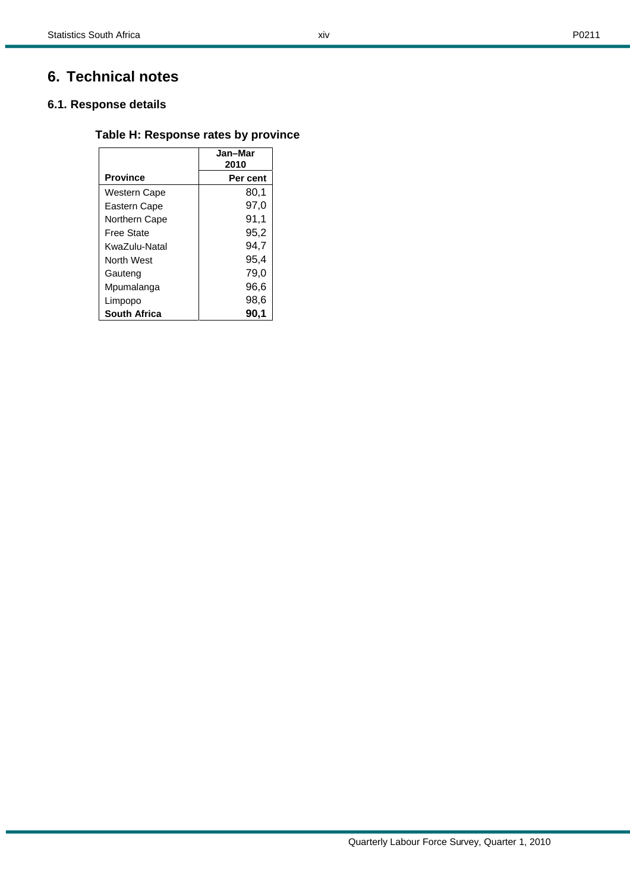# 6. Technical notes

## 6.1. Response details

### Table H: Response rates by province

| | Jan–Mar 2010 |
|---|---|
| **Province** | **Per cent** |
| Western Cape | 80,1 |
| Eastern Cape | 97,0 |
| Northern Cape | 91,1 |
| Free State | 95,2 |
| KwaZulu-Natal | 94,7 |
| North West | 95,4 |
| Gauteng | 79,0 |
| Mpumalanga | 96,6 |
| Limpopo | 98,6 |
| **South Africa** | **90,1** |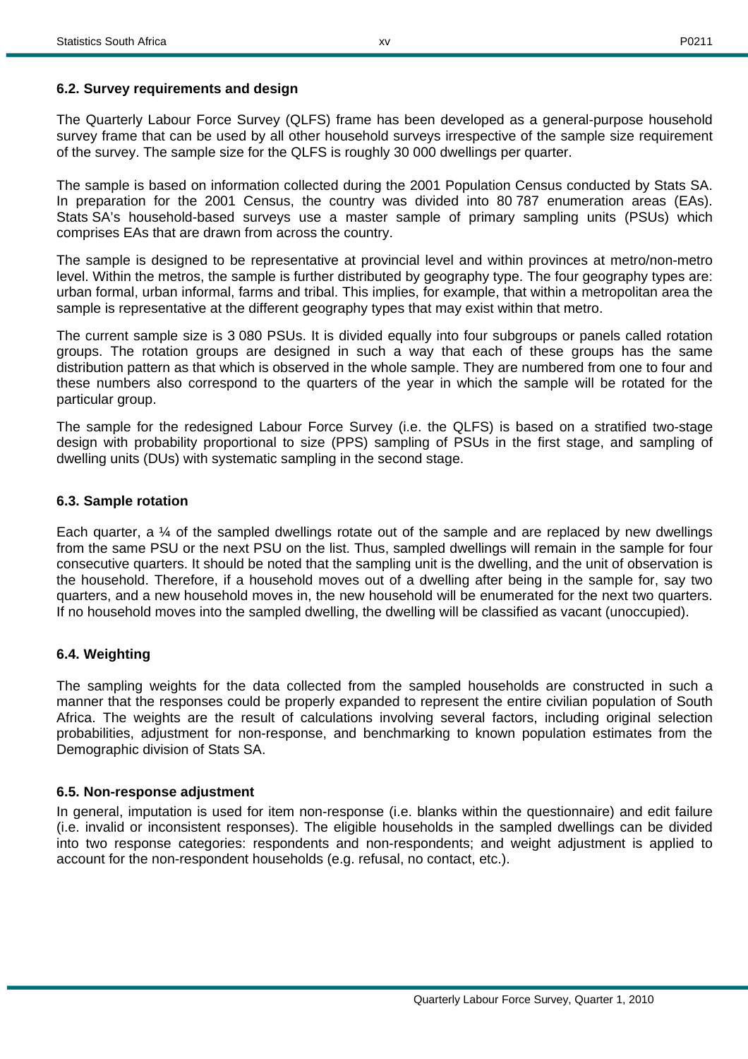### 6.2. Survey requirements and design

The Quarterly Labour Force Survey (QLFS) frame has been developed as a general-purpose household survey frame that can be used by all other household surveys irrespective of the sample size requirement of the survey. The sample size for the QLFS is roughly 30 000 dwellings per quarter.

The sample is based on information collected during the 2001 Population Census conducted by Stats SA. In preparation for the 2001 Census, the country was divided into 80 787 enumeration areas (EAs). Stats SA's household-based surveys use a master sample of primary sampling units (PSUs) which comprises EAs that are drawn from across the country.

The sample is designed to be representative at provincial level and within provinces at metro/non-metro level. Within the metros, the sample is further distributed by geography type. The four geography types are: urban formal, urban informal, farms and tribal. This implies, for example, that within a metropolitan area the sample is representative at the different geography types that may exist within that metro.

The current sample size is 3 080 PSUs. It is divided equally into four subgroups or panels called rotation groups. The rotation groups are designed in such a way that each of these groups has the same distribution pattern as that which is observed in the whole sample. They are numbered from one to four and these numbers also correspond to the quarters of the year in which the sample will be rotated for the particular group.

The sample for the redesigned Labour Force Survey (i.e. the QLFS) is based on a stratified two-stage design with probability proportional to size (PPS) sampling of PSUs in the first stage, and sampling of dwelling units (DUs) with systematic sampling in the second stage.

### 6.3. Sample rotation

Each quarter, a ¼ of the sampled dwellings rotate out of the sample and are replaced by new dwellings from the same PSU or the next PSU on the list. Thus, sampled dwellings will remain in the sample for four consecutive quarters. It should be noted that the sampling unit is the dwelling, and the unit of observation is the household. Therefore, if a household moves out of a dwelling after being in the sample for, say two quarters, and a new household moves in, the new household will be enumerated for the next two quarters. If no household moves into the sampled dwelling, the dwelling will be classified as vacant (unoccupied).

### 6.4. Weighting

The sampling weights for the data collected from the sampled households are constructed in such a manner that the responses could be properly expanded to represent the entire civilian population of South Africa. The weights are the result of calculations involving several factors, including original selection probabilities, adjustment for non-response, and benchmarking to known population estimates from the Demographic division of Stats SA.

### 6.5. Non-response adjustment

In general, imputation is used for item non-response (i.e. blanks within the questionnaire) and edit failure (i.e. invalid or inconsistent responses). The eligible households in the sampled dwellings can be divided into two response categories: respondents and non-respondents; and weight adjustment is applied to account for the non-respondent households (e.g. refusal, no contact, etc.).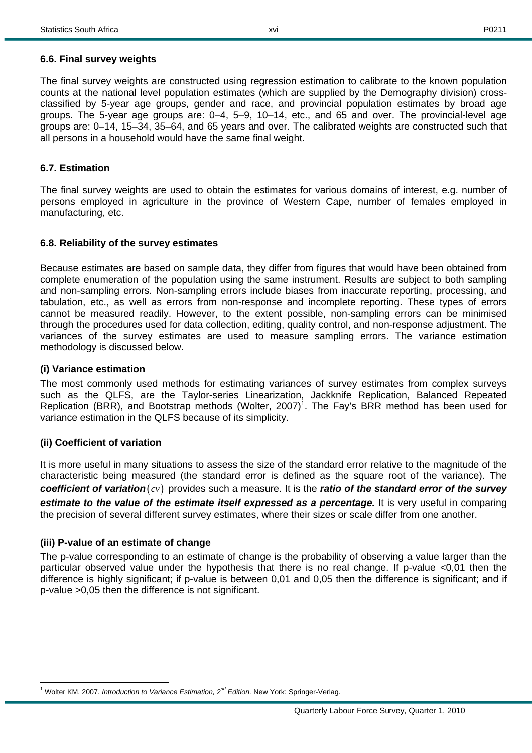### 6.6. Final survey weights

The final survey weights are constructed using regression estimation to calibrate to the known population counts at the national level population estimates (which are supplied by the Demography division) cross-classified by 5-year age groups, gender and race, and provincial population estimates by broad age groups. The 5-year age groups are: 0–4, 5–9, 10–14, etc., and 65 and over. The provincial-level age groups are: 0–14, 15–34, 35–64, and 65 years and over. The calibrated weights are constructed such that all persons in a household would have the same final weight.

### 6.7. Estimation

The final survey weights are used to obtain the estimates for various domains of interest, e.g. number of persons employed in agriculture in the province of Western Cape, number of females employed in manufacturing, etc.

### 6.8. Reliability of the survey estimates

Because estimates are based on sample data, they differ from figures that would have been obtained from complete enumeration of the population using the same instrument. Results are subject to both sampling and non-sampling errors. Non-sampling errors include biases from inaccurate reporting, processing, and tabulation, etc., as well as errors from non-response and incomplete reporting. These types of errors cannot be measured readily. However, to the extent possible, non-sampling errors can be minimised through the procedures used for data collection, editing, quality control, and non-response adjustment. The variances of the survey estimates are used to measure sampling errors. The variance estimation methodology is discussed below.

**(i) Variance estimation**

The most commonly used methods for estimating variances of survey estimates from complex surveys such as the QLFS, are the Taylor-series Linearization, Jackknife Replication, Balanced Repeated Replication (BRR), and Bootstrap methods (Wolter, 2007)[1]. The Fay's BRR method has been used for variance estimation in the QLFS because of its simplicity.

**(ii) Coefficient of variation**

It is more useful in many situations to assess the size of the standard error relative to the magnitude of the characteristic being measured (the standard error is defined as the square root of the variance). The ***coefficient of variation*** $(cv)$ provides such a measure. It is the ***ratio of the standard error of the survey estimate to the value of the estimate itself expressed as a percentage.*** It is very useful in comparing the precision of several different survey estimates, where their sizes or scale differ from one another.

**(iii) P-value of an estimate of change**

The p-value corresponding to an estimate of change is the probability of observing a value larger than the particular observed value under the hypothesis that there is no real change. If p-value <0,01 then the difference is highly significant; if p-value is between 0,01 and 0,05 then the difference is significant; and if p-value >0,05 then the difference is not significant.

[1] Wolter KM, 2007. *Introduction to Variance Estimation, 2nd Edition.* New York: Springer-Verlag.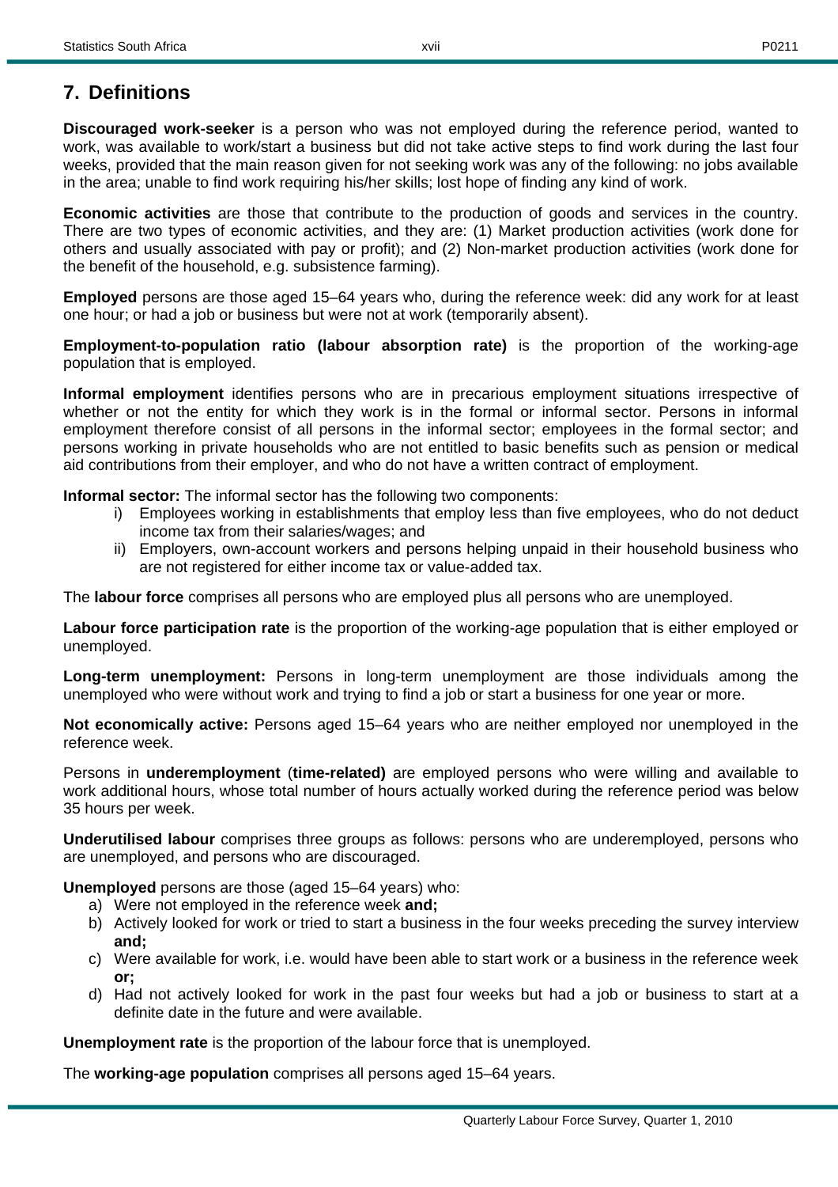## 7. Definitions

**Discouraged work-seeker** is a person who was not employed during the reference period, wanted to work, was available to work/start a business but did not take active steps to find work during the last four weeks, provided that the main reason given for not seeking work was any of the following: no jobs available in the area; unable to find work requiring his/her skills; lost hope of finding any kind of work.

**Economic activities** are those that contribute to the production of goods and services in the country. There are two types of economic activities, and they are: (1) Market production activities (work done for others and usually associated with pay or profit); and (2) Non-market production activities (work done for the benefit of the household, e.g. subsistence farming).

**Employed** persons are those aged 15–64 years who, during the reference week: did any work for at least one hour; or had a job or business but were not at work (temporarily absent).

**Employment-to-population ratio (labour absorption rate)** is the proportion of the working-age population that is employed.

**Informal employment** identifies persons who are in precarious employment situations irrespective of whether or not the entity for which they work is in the formal or informal sector. Persons in informal employment therefore consist of all persons in the informal sector; employees in the formal sector; and persons working in private households who are not entitled to basic benefits such as pension or medical aid contributions from their employer, and who do not have a written contract of employment.

**Informal sector:** The informal sector has the following two components:

i) Employees working in establishments that employ less than five employees, who do not deduct income tax from their salaries/wages; and
ii) Employers, own-account workers and persons helping unpaid in their household business who are not registered for either income tax or value-added tax.

The **labour force** comprises all persons who are employed plus all persons who are unemployed.

**Labour force participation rate** is the proportion of the working-age population that is either employed or unemployed.

**Long-term unemployment:** Persons in long-term unemployment are those individuals among the unemployed who were without work and trying to find a job or start a business for one year or more.

**Not economically active:** Persons aged 15–64 years who are neither employed nor unemployed in the reference week.

Persons in **underemployment** (**time-related)** are employed persons who were willing and available to work additional hours, whose total number of hours actually worked during the reference period was below 35 hours per week.

**Underutilised labour** comprises three groups as follows: persons who are underemployed, persons who are unemployed, and persons who are discouraged.

**Unemployed** persons are those (aged 15–64 years) who:

a) Were not employed in the reference week **and;**
b) Actively looked for work or tried to start a business in the four weeks preceding the survey interview **and;**
c) Were available for work, i.e. would have been able to start work or a business in the reference week **or;**
d) Had not actively looked for work in the past four weeks but had a job or business to start at a definite date in the future and were available.

**Unemployment rate** is the proportion of the labour force that is unemployed.

The **working-age population** comprises all persons aged 15–64 years.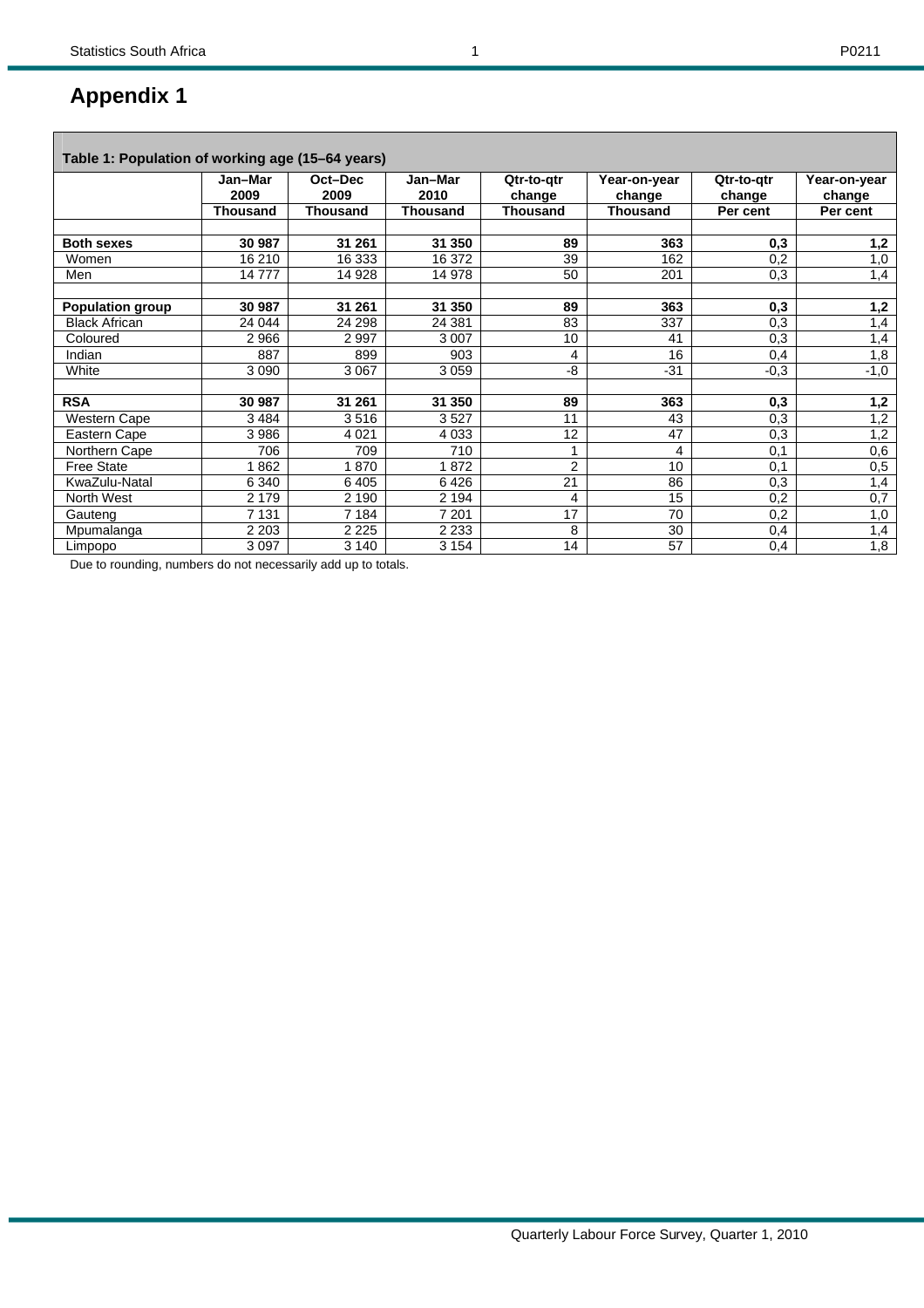# Appendix 1

**Table 1: Population of working age (15–64 years)**

| | Jan–Mar 2009 | Oct–Dec 2009 | Jan–Mar 2010 | Qtr-to-qtr change | Year-on-year change | Qtr-to-qtr change | Year-on-year change |
|---|---|---|---|---|---|---|---|
| | Thousand | Thousand | Thousand | Thousand | Thousand | Per cent | Per cent |
| **Both sexes** | **30 987** | **31 261** | **31 350** | **89** | **363** | **0,3** | **1,2** |
| Women | 16 210 | 16 333 | 16 372 | 39 | 162 | 0,2 | 1,0 |
| Men | 14 777 | 14 928 | 14 978 | 50 | 201 | 0,3 | 1,4 |
| **Population group** | **30 987** | **31 261** | **31 350** | **89** | **363** | **0,3** | **1,2** |
| Black African | 24 044 | 24 298 | 24 381 | 83 | 337 | 0,3 | 1,4 |
| Coloured | 2 966 | 2 997 | 3 007 | 10 | 41 | 0,3 | 1,4 |
| Indian | 887 | 899 | 903 | 4 | 16 | 0,4 | 1,8 |
| White | 3 090 | 3 067 | 3 059 | -8 | -31 | -0,3 | -1,0 |
| **RSA** | **30 987** | **31 261** | **31 350** | **89** | **363** | **0,3** | **1,2** |
| Western Cape | 3 484 | 3 516 | 3 527 | 11 | 43 | 0,3 | 1,2 |
| Eastern Cape | 3 986 | 4 021 | 4 033 | 12 | 47 | 0,3 | 1,2 |
| Northern Cape | 706 | 709 | 710 | 1 | 4 | 0,1 | 0,6 |
| Free State | 1 862 | 1 870 | 1 872 | 2 | 10 | 0,1 | 0,5 |
| KwaZulu-Natal | 6 340 | 6 405 | 6 426 | 21 | 86 | 0,3 | 1,4 |
| North West | 2 179 | 2 190 | 2 194 | 4 | 15 | 0,2 | 0,7 |
| Gauteng | 7 131 | 7 184 | 7 201 | 17 | 70 | 0,2 | 1,0 |
| Mpumalanga | 2 203 | 2 225 | 2 233 | 8 | 30 | 0,4 | 1,4 |
| Limpopo | 3 097 | 3 140 | 3 154 | 14 | 57 | 0,4 | 1,8 |

Due to rounding, numbers do not necessarily add up to totals.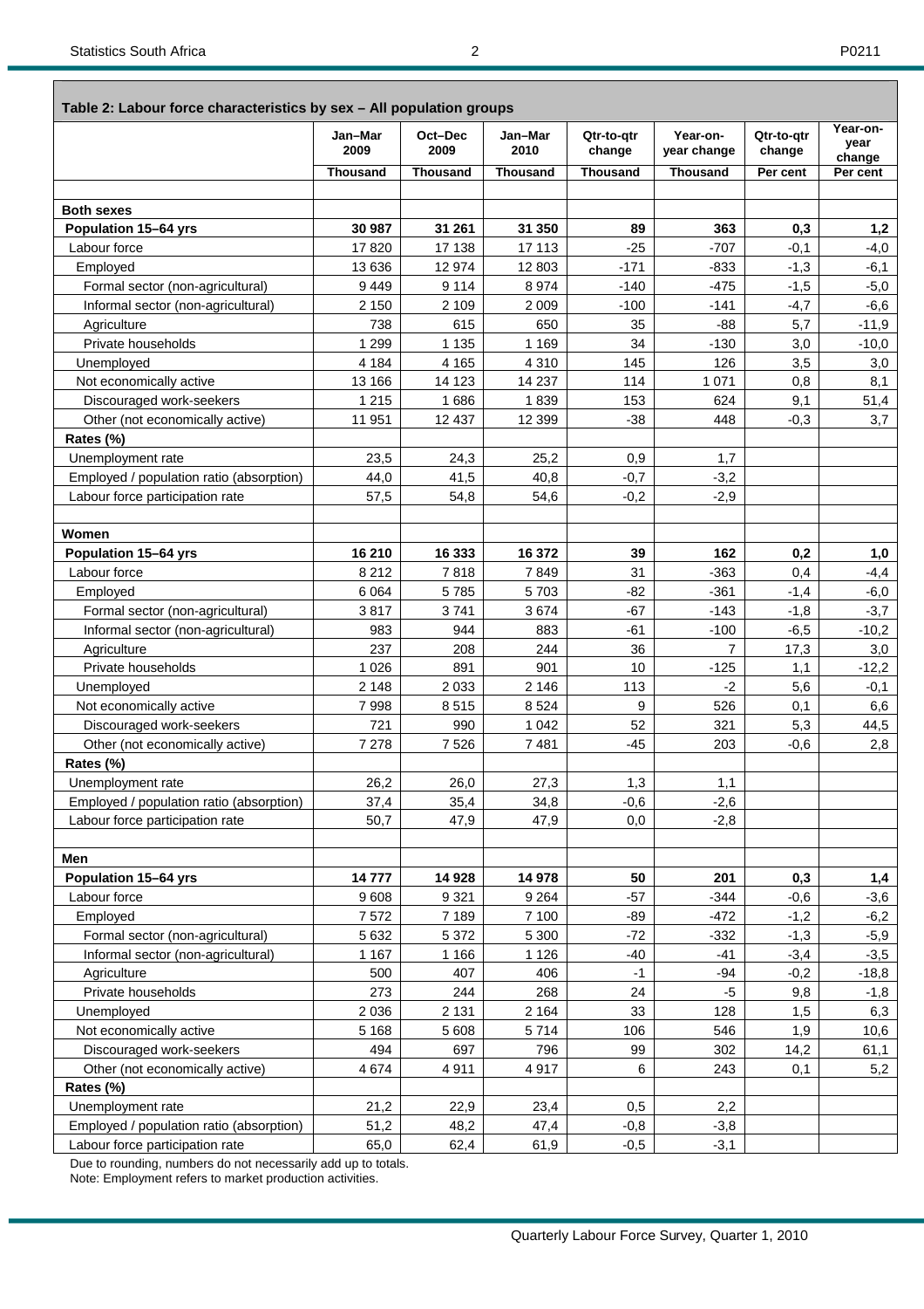**Table 2: Labour force characteristics by sex – All population groups**

| | Jan–Mar 2009 | Oct–Dec 2009 | Jan–Mar 2010 | Qtr-to-qtr change | Year-on-year change | Qtr-to-qtr change | Year-on-year change |
|---|---|---|---|---|---|---|---|
| | Thousand | Thousand | Thousand | Thousand | Thousand | Per cent | Per cent |
| **Both sexes** | | | | | | | |
| **Population 15–64 yrs** | **30 987** | **31 261** | **31 350** | **89** | **363** | **0,3** | **1,2** |
| Labour force | 17 820 | 17 138 | 17 113 | -25 | -707 | -0,1 | -4,0 |
| Employed | 13 636 | 12 974 | 12 803 | -171 | -833 | -1,3 | -6,1 |
| Formal sector (non-agricultural) | 9 449 | 9 114 | 8 974 | -140 | -475 | -1,5 | -5,0 |
| Informal sector (non-agricultural) | 2 150 | 2 109 | 2 009 | -100 | -141 | -4,7 | -6,6 |
| Agriculture | 738 | 615 | 650 | 35 | -88 | 5,7 | -11,9 |
| Private households | 1 299 | 1 135 | 1 169 | 34 | -130 | 3,0 | -10,0 |
| Unemployed | 4 184 | 4 165 | 4 310 | 145 | 126 | 3,5 | 3,0 |
| Not economically active | 13 166 | 14 123 | 14 237 | 114 | 1 071 | 0,8 | 8,1 |
| Discouraged work-seekers | 1 215 | 1 686 | 1 839 | 153 | 624 | 9,1 | 51,4 |
| Other (not economically active) | 11 951 | 12 437 | 12 399 | -38 | 448 | -0,3 | 3,7 |
| **Rates (%)** | | | | | | | |
| Unemployment rate | 23,5 | 24,3 | 25,2 | 0,9 | 1,7 | | |
| Employed / population ratio (absorption) | 44,0 | 41,5 | 40,8 | -0,7 | -3,2 | | |
| Labour force participation rate | 57,5 | 54,8 | 54,6 | -0,2 | -2,9 | | |
| | | | | | | | |
| **Women** | | | | | | | |
| **Population 15–64 yrs** | **16 210** | **16 333** | **16 372** | **39** | **162** | **0,2** | **1,0** |
| Labour force | 8 212 | 7 818 | 7 849 | 31 | -363 | 0,4 | -4,4 |
| Employed | 6 064 | 5 785 | 5 703 | -82 | -361 | -1,4 | -6,0 |
| Formal sector (non-agricultural) | 3 817 | 3 741 | 3 674 | -67 | -143 | -1,8 | -3,7 |
| Informal sector (non-agricultural) | 983 | 944 | 883 | -61 | -100 | -6,5 | -10,2 |
| Agriculture | 237 | 208 | 244 | 36 | 7 | 17,3 | 3,0 |
| Private households | 1 026 | 891 | 901 | 10 | -125 | 1,1 | -12,2 |
| Unemployed | 2 148 | 2 033 | 2 146 | 113 | -2 | 5,6 | -0,1 |
| Not economically active | 7 998 | 8 515 | 8 524 | 9 | 526 | 0,1 | 6,6 |
| Discouraged work-seekers | 721 | 990 | 1 042 | 52 | 321 | 5,3 | 44,5 |
| Other (not economically active) | 7 278 | 7 526 | 7 481 | -45 | 203 | -0,6 | 2,8 |
| **Rates (%)** | | | | | | | |
| Unemployment rate | 26,2 | 26,0 | 27,3 | 1,3 | 1,1 | | |
| Employed / population ratio (absorption) | 37,4 | 35,4 | 34,8 | -0,6 | -2,6 | | |
| Labour force participation rate | 50,7 | 47,9 | 47,9 | 0,0 | -2,8 | | |
| | | | | | | | |
| **Men** | | | | | | | |
| **Population 15–64 yrs** | **14 777** | **14 928** | **14 978** | **50** | **201** | **0,3** | **1,4** |
| Labour force | 9 608 | 9 321 | 9 264 | -57 | -344 | -0,6 | -3,6 |
| Employed | 7 572 | 7 189 | 7 100 | -89 | -472 | -1,2 | -6,2 |
| Formal sector (non-agricultural) | 5 632 | 5 372 | 5 300 | -72 | -332 | -1,3 | -5,9 |
| Informal sector (non-agricultural) | 1 167 | 1 166 | 1 126 | -40 | -41 | -3,4 | -3,5 |
| Agriculture | 500 | 407 | 406 | -1 | -94 | -0,2 | -18,8 |
| Private households | 273 | 244 | 268 | 24 | -5 | 9,8 | -1,8 |
| Unemployed | 2 036 | 2 131 | 2 164 | 33 | 128 | 1,5 | 6,3 |
| Not economically active | 5 168 | 5 608 | 5 714 | 106 | 546 | 1,9 | 10,6 |
| Discouraged work-seekers | 494 | 697 | 796 | 99 | 302 | 14,2 | 61,1 |
| Other (not economically active) | 4 674 | 4 911 | 4 917 | 6 | 243 | 0,1 | 5,2 |
| **Rates (%)** | | | | | | | |
| Unemployment rate | 21,2 | 22,9 | 23,4 | 0,5 | 2,2 | | |
| Employed / population ratio (absorption) | 51,2 | 48,2 | 47,4 | -0,8 | -3,8 | | |
| Labour force participation rate | 65,0 | 62,4 | 61,9 | -0,5 | -3,1 | | |

Due to rounding, numbers do not necessarily add up to totals.
Note: Employment refers to market production activities.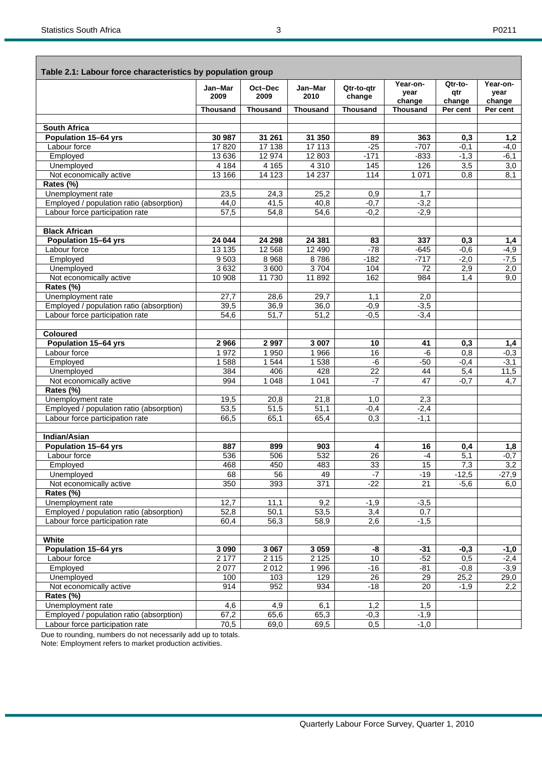## Table 2.1: Labour force characteristics by population group

| | Jan–Mar 2009 | Oct–Dec 2009 | Jan–Mar 2010 | Qtr-to-qtr change | Year-on-year change | Qtr-to-qtr change | Year-on-year change |
|---|---|---|---|---|---|---|---|
| | Thousand | Thousand | Thousand | Thousand | Thousand | Per cent | Per cent |
| **South Africa** | | | | | | | |
| **Population 15–64 yrs** | **30 987** | **31 261** | **31 350** | **89** | **363** | **0,3** | **1,2** |
| Labour force | 17 820 | 17 138 | 17 113 | -25 | -707 | -0,1 | -4,0 |
| Employed | 13 636 | 12 974 | 12 803 | -171 | -833 | -1,3 | -6,1 |
| Unemployed | 4 184 | 4 165 | 4 310 | 145 | 126 | 3,5 | 3,0 |
| Not economically active | 13 166 | 14 123 | 14 237 | 114 | 1 071 | 0,8 | 8,1 |
| **Rates (%)** | | | | | | | |
| Unemployment rate | 23,5 | 24,3 | 25,2 | 0,9 | 1,7 | | |
| Employed / population ratio (absorption) | 44,0 | 41,5 | 40,8 | -0,7 | -3,2 | | |
| Labour force participation rate | 57,5 | 54,8 | 54,6 | -0,2 | -2,9 | | |
| **Black African** | | | | | | | |
| **Population 15–64 yrs** | **24 044** | **24 298** | **24 381** | **83** | **337** | **0,3** | **1,4** |
| Labour force | 13 135 | 12 568 | 12 490 | -78 | -645 | -0,6 | -4,9 |
| Employed | 9 503 | 8 968 | 8 786 | -182 | -717 | -2,0 | -7,5 |
| Unemployed | 3 632 | 3 600 | 3 704 | 104 | 72 | 2,9 | 2,0 |
| Not economically active | 10 908 | 11 730 | 11 892 | 162 | 984 | 1,4 | 9,0 |
| **Rates (%)** | | | | | | | |
| Unemployment rate | 27,7 | 28,6 | 29,7 | 1,1 | 2,0 | | |
| Employed / population ratio (absorption) | 39,5 | 36,9 | 36,0 | -0,9 | -3,5 | | |
| Labour force participation rate | 54,6 | 51,7 | 51,2 | -0,5 | -3,4 | | |
| **Coloured** | | | | | | | |
| **Population 15–64 yrs** | **2 966** | **2 997** | **3 007** | **10** | **41** | **0,3** | **1,4** |
| Labour force | 1 972 | 1 950 | 1 966 | 16 | -6 | 0,8 | -0,3 |
| Employed | 1 588 | 1 544 | 1 538 | -6 | -50 | -0,4 | -3,1 |
| Unemployed | 384 | 406 | 428 | 22 | 44 | 5,4 | 11,5 |
| Not economically active | 994 | 1 048 | 1 041 | -7 | 47 | -0,7 | 4,7 |
| **Rates (%)** | | | | | | | |
| Unemployment rate | 19,5 | 20,8 | 21,8 | 1,0 | 2,3 | | |
| Employed / population ratio (absorption) | 53,5 | 51,5 | 51,1 | -0,4 | -2,4 | | |
| Labour force participation rate | 66,5 | 65,1 | 65,4 | 0,3 | -1,1 | | |
| **Indian/Asian** | | | | | | | |
| **Population 15–64 yrs** | **887** | **899** | **903** | **4** | **16** | **0,4** | **1,8** |
| Labour force | 536 | 506 | 532 | 26 | -4 | 5,1 | -0,7 |
| Employed | 468 | 450 | 483 | 33 | 15 | 7,3 | 3,2 |
| Unemployed | 68 | 56 | 49 | -7 | -19 | -12,5 | -27,9 |
| Not economically active | 350 | 393 | 371 | -22 | 21 | -5,6 | 6,0 |
| **Rates (%)** | | | | | | | |
| Unemployment rate | 12,7 | 11,1 | 9,2 | -1,9 | -3,5 | | |
| Employed / population ratio (absorption) | 52,8 | 50,1 | 53,5 | 3,4 | 0,7 | | |
| Labour force participation rate | 60,4 | 56,3 | 58,9 | 2,6 | -1,5 | | |
| **White** | | | | | | | |
| **Population 15–64 yrs** | **3 090** | **3 067** | **3 059** | **-8** | **-31** | **-0,3** | **-1,0** |
| Labour force | 2 177 | 2 115 | 2 125 | 10 | -52 | 0,5 | -2,4 |
| Employed | 2 077 | 2 012 | 1 996 | -16 | -81 | -0,8 | -3,9 |
| Unemployed | 100 | 103 | 129 | 26 | 29 | 25,2 | 29,0 |
| Not economically active | 914 | 952 | 934 | -18 | 20 | -1,9 | 2,2 |
| **Rates (%)** | | | | | | | |
| Unemployment rate | 4,6 | 4,9 | 6,1 | 1,2 | 1,5 | | |
| Employed / population ratio (absorption) | 67,2 | 65,6 | 65,3 | -0,3 | -1,9 | | |
| Labour force participation rate | 70,5 | 69,0 | 69,5 | 0,5 | -1,0 | | |

Due to rounding, numbers do not necessarily add up to totals.

Note: Employment refers to market production activities.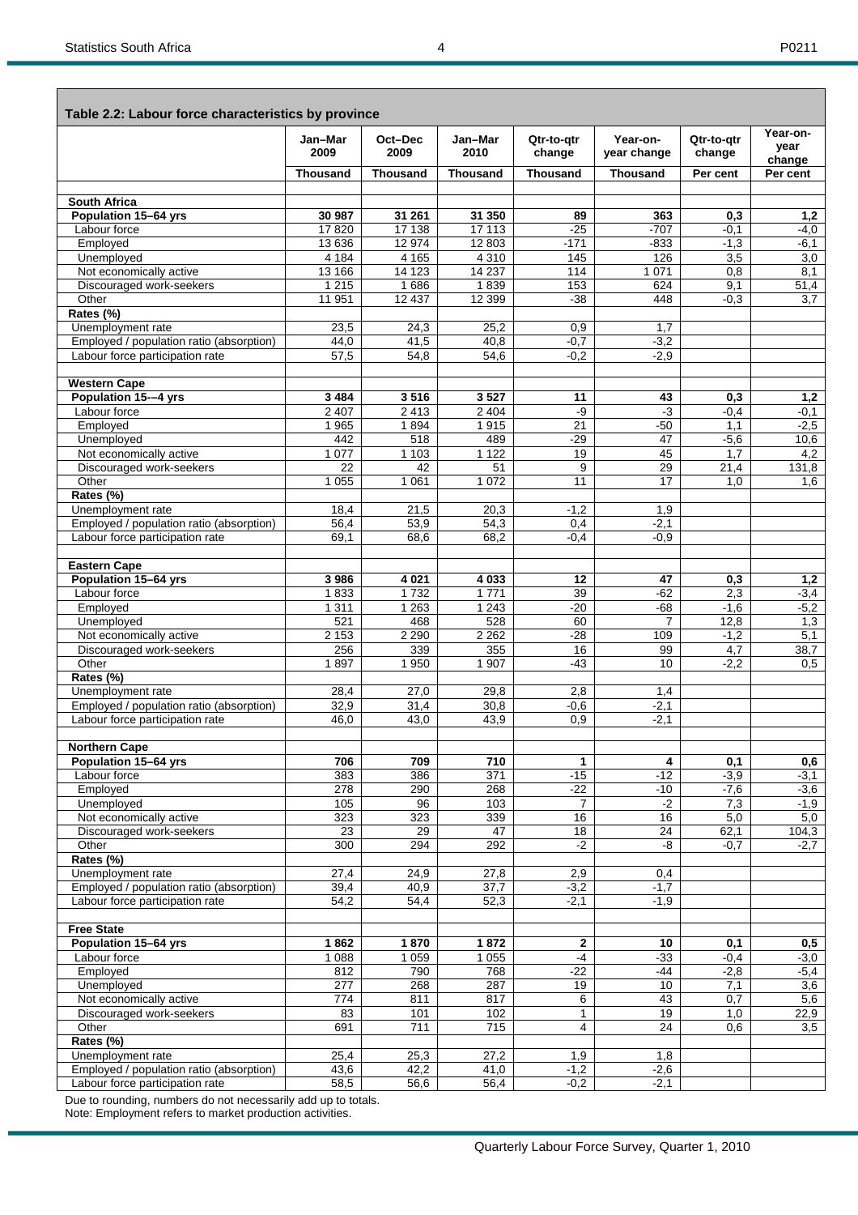**Table 2.2: Labour force characteristics by province**

| | Jan–Mar 2009 | Oct–Dec 2009 | Jan–Mar 2010 | Qtr-to-qtr change | Year-on-year change | Qtr-to-qtr change | Year-on-year change |
|---|---|---|---|---|---|---|---|
| | Thousand | Thousand | Thousand | Thousand | Thousand | Per cent | Per cent |
| **South Africa** | | | | | | | |
| **Population 15–64 yrs** | **30 987** | **31 261** | **31 350** | **89** | **363** | **0,3** | **1,2** |
| Labour force | 17 820 | 17 138 | 17 113 | -25 | -707 | -0,1 | -4,0 |
| Employed | 13 636 | 12 974 | 12 803 | -171 | -833 | -1,3 | -6,1 |
| Unemployed | 4 184 | 4 165 | 4 310 | 145 | 126 | 3,5 | 3,0 |
| Not economically active | 13 166 | 14 123 | 14 237 | 114 | 1 071 | 0,8 | 8,1 |
| Discouraged work-seekers | 1 215 | 1 686 | 1 839 | 153 | 624 | 9,1 | 51,4 |
| Other | 11 951 | 12 437 | 12 399 | -38 | 448 | -0,3 | 3,7 |
| **Rates (%)** | | | | | | | |
| Unemployment rate | 23,5 | 24,3 | 25,2 | 0,9 | 1,7 | | |
| Employed / population ratio (absorption) | 44,0 | 41,5 | 40,8 | -0,7 | -3,2 | | |
| Labour force participation rate | 57,5 | 54,8 | 54,6 | -0,2 | -2,9 | | |
| **Western Cape** | | | | | | | |
| **Population 15-–4 yrs** | **3 484** | **3 516** | **3 527** | **11** | **43** | **0,3** | **1,2** |
| Labour force | 2 407 | 2 413 | 2 404 | -9 | -3 | -0,4 | -0,1 |
| Employed | 1 965 | 1 894 | 1 915 | 21 | -50 | 1,1 | -2,5 |
| Unemployed | 442 | 518 | 489 | -29 | 47 | -5,6 | 10,6 |
| Not economically active | 1 077 | 1 103 | 1 122 | 19 | 45 | 1,7 | 4,2 |
| Discouraged work-seekers | 22 | 42 | 51 | 9 | 29 | 21,4 | 131,8 |
| Other | 1 055 | 1 061 | 1 072 | 11 | 17 | 1,0 | 1,6 |
| **Rates (%)** | | | | | | | |
| Unemployment rate | 18,4 | 21,5 | 20,3 | -1,2 | 1,9 | | |
| Employed / population ratio (absorption) | 56,4 | 53,9 | 54,3 | 0,4 | -2,1 | | |
| Labour force participation rate | 69,1 | 68,6 | 68,2 | -0,4 | -0,9 | | |
| **Eastern Cape** | | | | | | | |
| **Population 15–64 yrs** | **3 986** | **4 021** | **4 033** | **12** | **47** | **0,3** | **1,2** |
| Labour force | 1 833 | 1 732 | 1 771 | 39 | -62 | 2,3 | -3,4 |
| Employed | 1 311 | 1 263 | 1 243 | -20 | -68 | -1,6 | -5,2 |
| Unemployed | 521 | 468 | 528 | 60 | 7 | 12,8 | 1,3 |
| Not economically active | 2 153 | 2 290 | 2 262 | -28 | 109 | -1,2 | 5,1 |
| Discouraged work-seekers | 256 | 339 | 355 | 16 | 99 | 4,7 | 38,7 |
| Other | 1 897 | 1 950 | 1 907 | -43 | 10 | -2,2 | 0,5 |
| **Rates (%)** | | | | | | | |
| Unemployment rate | 28,4 | 27,0 | 29,8 | 2,8 | 1,4 | | |
| Employed / population ratio (absorption) | 32,9 | 31,4 | 30,8 | -0,6 | -2,1 | | |
| Labour force participation rate | 46,0 | 43,0 | 43,9 | 0,9 | -2,1 | | |
| **Northern Cape** | | | | | | | |
| **Population 15–64 yrs** | **706** | **709** | **710** | **1** | **4** | **0,1** | **0,6** |
| Labour force | 383 | 386 | 371 | -15 | -12 | -3,9 | -3,1 |
| Employed | 278 | 290 | 268 | -22 | -10 | -7,6 | -3,6 |
| Unemployed | 105 | 96 | 103 | 7 | -2 | 7,3 | -1,9 |
| Not economically active | 323 | 323 | 339 | 16 | 16 | 5,0 | 5,0 |
| Discouraged work-seekers | 23 | 29 | 47 | 18 | 24 | 62,1 | 104,3 |
| Other | 300 | 294 | 292 | -2 | -8 | -0,7 | -2,7 |
| **Rates (%)** | | | | | | | |
| Unemployment rate | 27,4 | 24,9 | 27,8 | 2,9 | 0,4 | | |
| Employed / population ratio (absorption) | 39,4 | 40,9 | 37,7 | -3,2 | -1,7 | | |
| Labour force participation rate | 54,2 | 54,4 | 52,3 | -2,1 | -1,9 | | |
| **Free State** | | | | | | | |
| **Population 15–64 yrs** | **1 862** | **1 870** | **1 872** | **2** | **10** | **0,1** | **0,5** |
| Labour force | 1 088 | 1 059 | 1 055 | -4 | -33 | -0,4 | -3,0 |
| Employed | 812 | 790 | 768 | -22 | -44 | -2,8 | -5,4 |
| Unemployed | 277 | 268 | 287 | 19 | 10 | 7,1 | 3,6 |
| Not economically active | 774 | 811 | 817 | 6 | 43 | 0,7 | 5,6 |
| Discouraged work-seekers | 83 | 101 | 102 | 1 | 19 | 1,0 | 22,9 |
| Other | 691 | 711 | 715 | 4 | 24 | 0,6 | 3,5 |
| **Rates (%)** | | | | | | | |
| Unemployment rate | 25,4 | 25,3 | 27,2 | 1,9 | 1,8 | | |
| Employed / population ratio (absorption) | 43,6 | 42,2 | 41,0 | -1,2 | -2,6 | | |
| Labour force participation rate | 58,5 | 56,6 | 56,4 | -0,2 | -2,1 | | |

Due to rounding, numbers do not necessarily add up to totals.
Note: Employment refers to market production activities.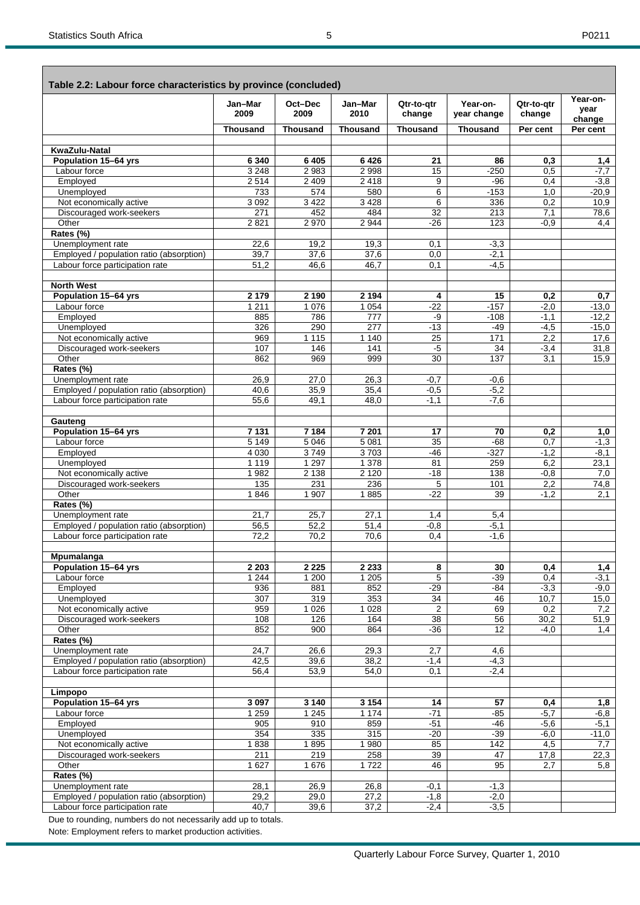**Table 2.2: Labour force characteristics by province (concluded)**

| | Jan–Mar 2009 | Oct–Dec 2009 | Jan–Mar 2010 | Qtr-to-qtr change | Year-on-year change | Qtr-to-qtr change | Year-on-year change |
|---|---|---|---|---|---|---|---|
| | Thousand | Thousand | Thousand | Thousand | Thousand | Per cent | Per cent |
| **KwaZulu-Natal** | | | | | | | |
| **Population 15–64 yrs** | **6 340** | **6 405** | **6 426** | **21** | **86** | **0,3** | **1,4** |
| Labour force | 3 248 | 2 983 | 2 998 | 15 | -250 | 0,5 | -7,7 |
| Employed | 2 514 | 2 409 | 2 418 | 9 | -96 | 0,4 | -3,8 |
| Unemployed | 733 | 574 | 580 | 6 | -153 | 1,0 | -20,9 |
| Not economically active | 3 092 | 3 422 | 3 428 | 6 | 336 | 0,2 | 10,9 |
| Discouraged work-seekers | 271 | 452 | 484 | 32 | 213 | 7,1 | 78,6 |
| Other | 2 821 | 2 970 | 2 944 | -26 | 123 | -0,9 | 4,4 |
| **Rates (%)** | | | | | | | |
| Unemployment rate | 22,6 | 19,2 | 19,3 | 0,1 | -3,3 | | |
| Employed / population ratio (absorption) | 39,7 | 37,6 | 37,6 | 0,0 | -2,1 | | |
| Labour force participation rate | 51,2 | 46,6 | 46,7 | 0,1 | -4,5 | | |
| **North West** | | | | | | | |
| **Population 15–64 yrs** | **2 179** | **2 190** | **2 194** | **4** | **15** | **0,2** | **0,7** |
| Labour force | 1 211 | 1 076 | 1 054 | -22 | -157 | -2,0 | -13,0 |
| Employed | 885 | 786 | 777 | -9 | -108 | -1,1 | -12,2 |
| Unemployed | 326 | 290 | 277 | -13 | -49 | -4,5 | -15,0 |
| Not economically active | 969 | 1 115 | 1 140 | 25 | 171 | 2,2 | 17,6 |
| Discouraged work-seekers | 107 | 146 | 141 | -5 | 34 | -3,4 | 31,8 |
| Other | 862 | 969 | 999 | 30 | 137 | 3,1 | 15,9 |
| **Rates (%)** | | | | | | | |
| Unemployment rate | 26,9 | 27,0 | 26,3 | -0,7 | -0,6 | | |
| Employed / population ratio (absorption) | 40,6 | 35,9 | 35,4 | -0,5 | -5,2 | | |
| Labour force participation rate | 55,6 | 49,1 | 48,0 | -1,1 | -7,6 | | |
| **Gauteng** | | | | | | | |
| **Population 15–64 yrs** | **7 131** | **7 184** | **7 201** | **17** | **70** | **0,2** | **1,0** |
| Labour force | 5 149 | 5 046 | 5 081 | 35 | -68 | 0,7 | -1,3 |
| Employed | 4 030 | 3 749 | 3 703 | -46 | -327 | -1,2 | -8,1 |
| Unemployed | 1 119 | 1 297 | 1 378 | 81 | 259 | 6,2 | 23,1 |
| Not economically active | 1 982 | 2 138 | 2 120 | -18 | 138 | -0,8 | 7,0 |
| Discouraged work-seekers | 135 | 231 | 236 | 5 | 101 | 2,2 | 74,8 |
| Other | 1 846 | 1 907 | 1 885 | -22 | 39 | -1,2 | 2,1 |
| **Rates (%)** | | | | | | | |
| Unemployment rate | 21,7 | 25,7 | 27,1 | 1,4 | 5,4 | | |
| Employed / population ratio (absorption) | 56,5 | 52,2 | 51,4 | -0,8 | -5,1 | | |
| Labour force participation rate | 72,2 | 70,2 | 70,6 | 0,4 | -1,6 | | |
| **Mpumalanga** | | | | | | | |
| **Population 15–64 yrs** | **2 203** | **2 225** | **2 233** | **8** | **30** | **0,4** | **1,4** |
| Labour force | 1 244 | 1 200 | 1 205 | 5 | -39 | 0,4 | -3,1 |
| Employed | 936 | 881 | 852 | -29 | -84 | -3,3 | -9,0 |
| Unemployed | 307 | 319 | 353 | 34 | 46 | 10,7 | 15,0 |
| Not economically active | 959 | 1 026 | 1 028 | 2 | 69 | 0,2 | 7,2 |
| Discouraged work-seekers | 108 | 126 | 164 | 38 | 56 | 30,2 | 51,9 |
| Other | 852 | 900 | 864 | -36 | 12 | -4,0 | 1,4 |
| **Rates (%)** | | | | | | | |
| Unemployment rate | 24,7 | 26,6 | 29,3 | 2,7 | 4,6 | | |
| Employed / population ratio (absorption) | 42,5 | 39,6 | 38,2 | -1,4 | -4,3 | | |
| Labour force participation rate | 56,4 | 53,9 | 54,0 | 0,1 | -2,4 | | |
| **Limpopo** | | | | | | | |
| **Population 15–64 yrs** | **3 097** | **3 140** | **3 154** | **14** | **57** | **0,4** | **1,8** |
| Labour force | 1 259 | 1 245 | 1 174 | -71 | -85 | -5,7 | -6,8 |
| Employed | 905 | 910 | 859 | -51 | -46 | -5,6 | -5,1 |
| Unemployed | 354 | 335 | 315 | -20 | -39 | -6,0 | -11,0 |
| Not economically active | 1 838 | 1 895 | 1 980 | 85 | 142 | 4,5 | 7,7 |
| Discouraged work-seekers | 211 | 219 | 258 | 39 | 47 | 17,8 | 22,3 |
| Other | 1 627 | 1 676 | 1 722 | 46 | 95 | 2,7 | 5,8 |
| **Rates (%)** | | | | | | | |
| Unemployment rate | 28,1 | 26,9 | 26,8 | -0,1 | -1,3 | | |
| Employed / population ratio (absorption) | 29,2 | 29,0 | 27,2 | -1,8 | -2,0 | | |
| Labour force participation rate | 40,7 | 39,6 | 37,2 | -2,4 | -3,5 | | |

Due to rounding, numbers do not necessarily add up to totals.

Note: Employment refers to market production activities.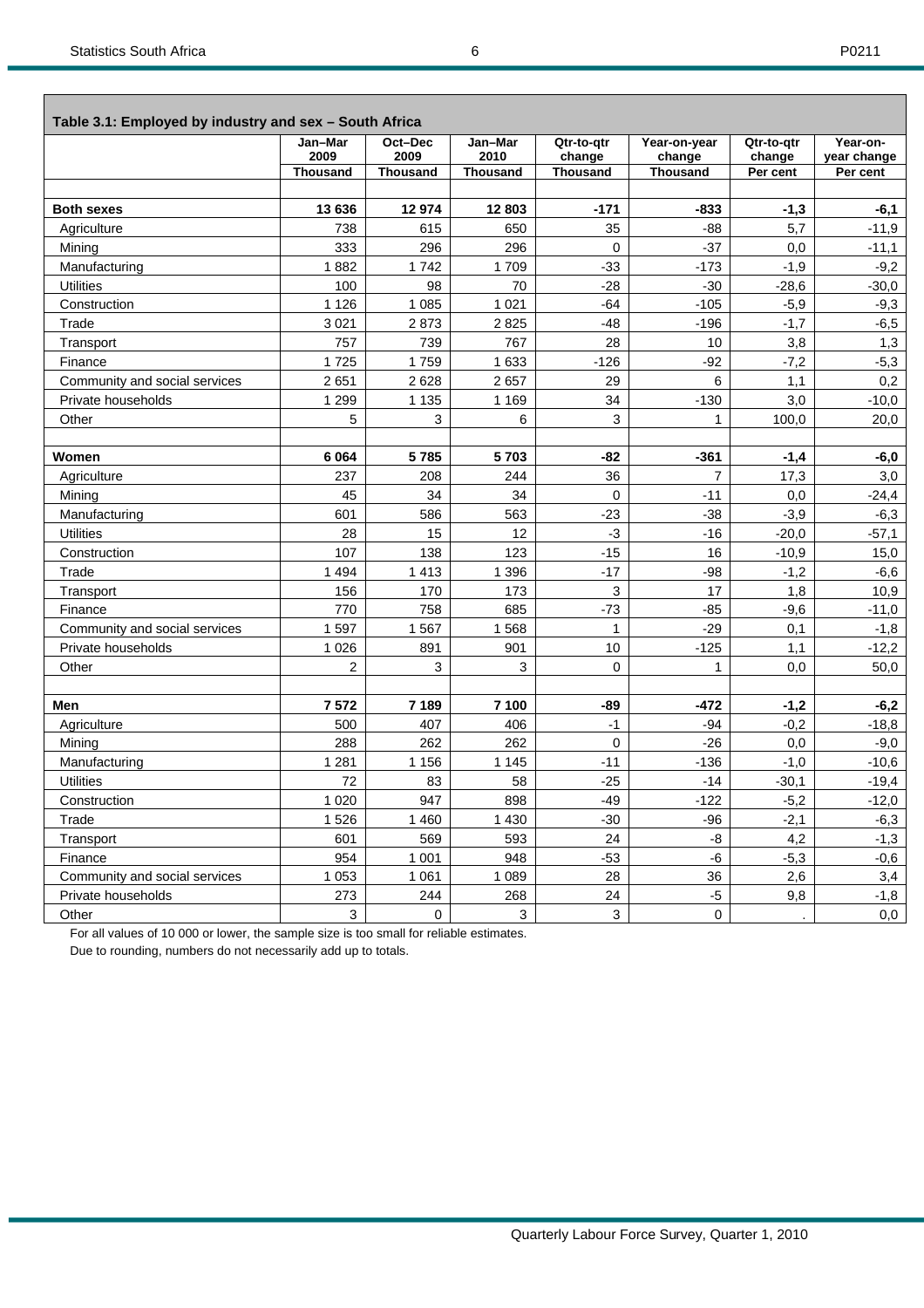**Table 3.1: Employed by industry and sex – South Africa**

| | Jan–Mar 2009 | Oct–Dec 2009 | Jan–Mar 2010 | Qtr-to-qtr change | Year-on-year change | Qtr-to-qtr change | Year-on-year change |
|---|---|---|---|---|---|---|---|
| | Thousand | Thousand | Thousand | Thousand | Thousand | Per cent | Per cent |
| **Both sexes** | **13 636** | **12 974** | **12 803** | **-171** | **-833** | **-1,3** | **-6,1** |
| Agriculture | 738 | 615 | 650 | 35 | -88 | 5,7 | -11,9 |
| Mining | 333 | 296 | 296 | 0 | -37 | 0,0 | -11,1 |
| Manufacturing | 1 882 | 1 742 | 1 709 | -33 | -173 | -1,9 | -9,2 |
| Utilities | 100 | 98 | 70 | -28 | -30 | -28,6 | -30,0 |
| Construction | 1 126 | 1 085 | 1 021 | -64 | -105 | -5,9 | -9,3 |
| Trade | 3 021 | 2 873 | 2 825 | -48 | -196 | -1,7 | -6,5 |
| Transport | 757 | 739 | 767 | 28 | 10 | 3,8 | 1,3 |
| Finance | 1 725 | 1 759 | 1 633 | -126 | -92 | -7,2 | -5,3 |
| Community and social services | 2 651 | 2 628 | 2 657 | 29 | 6 | 1,1 | 0,2 |
| Private households | 1 299 | 1 135 | 1 169 | 34 | -130 | 3,0 | -10,0 |
| Other | 5 | 3 | 6 | 3 | 1 | 100,0 | 20,0 |
| **Women** | **6 064** | **5 785** | **5 703** | **-82** | **-361** | **-1,4** | **-6,0** |
| Agriculture | 237 | 208 | 244 | 36 | 7 | 17,3 | 3,0 |
| Mining | 45 | 34 | 34 | 0 | -11 | 0,0 | -24,4 |
| Manufacturing | 601 | 586 | 563 | -23 | -38 | -3,9 | -6,3 |
| Utilities | 28 | 15 | 12 | -3 | -16 | -20,0 | -57,1 |
| Construction | 107 | 138 | 123 | -15 | 16 | -10,9 | 15,0 |
| Trade | 1 494 | 1 413 | 1 396 | -17 | -98 | -1,2 | -6,6 |
| Transport | 156 | 170 | 173 | 3 | 17 | 1,8 | 10,9 |
| Finance | 770 | 758 | 685 | -73 | -85 | -9,6 | -11,0 |
| Community and social services | 1 597 | 1 567 | 1 568 | 1 | -29 | 0,1 | -1,8 |
| Private households | 1 026 | 891 | 901 | 10 | -125 | 1,1 | -12,2 |
| Other | 2 | 3 | 3 | 0 | 1 | 0,0 | 50,0 |
| **Men** | **7 572** | **7 189** | **7 100** | **-89** | **-472** | **-1,2** | **-6,2** |
| Agriculture | 500 | 407 | 406 | -1 | -94 | -0,2 | -18,8 |
| Mining | 288 | 262 | 262 | 0 | -26 | 0,0 | -9,0 |
| Manufacturing | 1 281 | 1 156 | 1 145 | -11 | -136 | -1,0 | -10,6 |
| Utilities | 72 | 83 | 58 | -25 | -14 | -30,1 | -19,4 |
| Construction | 1 020 | 947 | 898 | -49 | -122 | -5,2 | -12,0 |
| Trade | 1 526 | 1 460 | 1 430 | -30 | -96 | -2,1 | -6,3 |
| Transport | 601 | 569 | 593 | 24 | -8 | 4,2 | -1,3 |
| Finance | 954 | 1 001 | 948 | -53 | -6 | -5,3 | -0,6 |
| Community and social services | 1 053 | 1 061 | 1 089 | 28 | 36 | 2,6 | 3,4 |
| Private households | 273 | 244 | 268 | 24 | -5 | 9,8 | -1,8 |
| Other | 3 | 0 | 3 | 3 | 0 | . | 0,0 |

For all values of 10 000 or lower, the sample size is too small for reliable estimates.

Due to rounding, numbers do not necessarily add up to totals.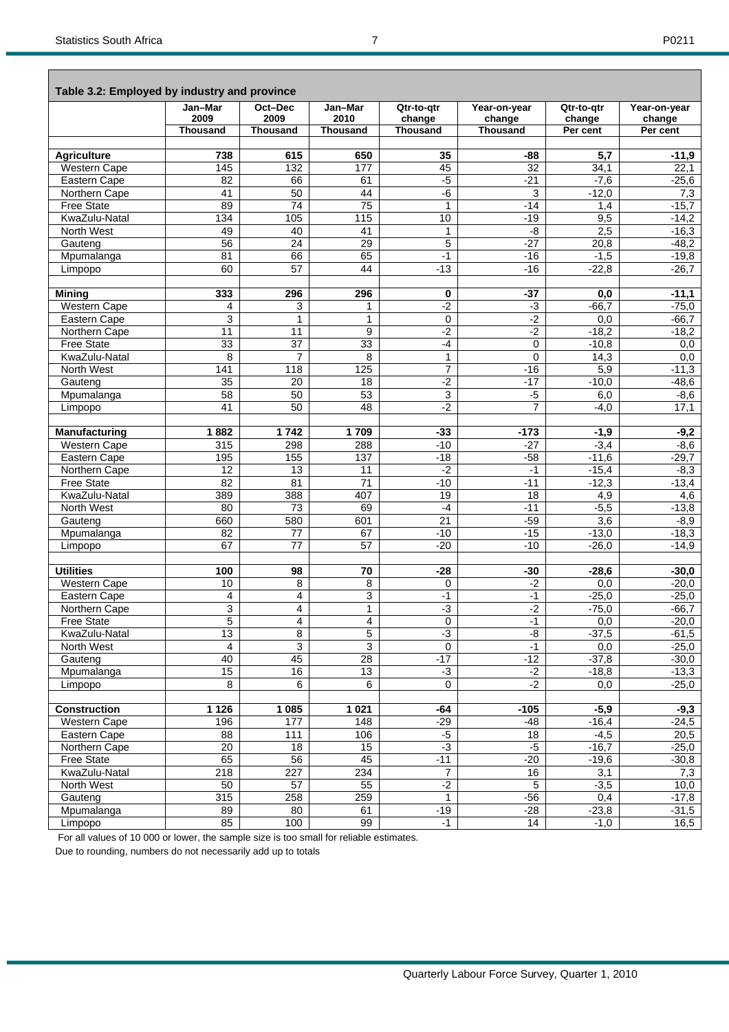**Table 3.2: Employed by industry and province**

| | Jan–Mar 2009 | Oct–Dec 2009 | Jan–Mar 2010 | Qtr-to-qtr change | Year-on-year change | Qtr-to-qtr change | Year-on-year change |
|---|---|---|---|---|---|---|---|
| | Thousand | Thousand | Thousand | Thousand | Thousand | Per cent | Per cent |
| **Agriculture** | **738** | **615** | **650** | **35** | **-88** | **5,7** | **-11,9** |
| Western Cape | 145 | 132 | 177 | 45 | 32 | 34,1 | 22,1 |
| Eastern Cape | 82 | 66 | 61 | -5 | -21 | -7,6 | -25,6 |
| Northern Cape | 41 | 50 | 44 | -6 | 3 | -12,0 | 7,3 |
| Free State | 89 | 74 | 75 | 1 | -14 | 1,4 | -15,7 |
| KwaZulu-Natal | 134 | 105 | 115 | 10 | -19 | 9,5 | -14,2 |
| North West | 49 | 40 | 41 | 1 | -8 | 2,5 | -16,3 |
| Gauteng | 56 | 24 | 29 | 5 | -27 | 20,8 | -48,2 |
| Mpumalanga | 81 | 66 | 65 | -1 | -16 | -1,5 | -19,8 |
| Limpopo | 60 | 57 | 44 | -13 | -16 | -22,8 | -26,7 |
| **Mining** | **333** | **296** | **296** | **0** | **-37** | **0,0** | **-11,1** |
| Western Cape | 4 | 3 | 1 | -2 | -3 | -66,7 | -75,0 |
| Eastern Cape | 3 | 1 | 1 | 0 | -2 | 0,0 | -66,7 |
| Northern Cape | 11 | 11 | 9 | -2 | -2 | -18,2 | -18,2 |
| Free State | 33 | 37 | 33 | -4 | 0 | -10,8 | 0,0 |
| KwaZulu-Natal | 8 | 7 | 8 | 1 | 0 | 14,3 | 0,0 |
| North West | 141 | 118 | 125 | 7 | -16 | 5,9 | -11,3 |
| Gauteng | 35 | 20 | 18 | -2 | -17 | -10,0 | -48,6 |
| Mpumalanga | 58 | 50 | 53 | 3 | -5 | 6,0 | -8,6 |
| Limpopo | 41 | 50 | 48 | -2 | 7 | -4,0 | 17,1 |
| **Manufacturing** | **1 882** | **1 742** | **1 709** | **-33** | **-173** | **-1,9** | **-9,2** |
| Western Cape | 315 | 298 | 288 | -10 | -27 | -3,4 | -8,6 |
| Eastern Cape | 195 | 155 | 137 | -18 | -58 | -11,6 | -29,7 |
| Northern Cape | 12 | 13 | 11 | -2 | -1 | -15,4 | -8,3 |
| Free State | 82 | 81 | 71 | -10 | -11 | -12,3 | -13,4 |
| KwaZulu-Natal | 389 | 388 | 407 | 19 | 18 | 4,9 | 4,6 |
| North West | 80 | 73 | 69 | -4 | -11 | -5,5 | -13,8 |
| Gauteng | 660 | 580 | 601 | 21 | -59 | 3,6 | -8,9 |
| Mpumalanga | 82 | 77 | 67 | -10 | -15 | -13,0 | -18,3 |
| Limpopo | 67 | 77 | 57 | -20 | -10 | -26,0 | -14,9 |
| **Utilities** | **100** | **98** | **70** | **-28** | **-30** | **-28,6** | **-30,0** |
| Western Cape | 10 | 8 | 8 | 0 | -2 | 0,0 | -20,0 |
| Eastern Cape | 4 | 4 | 3 | -1 | -1 | -25,0 | -25,0 |
| Northern Cape | 3 | 4 | 1 | -3 | -2 | -75,0 | -66,7 |
| Free State | 5 | 4 | 4 | 0 | -1 | 0,0 | -20,0 |
| KwaZulu-Natal | 13 | 8 | 5 | -3 | -8 | -37,5 | -61,5 |
| North West | 4 | 3 | 3 | 0 | -1 | 0,0 | -25,0 |
| Gauteng | 40 | 45 | 28 | -17 | -12 | -37,8 | -30,0 |
| Mpumalanga | 15 | 16 | 13 | -3 | -2 | -18,8 | -13,3 |
| Limpopo | 8 | 6 | 6 | 0 | -2 | 0,0 | -25,0 |
| **Construction** | **1 126** | **1 085** | **1 021** | **-64** | **-105** | **-5,9** | **-9,3** |
| Western Cape | 196 | 177 | 148 | -29 | -48 | -16,4 | -24,5 |
| Eastern Cape | 88 | 111 | 106 | -5 | 18 | -4,5 | 20,5 |
| Northern Cape | 20 | 18 | 15 | -3 | -5 | -16,7 | -25,0 |
| Free State | 65 | 56 | 45 | -11 | -20 | -19,6 | -30,8 |
| KwaZulu-Natal | 218 | 227 | 234 | 7 | 16 | 3,1 | 7,3 |
| North West | 50 | 57 | 55 | -2 | 5 | -3,5 | 10,0 |
| Gauteng | 315 | 258 | 259 | 1 | -56 | 0,4 | -17,8 |
| Mpumalanga | 89 | 80 | 61 | -19 | -28 | -23,8 | -31,5 |
| Limpopo | 85 | 100 | 99 | -1 | 14 | -1,0 | 16,5 |

For all values of 10 000 or lower, the sample size is too small for reliable estimates.

Due to rounding, numbers do not necessarily add up to totals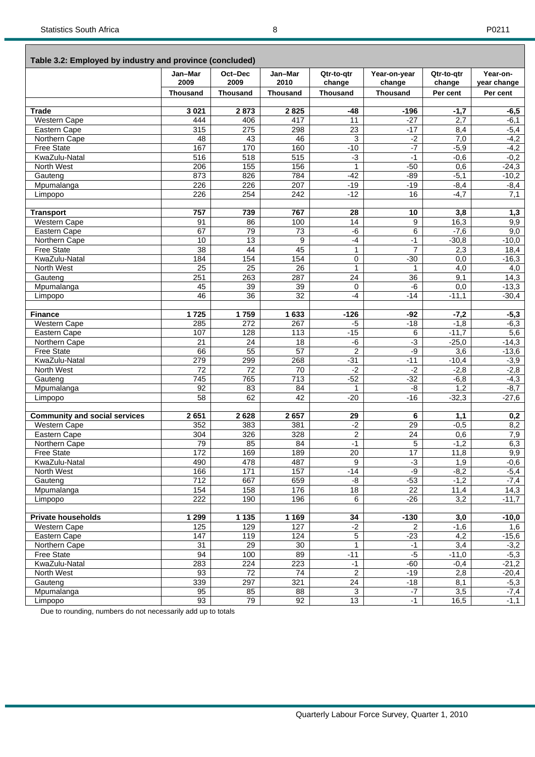**Table 3.2: Employed by industry and province (concluded)**

| | Jan–Mar 2009 | Oct–Dec 2009 | Jan–Mar 2010 | Qtr-to-qtr change | Year-on-year change | Qtr-to-qtr change | Year-on-year change |
|---|---|---|---|---|---|---|---|
| | Thousand | Thousand | Thousand | Thousand | Thousand | Per cent | Per cent |
| **Trade** | **3 021** | **2 873** | **2 825** | **-48** | **-196** | **-1,7** | **-6,5** |
| Western Cape | 444 | 406 | 417 | 11 | -27 | 2,7 | -6,1 |
| Eastern Cape | 315 | 275 | 298 | 23 | -17 | 8,4 | -5,4 |
| Northern Cape | 48 | 43 | 46 | 3 | -2 | 7,0 | -4,2 |
| Free State | 167 | 170 | 160 | -10 | -7 | -5,9 | -4,2 |
| KwaZulu-Natal | 516 | 518 | 515 | -3 | -1 | -0,6 | -0,2 |
| North West | 206 | 155 | 156 | 1 | -50 | 0,6 | -24,3 |
| Gauteng | 873 | 826 | 784 | -42 | -89 | -5,1 | -10,2 |
| Mpumalanga | 226 | 226 | 207 | -19 | -19 | -8,4 | -8,4 |
| Limpopo | 226 | 254 | 242 | -12 | 16 | -4,7 | 7,1 |
| **Transport** | **757** | **739** | **767** | **28** | **10** | **3,8** | **1,3** |
| Western Cape | 91 | 86 | 100 | 14 | 9 | 16,3 | 9,9 |
| Eastern Cape | 67 | 79 | 73 | -6 | 6 | -7,6 | 9,0 |
| Northern Cape | 10 | 13 | 9 | -4 | -1 | -30,8 | -10,0 |
| Free State | 38 | 44 | 45 | 1 | 7 | 2,3 | 18,4 |
| KwaZulu-Natal | 184 | 154 | 154 | 0 | -30 | 0,0 | -16,3 |
| North West | 25 | 25 | 26 | 1 | 1 | 4,0 | 4,0 |
| Gauteng | 251 | 263 | 287 | 24 | 36 | 9,1 | 14,3 |
| Mpumalanga | 45 | 39 | 39 | 0 | -6 | 0,0 | -13,3 |
| Limpopo | 46 | 36 | 32 | -4 | -14 | -11,1 | -30,4 |
| **Finance** | **1 725** | **1 759** | **1 633** | **-126** | **-92** | **-7,2** | **-5,3** |
| Western Cape | 285 | 272 | 267 | -5 | -18 | -1,8 | -6,3 |
| Eastern Cape | 107 | 128 | 113 | -15 | 6 | -11,7 | 5,6 |
| Northern Cape | 21 | 24 | 18 | -6 | -3 | -25,0 | -14,3 |
| Free State | 66 | 55 | 57 | 2 | -9 | 3,6 | -13,6 |
| KwaZulu-Natal | 279 | 299 | 268 | -31 | -11 | -10,4 | -3,9 |
| North West | 72 | 72 | 70 | -2 | -2 | -2,8 | -2,8 |
| Gauteng | 745 | 765 | 713 | -52 | -32 | -6,8 | -4,3 |
| Mpumalanga | 92 | 83 | 84 | 1 | -8 | 1,2 | -8,7 |
| Limpopo | 58 | 62 | 42 | -20 | -16 | -32,3 | -27,6 |
| **Community and social services** | **2 651** | **2 628** | **2 657** | **29** | **6** | **1,1** | **0,2** |
| Western Cape | 352 | 383 | 381 | -2 | 29 | -0,5 | 8,2 |
| Eastern Cape | 304 | 326 | 328 | 2 | 24 | 0,6 | 7,9 |
| Northern Cape | 79 | 85 | 84 | -1 | 5 | -1,2 | 6,3 |
| Free State | 172 | 169 | 189 | 20 | 17 | 11,8 | 9,9 |
| KwaZulu-Natal | 490 | 478 | 487 | 9 | -3 | 1,9 | -0,6 |
| North West | 166 | 171 | 157 | -14 | -9 | -8,2 | -5,4 |
| Gauteng | 712 | 667 | 659 | -8 | -53 | -1,2 | -7,4 |
| Mpumalanga | 154 | 158 | 176 | 18 | 22 | 11,4 | 14,3 |
| Limpopo | 222 | 190 | 196 | 6 | -26 | 3,2 | -11,7 |
| **Private households** | **1 299** | **1 135** | **1 169** | **34** | **-130** | **3,0** | **-10,0** |
| Western Cape | 125 | 129 | 127 | -2 | 2 | -1,6 | 1,6 |
| Eastern Cape | 147 | 119 | 124 | 5 | -23 | 4,2 | -15,6 |
| Northern Cape | 31 | 29 | 30 | 1 | -1 | 3,4 | -3,2 |
| Free State | 94 | 100 | 89 | -11 | -5 | -11,0 | -5,3 |
| KwaZulu-Natal | 283 | 224 | 223 | -1 | -60 | -0,4 | -21,2 |
| North West | 93 | 72 | 74 | 2 | -19 | 2,8 | -20,4 |
| Gauteng | 339 | 297 | 321 | 24 | -18 | 8,1 | -5,3 |
| Mpumalanga | 95 | 85 | 88 | 3 | -7 | 3,5 | -7,4 |
| Limpopo | 93 | 79 | 92 | 13 | -1 | 16,5 | -1,1 |

Due to rounding, numbers do not necessarily add up to totals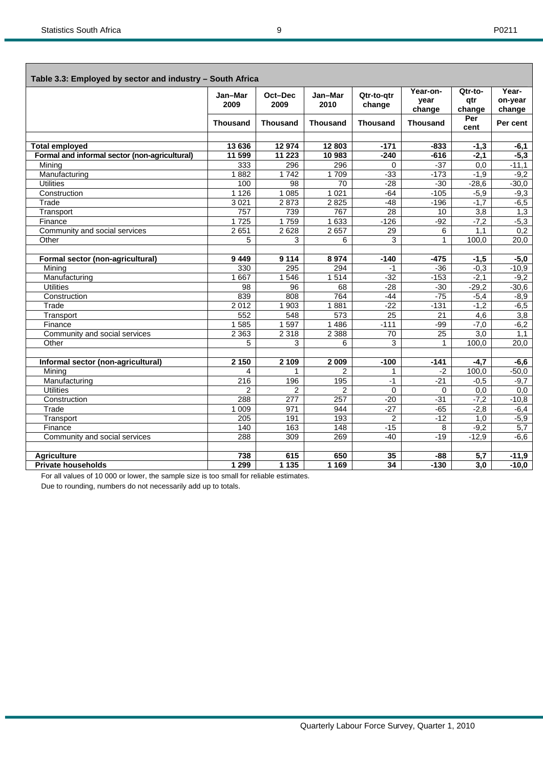**Table 3.3: Employed by sector and industry – South Africa**

| | Jan–Mar 2009 | Oct–Dec 2009 | Jan–Mar 2010 | Qtr-to-qtr change | Year-on-year change | Qtr-to-qtr change | Year-on-year change |
|---|---|---|---|---|---|---|---|
| | Thousand | Thousand | Thousand | Thousand | Thousand | Per cent | Per cent |
| **Total employed** | **13 636** | **12 974** | **12 803** | **-171** | **-833** | **-1,3** | **-6,1** |
| **Formal and informal sector (non-agricultural)** | **11 599** | **11 223** | **10 983** | **-240** | **-616** | **-2,1** | **-5,3** |
| Mining | 333 | 296 | 296 | 0 | -37 | 0,0 | -11,1 |
| Manufacturing | 1 882 | 1 742 | 1 709 | -33 | -173 | -1,9 | -9,2 |
| Utilities | 100 | 98 | 70 | -28 | -30 | -28,6 | -30,0 |
| Construction | 1 126 | 1 085 | 1 021 | -64 | -105 | -5,9 | -9,3 |
| Trade | 3 021 | 2 873 | 2 825 | -48 | -196 | -1,7 | -6,5 |
| Transport | 757 | 739 | 767 | 28 | 10 | 3,8 | 1,3 |
| Finance | 1 725 | 1 759 | 1 633 | -126 | -92 | -7,2 | -5,3 |
| Community and social services | 2 651 | 2 628 | 2 657 | 29 | 6 | 1,1 | 0,2 |
| Other | 5 | 3 | 6 | 3 | 1 | 100,0 | 20,0 |
| | | | | | | | |
| **Formal sector (non-agricultural)** | **9 449** | **9 114** | **8 974** | **-140** | **-475** | **-1,5** | **-5,0** |
| Mining | 330 | 295 | 294 | -1 | -36 | -0,3 | -10,9 |
| Manufacturing | 1 667 | 1 546 | 1 514 | -32 | -153 | -2,1 | -9,2 |
| Utilities | 98 | 96 | 68 | -28 | -30 | -29,2 | -30,6 |
| Construction | 839 | 808 | 764 | -44 | -75 | -5,4 | -8,9 |
| Trade | 2 012 | 1 903 | 1 881 | -22 | -131 | -1,2 | -6,5 |
| Transport | 552 | 548 | 573 | 25 | 21 | 4,6 | 3,8 |
| Finance | 1 585 | 1 597 | 1 486 | -111 | -99 | -7,0 | -6,2 |
| Community and social services | 2 363 | 2 318 | 2 388 | 70 | 25 | 3,0 | 1,1 |
| Other | 5 | 3 | 6 | 3 | 1 | 100,0 | 20,0 |
| | | | | | | | |
| **Informal sector (non-agricultural)** | **2 150** | **2 109** | **2 009** | **-100** | **-141** | **-4,7** | **-6,6** |
| Mining | 4 | 1 | 2 | 1 | -2 | 100,0 | -50,0 |
| Manufacturing | 216 | 196 | 195 | -1 | -21 | -0,5 | -9,7 |
| Utilities | 2 | 2 | 2 | 0 | 0 | 0,0 | 0,0 |
| Construction | 288 | 277 | 257 | -20 | -31 | -7,2 | -10,8 |
| Trade | 1 009 | 971 | 944 | -27 | -65 | -2,8 | -6,4 |
| Transport | 205 | 191 | 193 | 2 | -12 | 1,0 | -5,9 |
| Finance | 140 | 163 | 148 | -15 | 8 | -9,2 | 5,7 |
| Community and social services | 288 | 309 | 269 | -40 | -19 | -12,9 | -6,6 |
| | | | | | | | |
| **Agriculture** | **738** | **615** | **650** | **35** | **-88** | **5,7** | **-11,9** |
| **Private households** | **1 299** | **1 135** | **1 169** | **34** | **-130** | **3,0** | **-10,0** |

For all values of 10 000 or lower, the sample size is too small for reliable estimates.

Due to rounding, numbers do not necessarily add up to totals.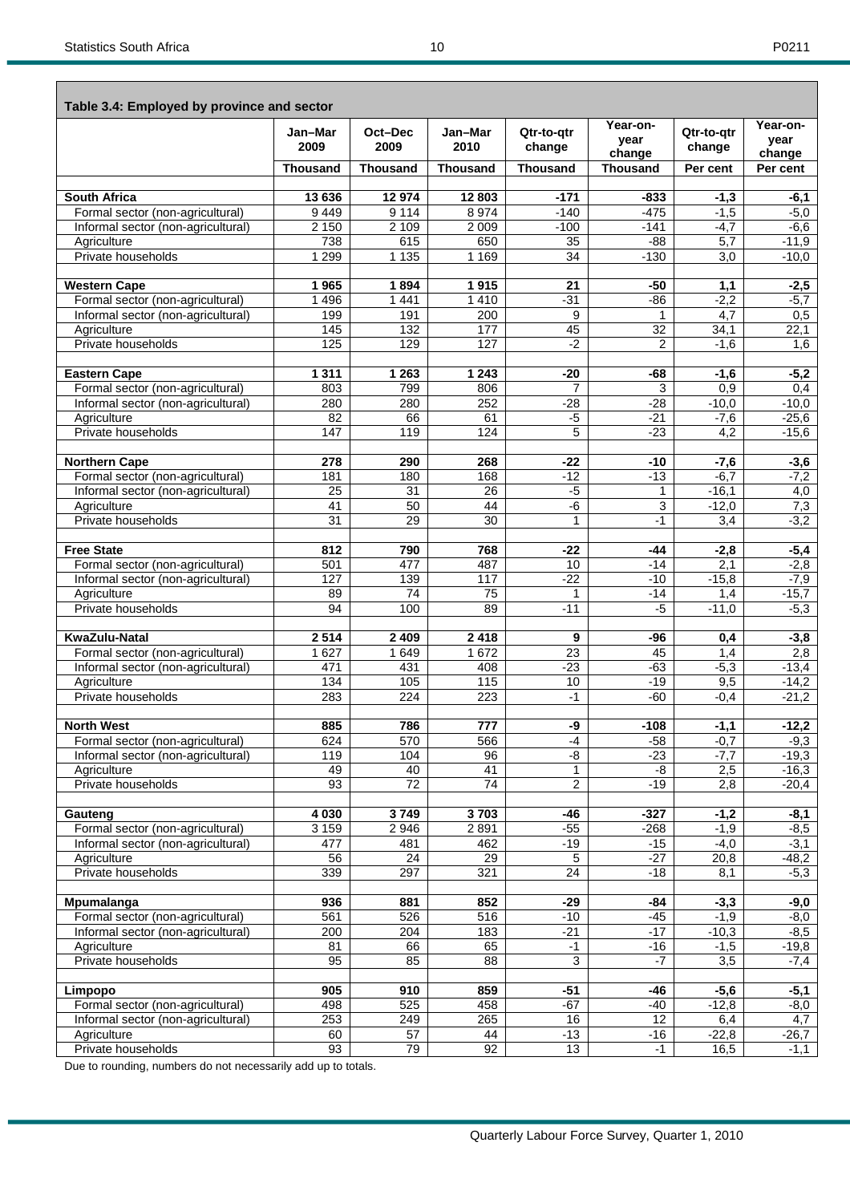**Table 3.4: Employed by province and sector**

| | Jan–Mar 2009 | Oct–Dec 2009 | Jan–Mar 2010 | Qtr-to-qtr change | Year-on-year change | Qtr-to-qtr change | Year-on-year change |
|---|---|---|---|---|---|---|---|
| | Thousand | Thousand | Thousand | Thousand | Thousand | Per cent | Per cent |
| **South Africa** | **13 636** | **12 974** | **12 803** | **-171** | **-833** | **-1,3** | **-6,1** |
| Formal sector (non-agricultural) | 9 449 | 9 114 | 8 974 | -140 | -475 | -1,5 | -5,0 |
| Informal sector (non-agricultural) | 2 150 | 2 109 | 2 009 | -100 | -141 | -4,7 | -6,6 |
| Agriculture | 738 | 615 | 650 | 35 | -88 | 5,7 | -11,9 |
| Private households | 1 299 | 1 135 | 1 169 | 34 | -130 | 3,0 | -10,0 |
| **Western Cape** | **1 965** | **1 894** | **1 915** | **21** | **-50** | **1,1** | **-2,5** |
| Formal sector (non-agricultural) | 1 496 | 1 441 | 1 410 | -31 | -86 | -2,2 | -5,7 |
| Informal sector (non-agricultural) | 199 | 191 | 200 | 9 | 1 | 4,7 | 0,5 |
| Agriculture | 145 | 132 | 177 | 45 | 32 | 34,1 | 22,1 |
| Private households | 125 | 129 | 127 | -2 | 2 | -1,6 | 1,6 |
| **Eastern Cape** | **1 311** | **1 263** | **1 243** | **-20** | **-68** | **-1,6** | **-5,2** |
| Formal sector (non-agricultural) | 803 | 799 | 806 | 7 | 3 | 0,9 | 0,4 |
| Informal sector (non-agricultural) | 280 | 280 | 252 | -28 | -28 | -10,0 | -10,0 |
| Agriculture | 82 | 66 | 61 | -5 | -21 | -7,6 | -25,6 |
| Private households | 147 | 119 | 124 | 5 | -23 | 4,2 | -15,6 |
| **Northern Cape** | **278** | **290** | **268** | **-22** | **-10** | **-7,6** | **-3,6** |
| Formal sector (non-agricultural) | 181 | 180 | 168 | -12 | -13 | -6,7 | -7,2 |
| Informal sector (non-agricultural) | 25 | 31 | 26 | -5 | 1 | -16,1 | 4,0 |
| Agriculture | 41 | 50 | 44 | -6 | 3 | -12,0 | 7,3 |
| Private households | 31 | 29 | 30 | 1 | -1 | 3,4 | -3,2 |
| **Free State** | **812** | **790** | **768** | **-22** | **-44** | **-2,8** | **-5,4** |
| Formal sector (non-agricultural) | 501 | 477 | 487 | 10 | -14 | 2,1 | -2,8 |
| Informal sector (non-agricultural) | 127 | 139 | 117 | -22 | -10 | -15,8 | -7,9 |
| Agriculture | 89 | 74 | 75 | 1 | -14 | 1,4 | -15,7 |
| Private households | 94 | 100 | 89 | -11 | -5 | -11,0 | -5,3 |
| **KwaZulu-Natal** | **2 514** | **2 409** | **2 418** | **9** | **-96** | **0,4** | **-3,8** |
| Formal sector (non-agricultural) | 1 627 | 1 649 | 1 672 | 23 | 45 | 1,4 | 2,8 |
| Informal sector (non-agricultural) | 471 | 431 | 408 | -23 | -63 | -5,3 | -13,4 |
| Agriculture | 134 | 105 | 115 | 10 | -19 | 9,5 | -14,2 |
| Private households | 283 | 224 | 223 | -1 | -60 | -0,4 | -21,2 |
| **North West** | **885** | **786** | **777** | **-9** | **-108** | **-1,1** | **-12,2** |
| Formal sector (non-agricultural) | 624 | 570 | 566 | -4 | -58 | -0,7 | -9,3 |
| Informal sector (non-agricultural) | 119 | 104 | 96 | -8 | -23 | -7,7 | -19,3 |
| Agriculture | 49 | 40 | 41 | 1 | -8 | 2,5 | -16,3 |
| Private households | 93 | 72 | 74 | 2 | -19 | 2,8 | -20,4 |
| **Gauteng** | **4 030** | **3 749** | **3 703** | **-46** | **-327** | **-1,2** | **-8,1** |
| Formal sector (non-agricultural) | 3 159 | 2 946 | 2 891 | -55 | -268 | -1,9 | -8,5 |
| Informal sector (non-agricultural) | 477 | 481 | 462 | -19 | -15 | -4,0 | -3,1 |
| Agriculture | 56 | 24 | 29 | 5 | -27 | 20,8 | -48,2 |
| Private households | 339 | 297 | 321 | 24 | -18 | 8,1 | -5,3 |
| **Mpumalanga** | **936** | **881** | **852** | **-29** | **-84** | **-3,3** | **-9,0** |
| Formal sector (non-agricultural) | 561 | 526 | 516 | -10 | -45 | -1,9 | -8,0 |
| Informal sector (non-agricultural) | 200 | 204 | 183 | -21 | -17 | -10,3 | -8,5 |
| Agriculture | 81 | 66 | 65 | -1 | -16 | -1,5 | -19,8 |
| Private households | 95 | 85 | 88 | 3 | -7 | 3,5 | -7,4 |
| **Limpopo** | **905** | **910** | **859** | **-51** | **-46** | **-5,6** | **-5,1** |
| Formal sector (non-agricultural) | 498 | 525 | 458 | -67 | -40 | -12,8 | -8,0 |
| Informal sector (non-agricultural) | 253 | 249 | 265 | 16 | 12 | 6,4 | 4,7 |
| Agriculture | 60 | 57 | 44 | -13 | -16 | -22,8 | -26,7 |
| Private households | 93 | 79 | 92 | 13 | -1 | 16,5 | -1,1 |

Due to rounding, numbers do not necessarily add up to totals.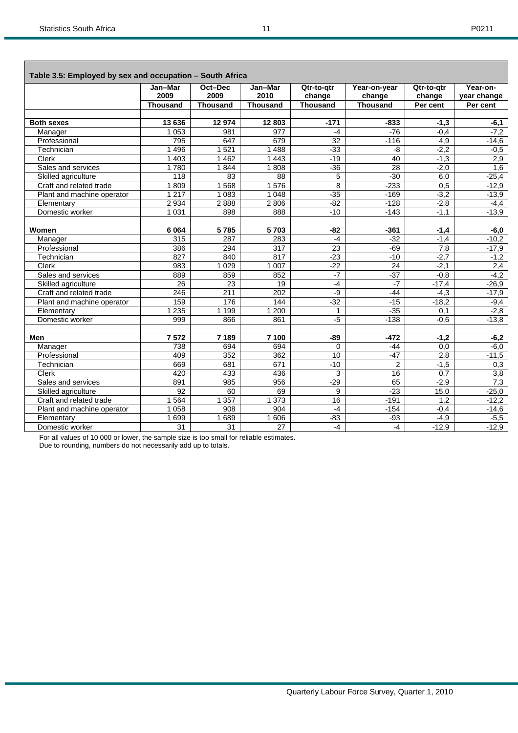**Table 3.5: Employed by sex and occupation – South Africa**

| | Jan–Mar 2009 | Oct–Dec 2009 | Jan–Mar 2010 | Qtr-to-qtr change | Year-on-year change | Qtr-to-qtr change | Year-on-year change |
|---|---|---|---|---|---|---|---|
| | Thousand | Thousand | Thousand | Thousand | Thousand | Per cent | Per cent |
| **Both sexes** | **13 636** | **12 974** | **12 803** | **-171** | **-833** | **-1,3** | **-6,1** |
| Manager | 1 053 | 981 | 977 | -4 | -76 | -0,4 | -7,2 |
| Professional | 795 | 647 | 679 | 32 | -116 | 4,9 | -14,6 |
| Technician | 1 496 | 1 521 | 1 488 | -33 | -8 | -2,2 | -0,5 |
| Clerk | 1 403 | 1 462 | 1 443 | -19 | 40 | -1,3 | 2,9 |
| Sales and services | 1 780 | 1 844 | 1 808 | -36 | 28 | -2,0 | 1,6 |
| Skilled agriculture | 118 | 83 | 88 | 5 | -30 | 6,0 | -25,4 |
| Craft and related trade | 1 809 | 1 568 | 1 576 | 8 | -233 | 0,5 | -12,9 |
| Plant and machine operator | 1 217 | 1 083 | 1 048 | -35 | -169 | -3,2 | -13,9 |
| Elementary | 2 934 | 2 888 | 2 806 | -82 | -128 | -2,8 | -4,4 |
| Domestic worker | 1 031 | 898 | 888 | -10 | -143 | -1,1 | -13,9 |
| **Women** | **6 064** | **5 785** | **5 703** | **-82** | **-361** | **-1,4** | **-6,0** |
| Manager | 315 | 287 | 283 | -4 | -32 | -1,4 | -10,2 |
| Professional | 386 | 294 | 317 | 23 | -69 | 7,8 | -17,9 |
| Technician | 827 | 840 | 817 | -23 | -10 | -2,7 | -1,2 |
| Clerk | 983 | 1 029 | 1 007 | -22 | 24 | -2,1 | 2,4 |
| Sales and services | 889 | 859 | 852 | -7 | -37 | -0,8 | -4,2 |
| Skilled agriculture | 26 | 23 | 19 | -4 | -7 | -17,4 | -26,9 |
| Craft and related trade | 246 | 211 | 202 | -9 | -44 | -4,3 | -17,9 |
| Plant and machine operator | 159 | 176 | 144 | -32 | -15 | -18,2 | -9,4 |
| Elementary | 1 235 | 1 199 | 1 200 | 1 | -35 | 0,1 | -2,8 |
| Domestic worker | 999 | 866 | 861 | -5 | -138 | -0,6 | -13,8 |
| **Men** | **7 572** | **7 189** | **7 100** | **-89** | **-472** | **-1,2** | **-6,2** |
| Manager | 738 | 694 | 694 | 0 | -44 | 0,0 | -6,0 |
| Professional | 409 | 352 | 362 | 10 | -47 | 2,8 | -11,5 |
| Technician | 669 | 681 | 671 | -10 | 2 | -1,5 | 0,3 |
| Clerk | 420 | 433 | 436 | 3 | 16 | 0,7 | 3,8 |
| Sales and services | 891 | 985 | 956 | -29 | 65 | -2,9 | 7,3 |
| Skilled agriculture | 92 | 60 | 69 | 9 | -23 | 15,0 | -25,0 |
| Craft and related trade | 1 564 | 1 357 | 1 373 | 16 | -191 | 1,2 | -12,2 |
| Plant and machine operator | 1 058 | 908 | 904 | -4 | -154 | -0,4 | -14,6 |
| Elementary | 1 699 | 1 689 | 1 606 | -83 | -93 | -4,9 | -5,5 |
| Domestic worker | 31 | 31 | 27 | -4 | -4 | -12,9 | -12,9 |

For all values of 10 000 or lower, the sample size is too small for reliable estimates.
Due to rounding, numbers do not necessarily add up to totals.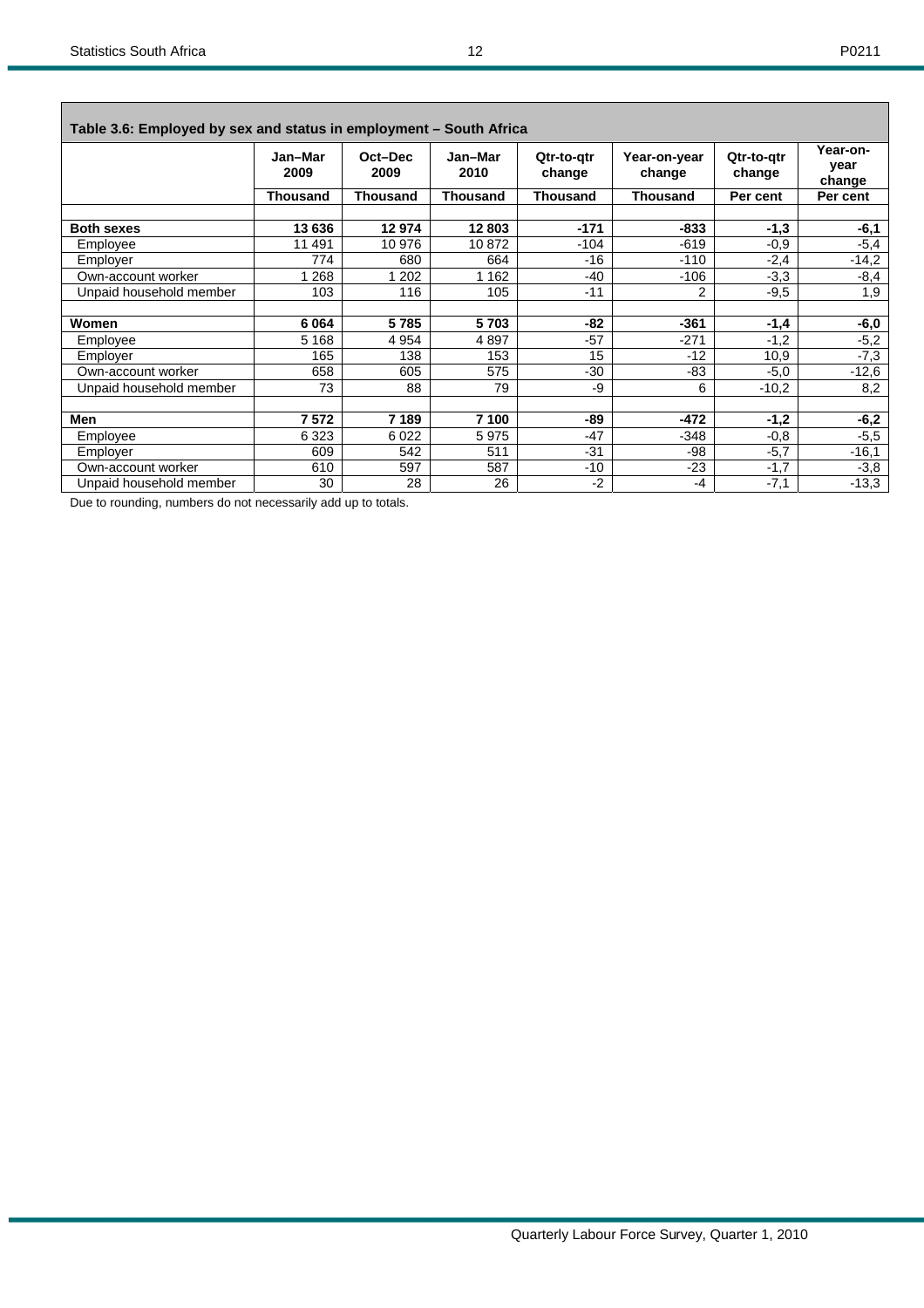**Table 3.6: Employed by sex and status in employment – South Africa**

| | Jan–Mar 2009 | Oct–Dec 2009 | Jan–Mar 2010 | Qtr-to-qtr change | Year-on-year change | Qtr-to-qtr change | Year-on-year change |
|---|---|---|---|---|---|---|---|
| | Thousand | Thousand | Thousand | Thousand | Thousand | Per cent | Per cent |
| **Both sexes** | **13 636** | **12 974** | **12 803** | **-171** | **-833** | **-1,3** | **-6,1** |
| Employee | 11 491 | 10 976 | 10 872 | -104 | -619 | -0,9 | -5,4 |
| Employer | 774 | 680 | 664 | -16 | -110 | -2,4 | -14,2 |
| Own-account worker | 1 268 | 1 202 | 1 162 | -40 | -106 | -3,3 | -8,4 |
| Unpaid household member | 103 | 116 | 105 | -11 | 2 | -9,5 | 1,9 |
| **Women** | **6 064** | **5 785** | **5 703** | **-82** | **-361** | **-1,4** | **-6,0** |
| Employee | 5 168 | 4 954 | 4 897 | -57 | -271 | -1,2 | -5,2 |
| Employer | 165 | 138 | 153 | 15 | -12 | 10,9 | -7,3 |
| Own-account worker | 658 | 605 | 575 | -30 | -83 | -5,0 | -12,6 |
| Unpaid household member | 73 | 88 | 79 | -9 | 6 | -10,2 | 8,2 |
| **Men** | **7 572** | **7 189** | **7 100** | **-89** | **-472** | **-1,2** | **-6,2** |
| Employee | 6 323 | 6 022 | 5 975 | -47 | -348 | -0,8 | -5,5 |
| Employer | 609 | 542 | 511 | -31 | -98 | -5,7 | -16,1 |
| Own-account worker | 610 | 597 | 587 | -10 | -23 | -1,7 | -3,8 |
| Unpaid household member | 30 | 28 | 26 | -2 | -4 | -7,1 | -13,3 |

Due to rounding, numbers do not necessarily add up to totals.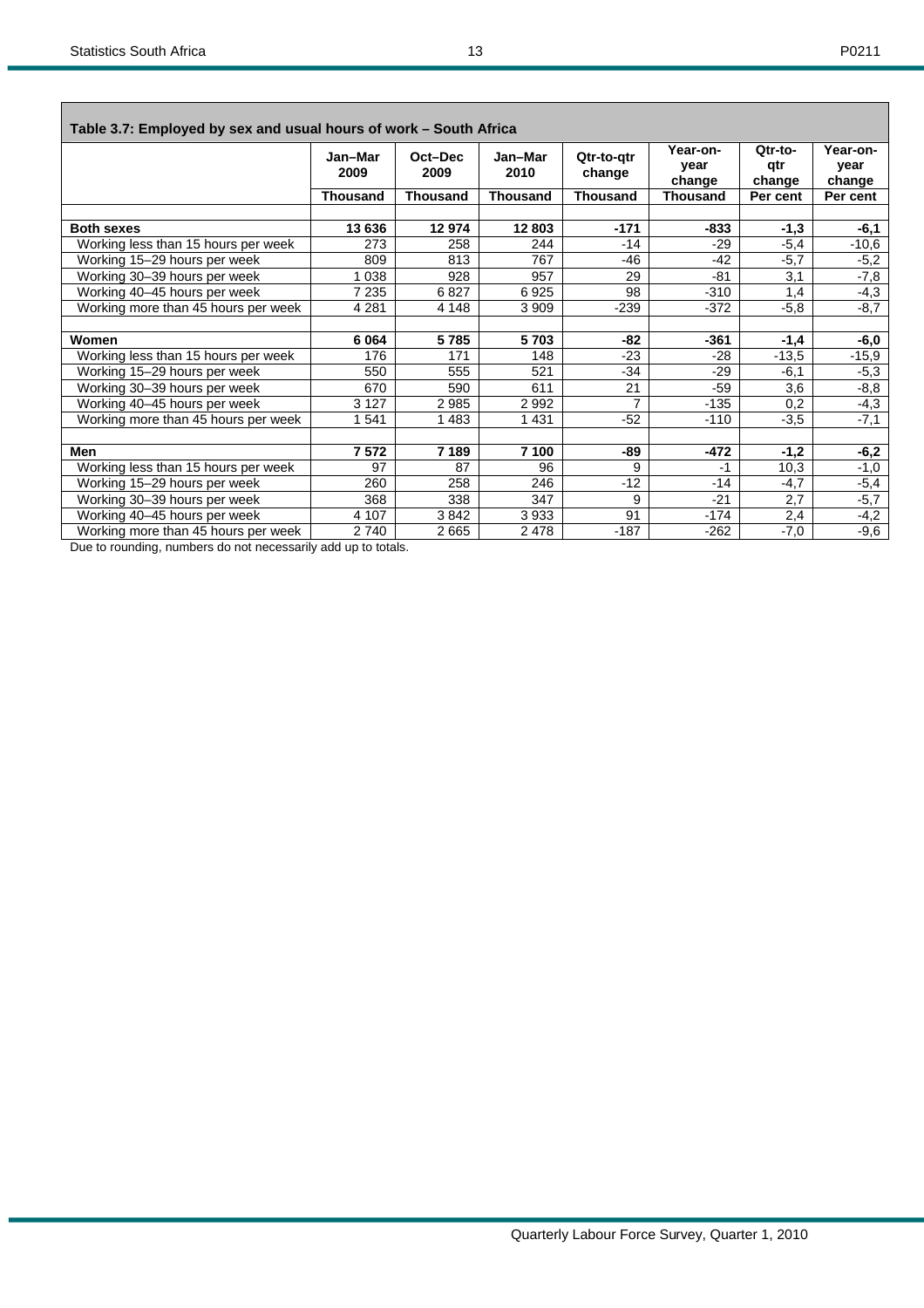**Table 3.7: Employed by sex and usual hours of work – South Africa**

| | Jan–Mar 2009 | Oct–Dec 2009 | Jan–Mar 2010 | Qtr-to-qtr change | Year-on-year change | Qtr-to-qtr change | Year-on-year change |
|---|---|---|---|---|---|---|---|
| | Thousand | Thousand | Thousand | Thousand | Thousand | Per cent | Per cent |
| **Both sexes** | **13 636** | **12 974** | **12 803** | **-171** | **-833** | **-1,3** | **-6,1** |
| Working less than 15 hours per week | 273 | 258 | 244 | -14 | -29 | -5,4 | -10,6 |
| Working 15–29 hours per week | 809 | 813 | 767 | -46 | -42 | -5,7 | -5,2 |
| Working 30–39 hours per week | 1 038 | 928 | 957 | 29 | -81 | 3,1 | -7,8 |
| Working 40–45 hours per week | 7 235 | 6 827 | 6 925 | 98 | -310 | 1,4 | -4,3 |
| Working more than 45 hours per week | 4 281 | 4 148 | 3 909 | -239 | -372 | -5,8 | -8,7 |
| **Women** | **6 064** | **5 785** | **5 703** | **-82** | **-361** | **-1,4** | **-6,0** |
| Working less than 15 hours per week | 176 | 171 | 148 | -23 | -28 | -13,5 | -15,9 |
| Working 15–29 hours per week | 550 | 555 | 521 | -34 | -29 | -6,1 | -5,3 |
| Working 30–39 hours per week | 670 | 590 | 611 | 21 | -59 | 3,6 | -8,8 |
| Working 40–45 hours per week | 3 127 | 2 985 | 2 992 | 7 | -135 | 0,2 | -4,3 |
| Working more than 45 hours per week | 1 541 | 1 483 | 1 431 | -52 | -110 | -3,5 | -7,1 |
| **Men** | **7 572** | **7 189** | **7 100** | **-89** | **-472** | **-1,2** | **-6,2** |
| Working less than 15 hours per week | 97 | 87 | 96 | 9 | -1 | 10,3 | -1,0 |
| Working 15–29 hours per week | 260 | 258 | 246 | -12 | -14 | -4,7 | -5,4 |
| Working 30–39 hours per week | 368 | 338 | 347 | 9 | -21 | 2,7 | -5,7 |
| Working 40–45 hours per week | 4 107 | 3 842 | 3 933 | 91 | -174 | 2,4 | -4,2 |
| Working more than 45 hours per week | 2 740 | 2 665 | 2 478 | -187 | -262 | -7,0 | -9,6 |

Due to rounding, numbers do not necessarily add up to totals.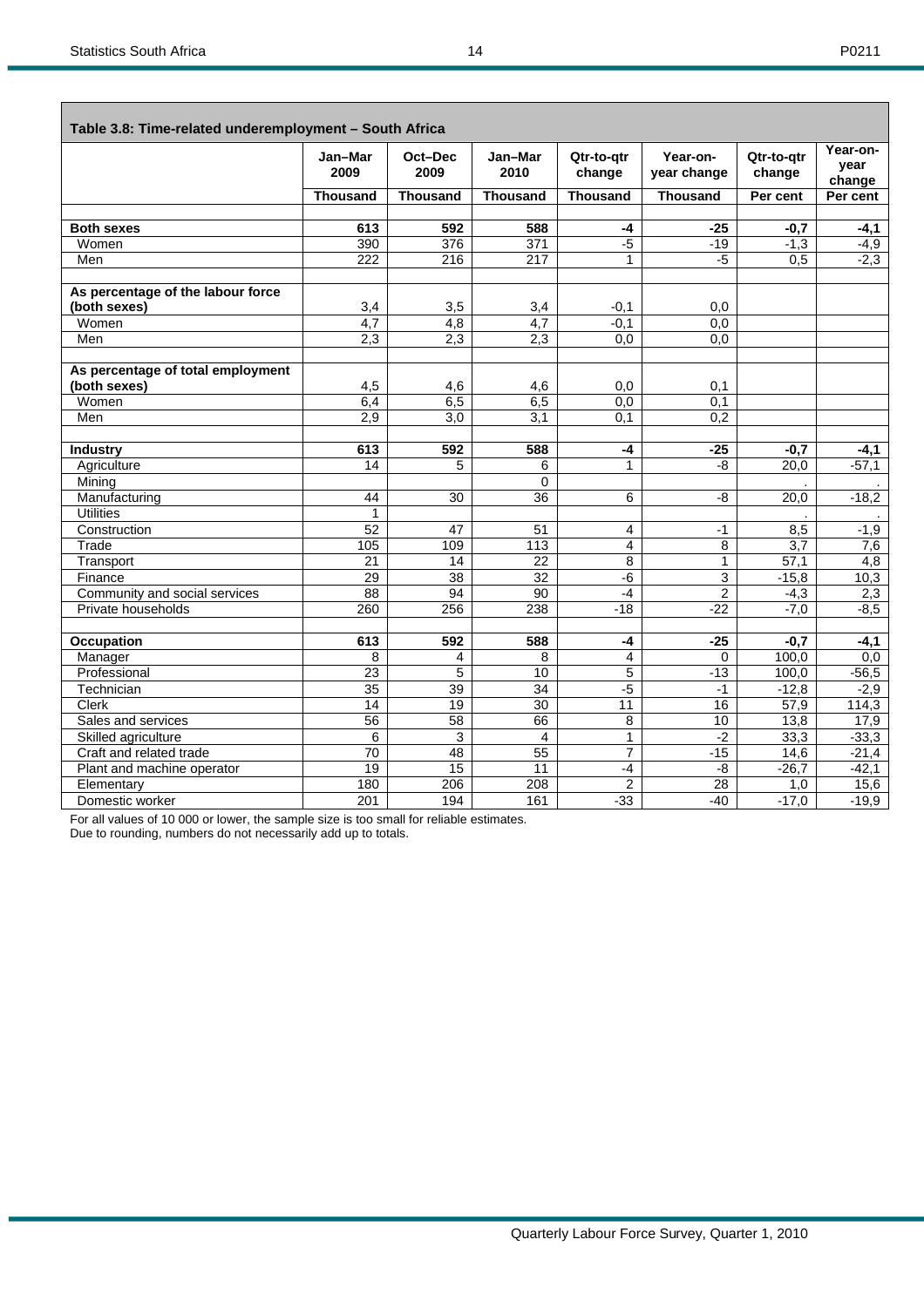## Table 3.8: Time-related underemployment – South Africa

| | Jan–Mar 2009 | Oct–Dec 2009 | Jan–Mar 2010 | Qtr-to-qtr change | Year-on-year change | Qtr-to-qtr change | Year-on-year change |
|---|---|---|---|---|---|---|---|
| | Thousand | Thousand | Thousand | Thousand | Thousand | Per cent | Per cent |
| **Both sexes** | **613** | **592** | **588** | **-4** | **-25** | **-0,7** | **-4,1** |
| Women | 390 | 376 | 371 | -5 | -19 | -1,3 | -4,9 |
| Men | 222 | 216 | 217 | 1 | -5 | 0,5 | -2,3 |
| | | | | | | | |
| **As percentage of the labour force (both sexes)** | 3,4 | 3,5 | 3,4 | -0,1 | 0,0 | | |
| Women | 4,7 | 4,8 | 4,7 | -0,1 | 0,0 | | |
| Men | 2,3 | 2,3 | 2,3 | 0,0 | 0,0 | | |
| | | | | | | | |
| **As percentage of total employment (both sexes)** | 4,5 | 4,6 | 4,6 | 0,0 | 0,1 | | |
| Women | 6,4 | 6,5 | 6,5 | 0,0 | 0,1 | | |
| Men | 2,9 | 3,0 | 3,1 | 0,1 | 0,2 | | |
| | | | | | | | |
| **Industry** | **613** | **592** | **588** | **-4** | **-25** | **-0,7** | **-4,1** |
| Agriculture | 14 | 5 | 6 | 1 | -8 | 20,0 | -57,1 |
| Mining | | | 0 | | | . | . |
| Manufacturing | 44 | 30 | 36 | 6 | -8 | 20,0 | -18,2 |
| Utilities | 1 | | | | | . | . |
| Construction | 52 | 47 | 51 | 4 | -1 | 8,5 | -1,9 |
| Trade | 105 | 109 | 113 | 4 | 8 | 3,7 | 7,6 |
| Transport | 21 | 14 | 22 | 8 | 1 | 57,1 | 4,8 |
| Finance | 29 | 38 | 32 | -6 | 3 | -15,8 | 10,3 |
| Community and social services | 88 | 94 | 90 | -4 | 2 | -4,3 | 2,3 |
| Private households | 260 | 256 | 238 | -18 | -22 | -7,0 | -8,5 |
| | | | | | | | |
| **Occupation** | **613** | **592** | **588** | **-4** | **-25** | **-0,7** | **-4,1** |
| Manager | 8 | 4 | 8 | 4 | 0 | 100,0 | 0,0 |
| Professional | 23 | 5 | 10 | 5 | -13 | 100,0 | -56,5 |
| Technician | 35 | 39 | 34 | -5 | -1 | -12,8 | -2,9 |
| Clerk | 14 | 19 | 30 | 11 | 16 | 57,9 | 114,3 |
| Sales and services | 56 | 58 | 66 | 8 | 10 | 13,8 | 17,9 |
| Skilled agriculture | 6 | 3 | 4 | 1 | -2 | 33,3 | -33,3 |
| Craft and related trade | 70 | 48 | 55 | 7 | -15 | 14,6 | -21,4 |
| Plant and machine operator | 19 | 15 | 11 | -4 | -8 | -26,7 | -42,1 |
| Elementary | 180 | 206 | 208 | 2 | 28 | 1,0 | 15,6 |
| Domestic worker | 201 | 194 | 161 | -33 | -40 | -17,0 | -19,9 |

For all values of 10 000 or lower, the sample size is too small for reliable estimates.
Due to rounding, numbers do not necessarily add up to totals.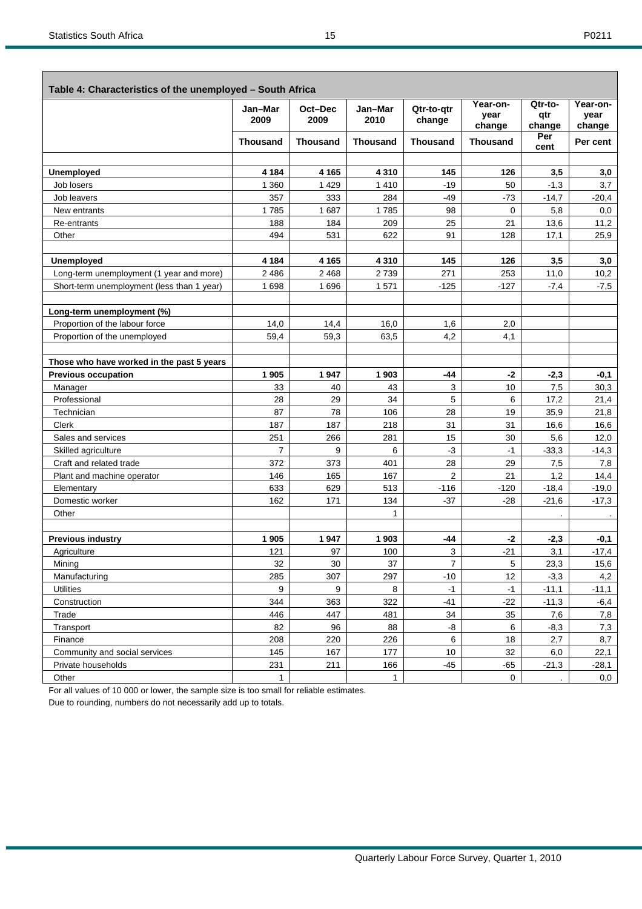**Table 4: Characteristics of the unemployed – South Africa**

| | Jan–Mar 2009 | Oct–Dec 2009 | Jan–Mar 2010 | Qtr-to-qtr change | Year-on-year change | Qtr-to-qtr change | Year-on-year change |
|---|---|---|---|---|---|---|---|
| | Thousand | Thousand | Thousand | Thousand | Thousand | Per cent | Per cent |
| **Unemployed** | **4 184** | **4 165** | **4 310** | **145** | **126** | **3,5** | **3,0** |
| Job losers | 1 360 | 1 429 | 1 410 | -19 | 50 | -1,3 | 3,7 |
| Job leavers | 357 | 333 | 284 | -49 | -73 | -14,7 | -20,4 |
| New entrants | 1 785 | 1 687 | 1 785 | 98 | 0 | 5,8 | 0,0 |
| Re-entrants | 188 | 184 | 209 | 25 | 21 | 13,6 | 11,2 |
| Other | 494 | 531 | 622 | 91 | 128 | 17,1 | 25,9 |
| | | | | | | | |
| **Unemployed** | **4 184** | **4 165** | **4 310** | **145** | **126** | **3,5** | **3,0** |
| Long-term unemployment (1 year and more) | 2 486 | 2 468 | 2 739 | 271 | 253 | 11,0 | 10,2 |
| Short-term unemployment (less than 1 year) | 1 698 | 1 696 | 1 571 | -125 | -127 | -7,4 | -7,5 |
| | | | | | | | |
| **Long-term unemployment (%)** | | | | | | | |
| Proportion of the labour force | 14,0 | 14,4 | 16,0 | 1,6 | 2,0 | | |
| Proportion of the unemployed | 59,4 | 59,3 | 63,5 | 4,2 | 4,1 | | |
| | | | | | | | |
| **Those who have worked in the past 5 years** | | | | | | | |
| **Previous occupation** | **1 905** | **1 947** | **1 903** | **-44** | **-2** | **-2,3** | **-0,1** |
| Manager | 33 | 40 | 43 | 3 | 10 | 7,5 | 30,3 |
| Professional | 28 | 29 | 34 | 5 | 6 | 17,2 | 21,4 |
| Technician | 87 | 78 | 106 | 28 | 19 | 35,9 | 21,8 |
| Clerk | 187 | 187 | 218 | 31 | 31 | 16,6 | 16,6 |
| Sales and services | 251 | 266 | 281 | 15 | 30 | 5,6 | 12,0 |
| Skilled agriculture | 7 | 9 | 6 | -3 | -1 | -33,3 | -14,3 |
| Craft and related trade | 372 | 373 | 401 | 28 | 29 | 7,5 | 7,8 |
| Plant and machine operator | 146 | 165 | 167 | 2 | 21 | 1,2 | 14,4 |
| Elementary | 633 | 629 | 513 | -116 | -120 | -18,4 | -19,0 |
| Domestic worker | 162 | 171 | 134 | -37 | -28 | -21,6 | -17,3 |
| Other | | | 1 | | | . | . |
| | | | | | | | |
| **Previous industry** | **1 905** | **1 947** | **1 903** | **-44** | **-2** | **-2,3** | **-0,1** |
| Agriculture | 121 | 97 | 100 | 3 | -21 | 3,1 | -17,4 |
| Mining | 32 | 30 | 37 | 7 | 5 | 23,3 | 15,6 |
| Manufacturing | 285 | 307 | 297 | -10 | 12 | -3,3 | 4,2 |
| Utilities | 9 | 9 | 8 | -1 | -1 | -11,1 | -11,1 |
| Construction | 344 | 363 | 322 | -41 | -22 | -11,3 | -6,4 |
| Trade | 446 | 447 | 481 | 34 | 35 | 7,6 | 7,8 |
| Transport | 82 | 96 | 88 | -8 | 6 | -8,3 | 7,3 |
| Finance | 208 | 220 | 226 | 6 | 18 | 2,7 | 8,7 |
| Community and social services | 145 | 167 | 177 | 10 | 32 | 6,0 | 22,1 |
| Private households | 231 | 211 | 166 | -45 | -65 | -21,3 | -28,1 |
| Other | 1 | | 1 | | 0 | . | 0,0 |

For all values of 10 000 or lower, the sample size is too small for reliable estimates.

Due to rounding, numbers do not necessarily add up to totals.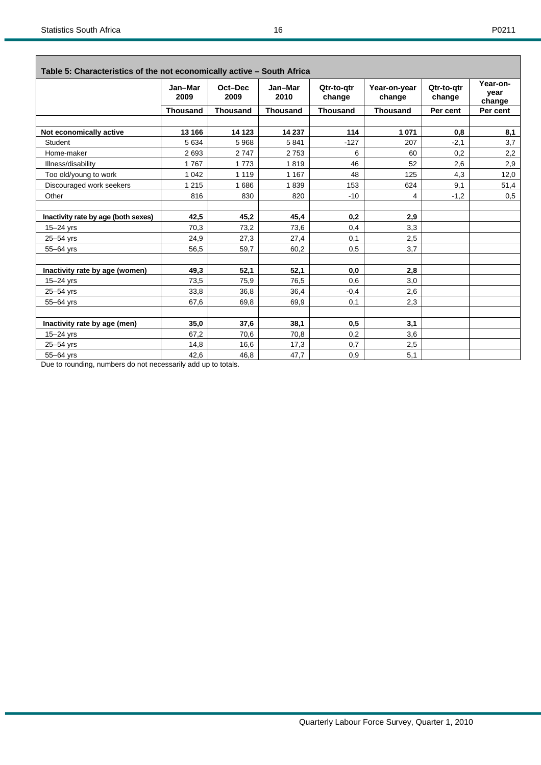**Table 5: Characteristics of the not economically active – South Africa**

| | Jan–Mar 2009 | Oct–Dec 2009 | Jan–Mar 2010 | Qtr-to-qtr change | Year-on-year change | Qtr-to-qtr change | Year-on-year change |
|---|---|---|---|---|---|---|---|
| | Thousand | Thousand | Thousand | Thousand | Thousand | Per cent | Per cent |
| | | | | | | | |
| **Not economically active** | **13 166** | **14 123** | **14 237** | **114** | **1 071** | **0,8** | **8,1** |
| Student | 5 634 | 5 968 | 5 841 | -127 | 207 | -2,1 | 3,7 |
| Home-maker | 2 693 | 2 747 | 2 753 | 6 | 60 | 0,2 | 2,2 |
| Illness/disability | 1 767 | 1 773 | 1 819 | 46 | 52 | 2,6 | 2,9 |
| Too old/young to work | 1 042 | 1 119 | 1 167 | 48 | 125 | 4,3 | 12,0 |
| Discouraged work seekers | 1 215 | 1 686 | 1 839 | 153 | 624 | 9,1 | 51,4 |
| Other | 816 | 830 | 820 | -10 | 4 | -1,2 | 0,5 |
| | | | | | | | |
| **Inactivity rate by age (both sexes)** | **42,5** | **45,2** | **45,4** | **0,2** | **2,9** | | |
| 15–24 yrs | 70,3 | 73,2 | 73,6 | 0,4 | 3,3 | | |
| 25–54 yrs | 24,9 | 27,3 | 27,4 | 0,1 | 2,5 | | |
| 55–64 yrs | 56,5 | 59,7 | 60,2 | 0,5 | 3,7 | | |
| | | | | | | | |
| **Inactivity rate by age (women)** | **49,3** | **52,1** | **52,1** | **0,0** | **2,8** | | |
| 15–24 yrs | 73,5 | 75,9 | 76,5 | 0,6 | 3,0 | | |
| 25–54 yrs | 33,8 | 36,8 | 36,4 | -0,4 | 2,6 | | |
| 55–64 yrs | 67,6 | 69,8 | 69,9 | 0,1 | 2,3 | | |
| | | | | | | | |
| **Inactivity rate by age (men)** | **35,0** | **37,6** | **38,1** | **0,5** | **3,1** | | |
| 15–24 yrs | 67,2 | 70,6 | 70,8 | 0,2 | 3,6 | | |
| 25–54 yrs | 14,8 | 16,6 | 17,3 | 0,7 | 2,5 | | |
| 55–64 yrs | 42,6 | 46,8 | 47,7 | 0,9 | 5,1 | | |

Due to rounding, numbers do not necessarily add up to totals.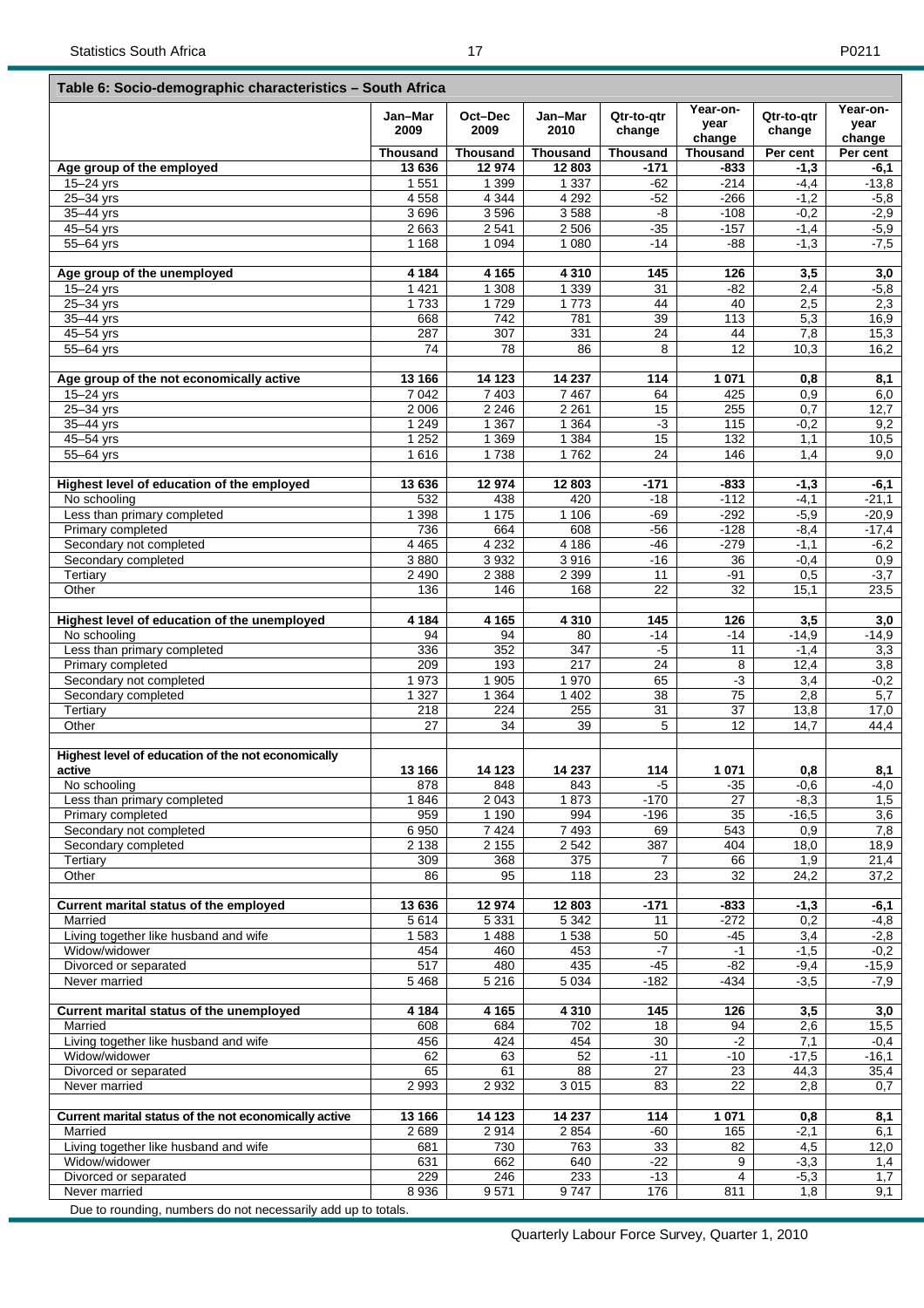## Table 6: Socio-demographic characteristics – South Africa

| | Jan–Mar 2009 | Oct–Dec 2009 | Jan–Mar 2010 | Qtr-to-qtr change | Year-on-year change | Qtr-to-qtr change | Year-on-year change |
|---|---|---|---|---|---|---|---|
| | Thousand | Thousand | Thousand | Thousand | Thousand | Per cent | Per cent |
| **Age group of the employed** | **13 636** | **12 974** | **12 803** | **-171** | **-833** | **-1,3** | **-6,1** |
| 15–24 yrs | 1 551 | 1 399 | 1 337 | -62 | -214 | -4,4 | -13,8 |
| 25–34 yrs | 4 558 | 4 344 | 4 292 | -52 | -266 | -1,2 | -5,8 |
| 35–44 yrs | 3 696 | 3 596 | 3 588 | -8 | -108 | -0,2 | -2,9 |
| 45–54 yrs | 2 663 | 2 541 | 2 506 | -35 | -157 | -1,4 | -5,9 |
| 55–64 yrs | 1 168 | 1 094 | 1 080 | -14 | -88 | -1,3 | -7,5 |
| | | | | | | | |
| **Age group of the unemployed** | **4 184** | **4 165** | **4 310** | **145** | **126** | **3,5** | **3,0** |
| 15–24 yrs | 1 421 | 1 308 | 1 339 | 31 | -82 | 2,4 | -5,8 |
| 25–34 yrs | 1 733 | 1 729 | 1 773 | 44 | 40 | 2,5 | 2,3 |
| 35–44 yrs | 668 | 742 | 781 | 39 | 113 | 5,3 | 16,9 |
| 45–54 yrs | 287 | 307 | 331 | 24 | 44 | 7,8 | 15,3 |
| 55–64 yrs | 74 | 78 | 86 | 8 | 12 | 10,3 | 16,2 |
| | | | | | | | |
| **Age group of the not economically active** | **13 166** | **14 123** | **14 237** | **114** | **1 071** | **0,8** | **8,1** |
| 15–24 yrs | 7 042 | 7 403 | 7 467 | 64 | 425 | 0,9 | 6,0 |
| 25–34 yrs | 2 006 | 2 246 | 2 261 | 15 | 255 | 0,7 | 12,7 |
| 35–44 yrs | 1 249 | 1 367 | 1 364 | -3 | 115 | -0,2 | 9,2 |
| 45–54 yrs | 1 252 | 1 369 | 1 384 | 15 | 132 | 1,1 | 10,5 |
| 55–64 yrs | 1 616 | 1 738 | 1 762 | 24 | 146 | 1,4 | 9,0 |
| | | | | | | | |
| **Highest level of education of the employed** | **13 636** | **12 974** | **12 803** | **-171** | **-833** | **-1,3** | **-6,1** |
| No schooling | 532 | 438 | 420 | -18 | -112 | -4,1 | -21,1 |
| Less than primary completed | 1 398 | 1 175 | 1 106 | -69 | -292 | -5,9 | -20,9 |
| Primary completed | 736 | 664 | 608 | -56 | -128 | -8,4 | -17,4 |
| Secondary not completed | 4 465 | 4 232 | 4 186 | -46 | -279 | -1,1 | -6,2 |
| Secondary completed | 3 880 | 3 932 | 3 916 | -16 | 36 | -0,4 | 0,9 |
| Tertiary | 2 490 | 2 388 | 2 399 | 11 | -91 | 0,5 | -3,7 |
| Other | 136 | 146 | 168 | 22 | 32 | 15,1 | 23,5 |
| | | | | | | | |
| **Highest level of education of the unemployed** | **4 184** | **4 165** | **4 310** | **145** | **126** | **3,5** | **3,0** |
| No schooling | 94 | 94 | 80 | -14 | -14 | -14,9 | -14,9 |
| Less than primary completed | 336 | 352 | 347 | -5 | 11 | -1,4 | 3,3 |
| Primary completed | 209 | 193 | 217 | 24 | 8 | 12,4 | 3,8 |
| Secondary not completed | 1 973 | 1 905 | 1 970 | 65 | -3 | 3,4 | -0,2 |
| Secondary completed | 1 327 | 1 364 | 1 402 | 38 | 75 | 2,8 | 5,7 |
| Tertiary | 218 | 224 | 255 | 31 | 37 | 13,8 | 17,0 |
| Other | 27 | 34 | 39 | 5 | 12 | 14,7 | 44,4 |
| | | | | | | | |
| **Highest level of education of the not economically active** | **13 166** | **14 123** | **14 237** | **114** | **1 071** | **0,8** | **8,1** |
| No schooling | 878 | 848 | 843 | -5 | -35 | -0,6 | -4,0 |
| Less than primary completed | 1 846 | 2 043 | 1 873 | -170 | 27 | -8,3 | 1,5 |
| Primary completed | 959 | 1 190 | 994 | -196 | 35 | -16,5 | 3,6 |
| Secondary not completed | 6 950 | 7 424 | 7 493 | 69 | 543 | 0,9 | 7,8 |
| Secondary completed | 2 138 | 2 155 | 2 542 | 387 | 404 | 18,0 | 18,9 |
| Tertiary | 309 | 368 | 375 | 7 | 66 | 1,9 | 21,4 |
| Other | 86 | 95 | 118 | 23 | 32 | 24,2 | 37,2 |
| | | | | | | | |
| **Current marital status of the employed** | **13 636** | **12 974** | **12 803** | **-171** | **-833** | **-1,3** | **-6,1** |
| Married | 5 614 | 5 331 | 5 342 | 11 | -272 | 0,2 | -4,8 |
| Living together like husband and wife | 1 583 | 1 488 | 1 538 | 50 | -45 | 3,4 | -2,8 |
| Widow/widower | 454 | 460 | 453 | -7 | -1 | -1,5 | -0,2 |
| Divorced or separated | 517 | 480 | 435 | -45 | -82 | -9,4 | -15,9 |
| Never married | 5 468 | 5 216 | 5 034 | -182 | -434 | -3,5 | -7,9 |
| | | | | | | | |
| **Current marital status of the unemployed** | **4 184** | **4 165** | **4 310** | **145** | **126** | **3,5** | **3,0** |
| Married | 608 | 684 | 702 | 18 | 94 | 2,6 | 15,5 |
| Living together like husband and wife | 456 | 424 | 454 | 30 | -2 | 7,1 | -0,4 |
| Widow/widower | 62 | 63 | 52 | -11 | -10 | -17,5 | -16,1 |
| Divorced or separated | 65 | 61 | 88 | 27 | 23 | 44,3 | 35,4 |
| Never married | 2 993 | 2 932 | 3 015 | 83 | 22 | 2,8 | 0,7 |
| | | | | | | | |
| **Current marital status of the not economically active** | **13 166** | **14 123** | **14 237** | **114** | **1 071** | **0,8** | **8,1** |
| Married | 2 689 | 2 914 | 2 854 | -60 | 165 | -2,1 | 6,1 |
| Living together like husband and wife | 681 | 730 | 763 | 33 | 82 | 4,5 | 12,0 |
| Widow/widower | 631 | 662 | 640 | -22 | 9 | -3,3 | 1,4 |
| Divorced or separated | 229 | 246 | 233 | -13 | 4 | -5,3 | 1,7 |
| Never married | 8 936 | 9 571 | 9 747 | 176 | 811 | 1,8 | 9,1 |

Due to rounding, numbers do not necessarily add up to totals.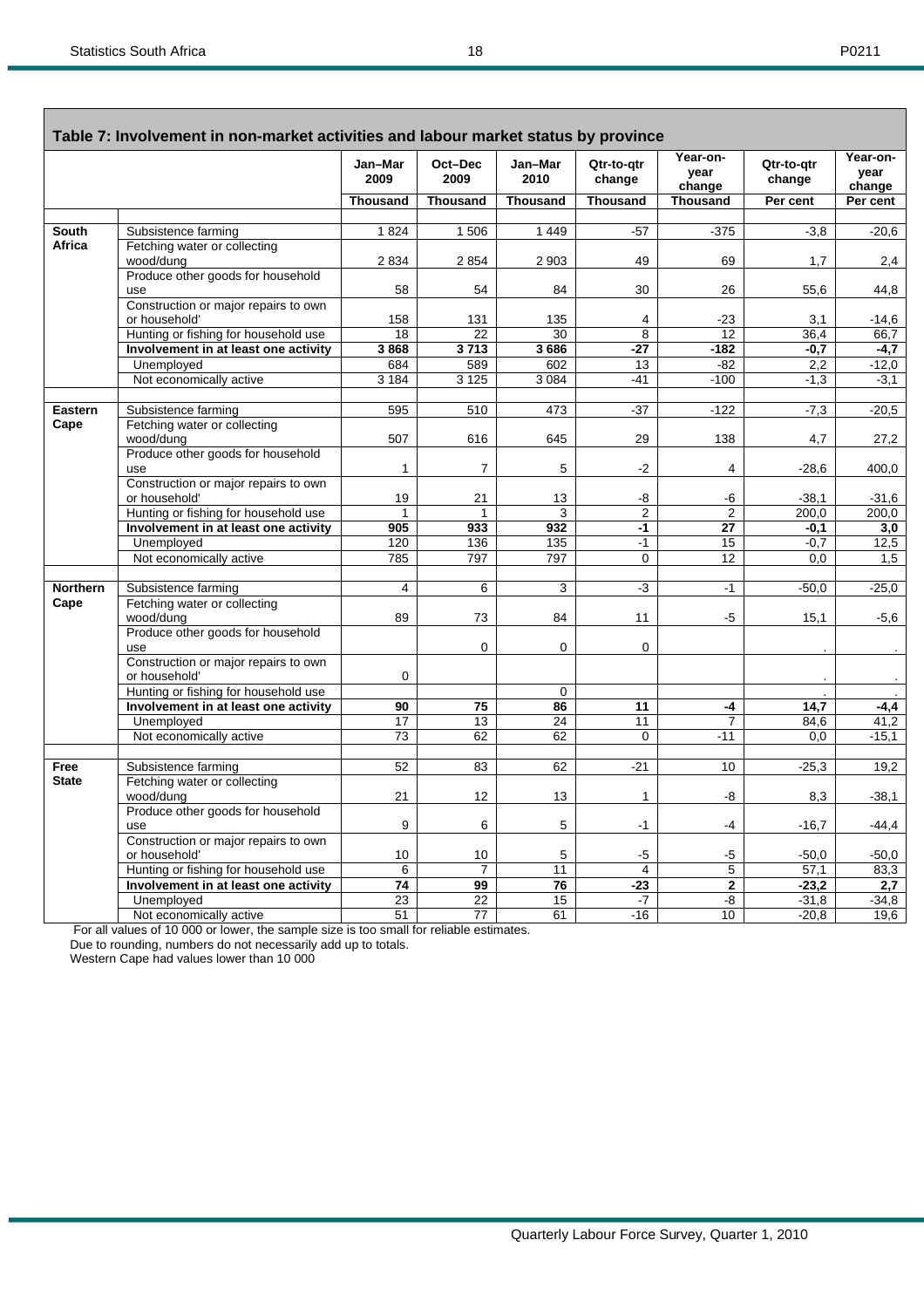## Table 7: Involvement in non-market activities and labour market status by province

| | | Jan–Mar 2009 | Oct–Dec 2009 | Jan–Mar 2010 | Qtr-to-qtr change | Year-on-year change | Qtr-to-qtr change | Year-on-year change |
|---|---|---|---|---|---|---|---|---|
| | | Thousand | Thousand | Thousand | Thousand | Thousand | Per cent | Per cent |
| **South Africa** | Subsistence farming | 1 824 | 1 506 | 1 449 | -57 | -375 | -3,8 | -20,6 |
| | Fetching water or collecting wood/dung | 2 834 | 2 854 | 2 903 | 49 | 69 | 1,7 | 2,4 |
| | Produce other goods for household use | 58 | 54 | 84 | 30 | 26 | 55,6 | 44,8 |
| | Construction or major repairs to own or household' | 158 | 131 | 135 | 4 | -23 | 3,1 | -14,6 |
| | Hunting or fishing for household use | 18 | 22 | 30 | 8 | 12 | 36,4 | 66,7 |
| | **Involvement in at least one activity** | **3 868** | **3 713** | **3 686** | **-27** | **-182** | **-0,7** | **-4,7** |
| | Unemployed | 684 | 589 | 602 | 13 | -82 | 2,2 | -12,0 |
| | Not economically active | 3 184 | 3 125 | 3 084 | -41 | -100 | -1,3 | -3,1 |
| **Eastern Cape** | Subsistence farming | 595 | 510 | 473 | -37 | -122 | -7,3 | -20,5 |
| | Fetching water or collecting wood/dung | 507 | 616 | 645 | 29 | 138 | 4,7 | 27,2 |
| | Produce other goods for household use | 1 | 7 | 5 | -2 | 4 | -28,6 | 400,0 |
| | Construction or major repairs to own or household' | 19 | 21 | 13 | -8 | -6 | -38,1 | -31,6 |
| | Hunting or fishing for household use | 1 | 1 | 3 | 2 | 2 | 200,0 | 200,0 |
| | **Involvement in at least one activity** | **905** | **933** | **932** | **-1** | **27** | **-0,1** | **3,0** |
| | Unemployed | 120 | 136 | 135 | -1 | 15 | -0,7 | 12,5 |
| | Not economically active | 785 | 797 | 797 | 0 | 12 | 0,0 | 1,5 |
| **Northern Cape** | Subsistence farming | 4 | 6 | 3 | -3 | -1 | -50,0 | -25,0 |
| | Fetching water or collecting wood/dung | 89 | 73 | 84 | 11 | -5 | 15,1 | -5,6 |
| | Produce other goods for household use | | 0 | 0 | 0 | | . | . |
| | Construction or major repairs to own or household' | 0 | | | | | . | . |
| | Hunting or fishing for household use | | | 0 | | | . | . |
| | **Involvement in at least one activity** | **90** | **75** | **86** | **11** | **-4** | **14,7** | **-4,4** |
| | Unemployed | 17 | 13 | 24 | 11 | 7 | 84,6 | 41,2 |
| | Not economically active | 73 | 62 | 62 | 0 | -11 | 0,0 | -15,1 |
| **Free State** | Subsistence farming | 52 | 83 | 62 | -21 | 10 | -25,3 | 19,2 |
| | Fetching water or collecting wood/dung | 21 | 12 | 13 | 1 | -8 | 8,3 | -38,1 |
| | Produce other goods for household use | 9 | 6 | 5 | -1 | -4 | -16,7 | -44,4 |
| | Construction or major repairs to own or household' | 10 | 10 | 5 | -5 | -5 | -50,0 | -50,0 |
| | Hunting or fishing for household use | 6 | 7 | 11 | 4 | 5 | 57,1 | 83,3 |
| | **Involvement in at least one activity** | **74** | **99** | **76** | **-23** | **2** | **-23,2** | **2,7** |
| | Unemployed | 23 | 22 | 15 | -7 | -8 | -31,8 | -34,8 |
| | Not economically active | 51 | 77 | 61 | -16 | 10 | -20,8 | 19,6 |

For all values of 10 000 or lower, the sample size is too small for reliable estimates.
Due to rounding, numbers do not necessarily add up to totals.
Western Cape had values lower than 10 000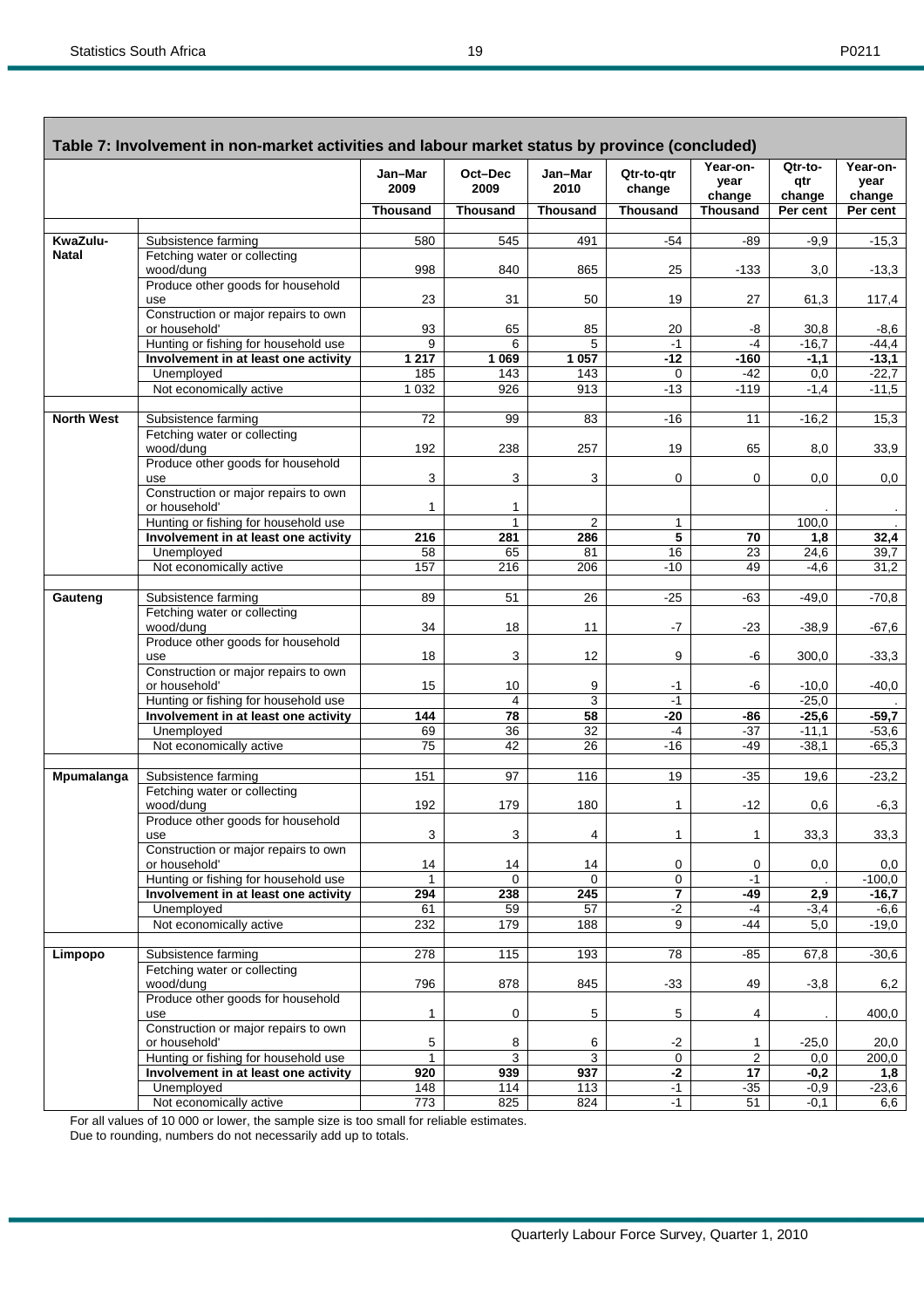## Table 7: Involvement in non-market activities and labour market status by province (concluded)

| | | Jan–Mar 2009 | Oct–Dec 2009 | Jan–Mar 2010 | Qtr-to-qtr change | Year-on-year change | Qtr-to-qtr change | Year-on-year change |
|---|---|---|---|---|---|---|---|---|
| | | Thousand | Thousand | Thousand | Thousand | Thousand | Per cent | Per cent |
| **KwaZulu-Natal** | Subsistence farming | 580 | 545 | 491 | -54 | -89 | -9,9 | -15,3 |
| | Fetching water or collecting wood/dung | 998 | 840 | 865 | 25 | -133 | 3,0 | -13,3 |
| | Produce other goods for household use | 23 | 31 | 50 | 19 | 27 | 61,3 | 117,4 |
| | Construction or major repairs to own or household' | 93 | 65 | 85 | 20 | -8 | 30,8 | -8,6 |
| | Hunting or fishing for household use | 9 | 6 | 5 | -1 | -4 | -16,7 | -44,4 |
| | **Involvement in at least one activity** | **1 217** | **1 069** | **1 057** | **-12** | **-160** | **-1,1** | **-13,1** |
| | Unemployed | 185 | 143 | 143 | 0 | -42 | 0,0 | -22,7 |
| | Not economically active | 1 032 | 926 | 913 | -13 | -119 | -1,4 | -11,5 |
| **North West** | Subsistence farming | 72 | 99 | 83 | -16 | 11 | -16,2 | 15,3 |
| | Fetching water or collecting wood/dung | 192 | 238 | 257 | 19 | 65 | 8,0 | 33,9 |
| | Produce other goods for household use | 3 | 3 | 3 | 0 | 0 | 0,0 | 0,0 |
| | Construction or major repairs to own or household' | 1 | 1 | | | | . | . |
| | Hunting or fishing for household use | | 1 | 2 | 1 | | 100,0 | . |
| | **Involvement in at least one activity** | **216** | **281** | **286** | **5** | **70** | **1,8** | **32,4** |
| | Unemployed | 58 | 65 | 81 | 16 | 23 | 24,6 | 39,7 |
| | Not economically active | 157 | 216 | 206 | -10 | 49 | -4,6 | 31,2 |
| **Gauteng** | Subsistence farming | 89 | 51 | 26 | -25 | -63 | -49,0 | -70,8 |
| | Fetching water or collecting wood/dung | 34 | 18 | 11 | -7 | -23 | -38,9 | -67,6 |
| | Produce other goods for household use | 18 | 3 | 12 | 9 | -6 | 300,0 | -33,3 |
| | Construction or major repairs to own or household' | 15 | 10 | 9 | -1 | -6 | -10,0 | -40,0 |
| | Hunting or fishing for household use | | 4 | 3 | -1 | | -25,0 | . |
| | **Involvement in at least one activity** | **144** | **78** | **58** | **-20** | **-86** | **-25,6** | **-59,7** |
| | Unemployed | 69 | 36 | 32 | -4 | -37 | -11,1 | -53,6 |
| | Not economically active | 75 | 42 | 26 | -16 | -49 | -38,1 | -65,3 |
| **Mpumalanga** | Subsistence farming | 151 | 97 | 116 | 19 | -35 | 19,6 | -23,2 |
| | Fetching water or collecting wood/dung | 192 | 179 | 180 | 1 | -12 | 0,6 | -6,3 |
| | Produce other goods for household use | 3 | 3 | 4 | 1 | 1 | 33,3 | 33,3 |
| | Construction or major repairs to own or household' | 14 | 14 | 14 | 0 | 0 | 0,0 | 0,0 |
| | Hunting or fishing for household use | 1 | 0 | 0 | 0 | -1 | . | -100,0 |
| | **Involvement in at least one activity** | **294** | **238** | **245** | **7** | **-49** | **2,9** | **-16,7** |
| | Unemployed | 61 | 59 | 57 | -2 | -4 | -3,4 | -6,6 |
| | Not economically active | 232 | 179 | 188 | 9 | -44 | 5,0 | -19,0 |
| **Limpopo** | Subsistence farming | 278 | 115 | 193 | 78 | -85 | 67,8 | -30,6 |
| | Fetching water or collecting wood/dung | 796 | 878 | 845 | -33 | 49 | -3,8 | 6,2 |
| | Produce other goods for household use | 1 | 0 | 5 | 5 | 4 | . | 400,0 |
| | Construction or major repairs to own or household' | 5 | 8 | 6 | -2 | 1 | -25,0 | 20,0 |
| | Hunting or fishing for household use | 1 | 3 | 3 | 0 | 2 | 0,0 | 200,0 |
| | **Involvement in at least one activity** | **920** | **939** | **937** | **-2** | **17** | **-0,2** | **1,8** |
| | Unemployed | 148 | 114 | 113 | -1 | -35 | -0,9 | -23,6 |
| | Not economically active | 773 | 825 | 824 | -1 | 51 | -0,1 | 6,6 |

For all values of 10 000 or lower, the sample size is too small for reliable estimates.
Due to rounding, numbers do not necessarily add up to totals.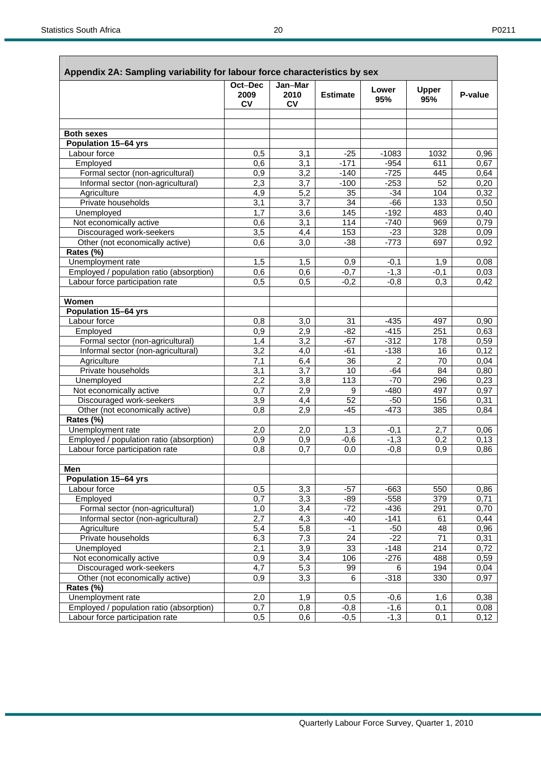## Appendix 2A: Sampling variability for labour force characteristics by sex

| | Oct–Dec 2009 CV | Jan–Mar 2010 CV | Estimate | Lower 95% | Upper 95% | P-value |
|---|---|---|---|---|---|---|
| **Both sexes** | | | | | | |
| **Population 15–64 yrs** | | | | | | |
| Labour force | 0,5 | 3,1 | -25 | -1083 | 1032 | 0,96 |
| Employed | 0,6 | 3,1 | -171 | -954 | 611 | 0,67 |
| Formal sector (non-agricultural) | 0,9 | 3,2 | -140 | -725 | 445 | 0,64 |
| Informal sector (non-agricultural) | 2,3 | 3,7 | -100 | -253 | 52 | 0,20 |
| Agriculture | 4,9 | 5,2 | 35 | -34 | 104 | 0,32 |
| Private households | 3,1 | 3,7 | 34 | -66 | 133 | 0,50 |
| Unemployed | 1,7 | 3,6 | 145 | -192 | 483 | 0,40 |
| Not economically active | 0,6 | 3,1 | 114 | -740 | 969 | 0,79 |
| Discouraged work-seekers | 3,5 | 4,4 | 153 | -23 | 328 | 0,09 |
| Other (not economically active) | 0,6 | 3,0 | -38 | -773 | 697 | 0,92 |
| **Rates (%)** | | | | | | |
| Unemployment rate | 1,5 | 1,5 | 0,9 | -0,1 | 1,9 | 0,08 |
| Employed / population ratio (absorption) | 0,6 | 0,6 | -0,7 | -1,3 | -0,1 | 0,03 |
| Labour force participation rate | 0,5 | 0,5 | -0,2 | -0,8 | 0,3 | 0,42 |
| | | | | | | |
| **Women** | | | | | | |
| **Population 15–64 yrs** | | | | | | |
| Labour force | 0,8 | 3,0 | 31 | -435 | 497 | 0,90 |
| Employed | 0,9 | 2,9 | -82 | -415 | 251 | 0,63 |
| Formal sector (non-agricultural) | 1,4 | 3,2 | -67 | -312 | 178 | 0,59 |
| Informal sector (non-agricultural) | 3,2 | 4,0 | -61 | -138 | 16 | 0,12 |
| Agriculture | 7,1 | 6,4 | 36 | 2 | 70 | 0,04 |
| Private households | 3,1 | 3,7 | 10 | -64 | 84 | 0,80 |
| Unemployed | 2,2 | 3,8 | 113 | -70 | 296 | 0,23 |
| Not economically active | 0,7 | 2,9 | 9 | -480 | 497 | 0,97 |
| Discouraged work-seekers | 3,9 | 4,4 | 52 | -50 | 156 | 0,31 |
| Other (not economically active) | 0,8 | 2,9 | -45 | -473 | 385 | 0,84 |
| **Rates (%)** | | | | | | |
| Unemployment rate | 2,0 | 2,0 | 1,3 | -0,1 | 2,7 | 0,06 |
| Employed / population ratio (absorption) | 0,9 | 0,9 | -0,6 | -1,3 | 0,2 | 0,13 |
| Labour force participation rate | 0,8 | 0,7 | 0,0 | -0,8 | 0,9 | 0,86 |
| | | | | | | |
| **Men** | | | | | | |
| **Population 15–64 yrs** | | | | | | |
| Labour force | 0,5 | 3,3 | -57 | -663 | 550 | 0,86 |
| Employed | 0,7 | 3,3 | -89 | -558 | 379 | 0,71 |
| Formal sector (non-agricultural) | 1,0 | 3,4 | -72 | -436 | 291 | 0,70 |
| Informal sector (non-agricultural) | 2,7 | 4,3 | -40 | -141 | 61 | 0,44 |
| Agriculture | 5,4 | 5,8 | -1 | -50 | 48 | 0,96 |
| Private households | 6,3 | 7,3 | 24 | -22 | 71 | 0,31 |
| Unemployed | 2,1 | 3,9 | 33 | -148 | 214 | 0,72 |
| Not economically active | 0,9 | 3,4 | 106 | -276 | 488 | 0,59 |
| Discouraged work-seekers | 4,7 | 5,3 | 99 | 6 | 194 | 0,04 |
| Other (not economically active) | 0,9 | 3,3 | 6 | -318 | 330 | 0,97 |
| **Rates (%)** | | | | | | |
| Unemployment rate | 2,0 | 1,9 | 0,5 | -0,6 | 1,6 | 0,38 |
| Employed / population ratio (absorption) | 0,7 | 0,8 | -0,8 | -1,6 | 0,1 | 0,08 |
| Labour force participation rate | 0,5 | 0,6 | -0,5 | -1,3 | 0,1 | 0,12 |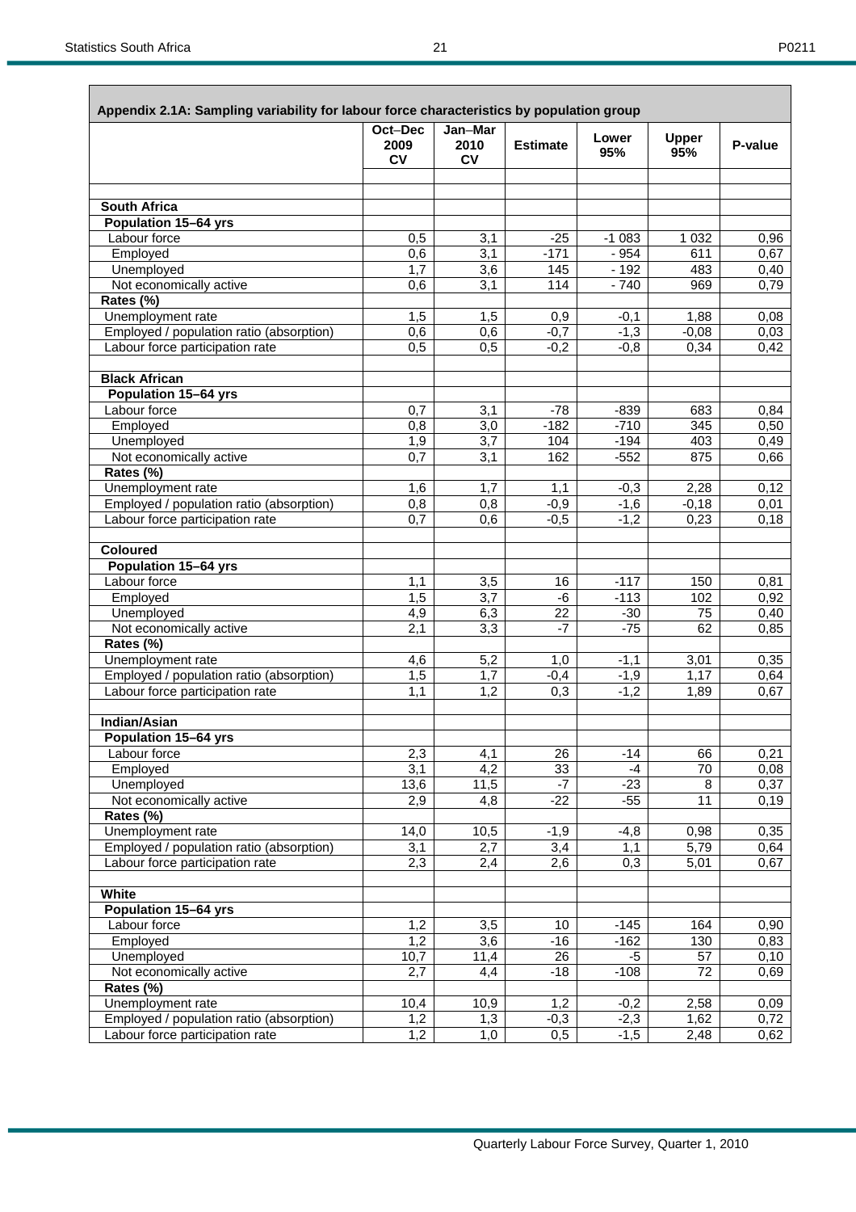## Appendix 2.1A: Sampling variability for labour force characteristics by population group

| | Oct–Dec 2009 CV | Jan–Mar 2010 CV | Estimate | Lower 95% | Upper 95% | P-value |
|---|---|---|---|---|---|---|
| **South Africa** | | | | | | |
| **Population 15–64 yrs** | | | | | | |
| Labour force | 0,5 | 3,1 | -25 | -1 083 | 1 032 | 0,96 |
| Employed | 0,6 | 3,1 | -171 | - 954 | 611 | 0,67 |
| Unemployed | 1,7 | 3,6 | 145 | - 192 | 483 | 0,40 |
| Not economically active | 0,6 | 3,1 | 114 | - 740 | 969 | 0,79 |
| **Rates (%)** | | | | | | |
| Unemployment rate | 1,5 | 1,5 | 0,9 | -0,1 | 1,88 | 0,08 |
| Employed / population ratio (absorption) | 0,6 | 0,6 | -0,7 | -1,3 | -0,08 | 0,03 |
| Labour force participation rate | 0,5 | 0,5 | -0,2 | -0,8 | 0,34 | 0,42 |
| **Black African** | | | | | | |
| **Population 15–64 yrs** | | | | | | |
| Labour force | 0,7 | 3,1 | -78 | -839 | 683 | 0,84 |
| Employed | 0,8 | 3,0 | -182 | -710 | 345 | 0,50 |
| Unemployed | 1,9 | 3,7 | 104 | -194 | 403 | 0,49 |
| Not economically active | 0,7 | 3,1 | 162 | -552 | 875 | 0,66 |
| **Rates (%)** | | | | | | |
| Unemployment rate | 1,6 | 1,7 | 1,1 | -0,3 | 2,28 | 0,12 |
| Employed / population ratio (absorption) | 0,8 | 0,8 | -0,9 | -1,6 | -0,18 | 0,01 |
| Labour force participation rate | 0,7 | 0,6 | -0,5 | -1,2 | 0,23 | 0,18 |
| **Coloured** | | | | | | |
| **Population 15–64 yrs** | | | | | | |
| Labour force | 1,1 | 3,5 | 16 | -117 | 150 | 0,81 |
| Employed | 1,5 | 3,7 | -6 | -113 | 102 | 0,92 |
| Unemployed | 4,9 | 6,3 | 22 | -30 | 75 | 0,40 |
| Not economically active | 2,1 | 3,3 | -7 | -75 | 62 | 0,85 |
| **Rates (%)** | | | | | | |
| Unemployment rate | 4,6 | 5,2 | 1,0 | -1,1 | 3,01 | 0,35 |
| Employed / population ratio (absorption) | 1,5 | 1,7 | -0,4 | -1,9 | 1,17 | 0,64 |
| Labour force participation rate | 1,1 | 1,2 | 0,3 | -1,2 | 1,89 | 0,67 |
| **Indian/Asian** | | | | | | |
| **Population 15–64 yrs** | | | | | | |
| Labour force | 2,3 | 4,1 | 26 | -14 | 66 | 0,21 |
| Employed | 3,1 | 4,2 | 33 | -4 | 70 | 0,08 |
| Unemployed | 13,6 | 11,5 | -7 | -23 | 8 | 0,37 |
| Not economically active | 2,9 | 4,8 | -22 | -55 | 11 | 0,19 |
| **Rates (%)** | | | | | | |
| Unemployment rate | 14,0 | 10,5 | -1,9 | -4,8 | 0,98 | 0,35 |
| Employed / population ratio (absorption) | 3,1 | 2,7 | 3,4 | 1,1 | 5,79 | 0,64 |
| Labour force participation rate | 2,3 | 2,4 | 2,6 | 0,3 | 5,01 | 0,67 |
| **White** | | | | | | |
| **Population 15–64 yrs** | | | | | | |
| Labour force | 1,2 | 3,5 | 10 | -145 | 164 | 0,90 |
| Employed | 1,2 | 3,6 | -16 | -162 | 130 | 0,83 |
| Unemployed | 10,7 | 11,4 | 26 | -5 | 57 | 0,10 |
| Not economically active | 2,7 | 4,4 | -18 | -108 | 72 | 0,69 |
| **Rates (%)** | | | | | | |
| Unemployment rate | 10,4 | 10,9 | 1,2 | -0,2 | 2,58 | 0,09 |
| Employed / population ratio (absorption) | 1,2 | 1,3 | -0,3 | -2,3 | 1,62 | 0,72 |
| Labour force participation rate | 1,2 | 1,0 | 0,5 | -1,5 | 2,48 | 0,62 |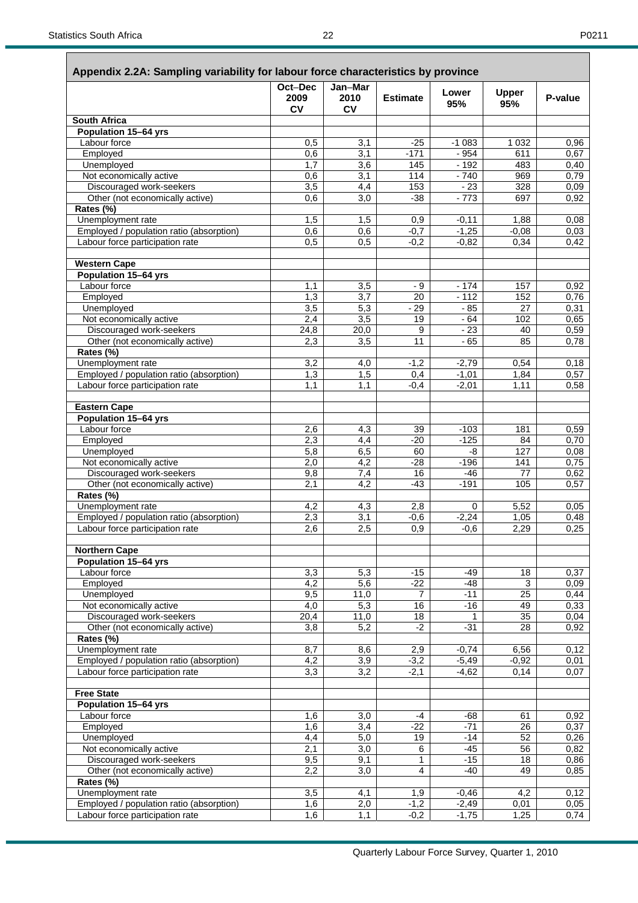## Appendix 2.2A: Sampling variability for labour force characteristics by province

| | Oct–Dec 2009 CV | Jan–Mar 2010 CV | Estimate | Lower 95% | Upper 95% | P-value |
|---|---|---|---|---|---|---|
| **South Africa** | | | | | | |
| **Population 15–64 yrs** | | | | | | |
| Labour force | 0,5 | 3,1 | -25 | -1 083 | 1 032 | 0,96 |
| Employed | 0,6 | 3,1 | -171 | - 954 | 611 | 0,67 |
| Unemployed | 1,7 | 3,6 | 145 | - 192 | 483 | 0,40 |
| Not economically active | 0,6 | 3,1 | 114 | - 740 | 969 | 0,79 |
| Discouraged work-seekers | 3,5 | 4,4 | 153 | - 23 | 328 | 0,09 |
| Other (not economically active) | 0,6 | 3,0 | -38 | - 773 | 697 | 0,92 |
| **Rates (%)** | | | | | | |
| Unemployment rate | 1,5 | 1,5 | 0,9 | -0,11 | 1,88 | 0,08 |
| Employed / population ratio (absorption) | 0,6 | 0,6 | -0,7 | -1,25 | -0,08 | 0,03 |
| Labour force participation rate | 0,5 | 0,5 | -0,2 | -0,82 | 0,34 | 0,42 |
| | | | | | | |
| **Western Cape** | | | | | | |
| **Population 15–64 yrs** | | | | | | |
| Labour force | 1,1 | 3,5 | - 9 | - 174 | 157 | 0,92 |
| Employed | 1,3 | 3,7 | 20 | - 112 | 152 | 0,76 |
| Unemployed | 3,5 | 5,3 | - 29 | - 85 | 27 | 0,31 |
| Not economically active | 2,4 | 3,5 | 19 | - 64 | 102 | 0,65 |
| Discouraged work-seekers | 24,8 | 20,0 | 9 | - 23 | 40 | 0,59 |
| Other (not economically active) | 2,3 | 3,5 | 11 | - 65 | 85 | 0,78 |
| **Rates (%)** | | | | | | |
| Unemployment rate | 3,2 | 4,0 | -1,2 | -2,79 | 0,54 | 0,18 |
| Employed / population ratio (absorption) | 1,3 | 1,5 | 0,4 | -1,01 | 1,84 | 0,57 |
| Labour force participation rate | 1,1 | 1,1 | -0,4 | -2,01 | 1,11 | 0,58 |
| | | | | | | |
| **Eastern Cape** | | | | | | |
| **Population 15–64 yrs** | | | | | | |
| Labour force | 2,6 | 4,3 | 39 | -103 | 181 | 0,59 |
| Employed | 2,3 | 4,4 | -20 | -125 | 84 | 0,70 |
| Unemployed | 5,8 | 6,5 | 60 | -8 | 127 | 0,08 |
| Not economically active | 2,0 | 4,2 | -28 | -196 | 141 | 0,75 |
| Discouraged work-seekers | 9,8 | 7,4 | 16 | -46 | 77 | 0,62 |
| Other (not economically active) | 2,1 | 4,2 | -43 | -191 | 105 | 0,57 |
| **Rates (%)** | | | | | | |
| Unemployment rate | 4,2 | 4,3 | 2,8 | 0 | 5,52 | 0,05 |
| Employed / population ratio (absorption) | 2,3 | 3,1 | -0,6 | -2,24 | 1,05 | 0,48 |
| Labour force participation rate | 2,6 | 2,5 | 0,9 | -0,6 | 2,29 | 0,25 |
| | | | | | | |
| **Northern Cape** | | | | | | |
| **Population 15–64 yrs** | | | | | | |
| Labour force | 3,3 | 5,3 | -15 | -49 | 18 | 0,37 |
| Employed | 4,2 | 5,6 | -22 | -48 | 3 | 0,09 |
| Unemployed | 9,5 | 11,0 | 7 | -11 | 25 | 0,44 |
| Not economically active | 4,0 | 5,3 | 16 | -16 | 49 | 0,33 |
| Discouraged work-seekers | 20,4 | 11,0 | 18 | 1 | 35 | 0,04 |
| Other (not economically active) | 3,8 | 5,2 | -2 | -31 | 28 | 0,92 |
| **Rates (%)** | | | | | | |
| Unemployment rate | 8,7 | 8,6 | 2,9 | -0,74 | 6,56 | 0,12 |
| Employed / population ratio (absorption) | 4,2 | 3,9 | -3,2 | -5,49 | -0,92 | 0,01 |
| Labour force participation rate | 3,3 | 3,2 | -2,1 | -4,62 | 0,14 | 0,07 |
| | | | | | | |
| **Free State** | | | | | | |
| **Population 15–64 yrs** | | | | | | |
| Labour force | 1,6 | 3,0 | -4 | -68 | 61 | 0,92 |
| Employed | 1,6 | 3,4 | -22 | -71 | 26 | 0,37 |
| Unemployed | 4,4 | 5,0 | 19 | -14 | 52 | 0,26 |
| Not economically active | 2,1 | 3,0 | 6 | -45 | 56 | 0,82 |
| Discouraged work-seekers | 9,5 | 9,1 | 1 | -15 | 18 | 0,86 |
| Other (not economically active) | 2,2 | 3,0 | 4 | -40 | 49 | 0,85 |
| **Rates (%)** | | | | | | |
| Unemployment rate | 3,5 | 4,1 | 1,9 | -0,46 | 4,2 | 0,12 |
| Employed / population ratio (absorption) | 1,6 | 2,0 | -1,2 | -2,49 | 0,01 | 0,05 |
| Labour force participation rate | 1,6 | 1,1 | -0,2 | -1,75 | 1,25 | 0,74 |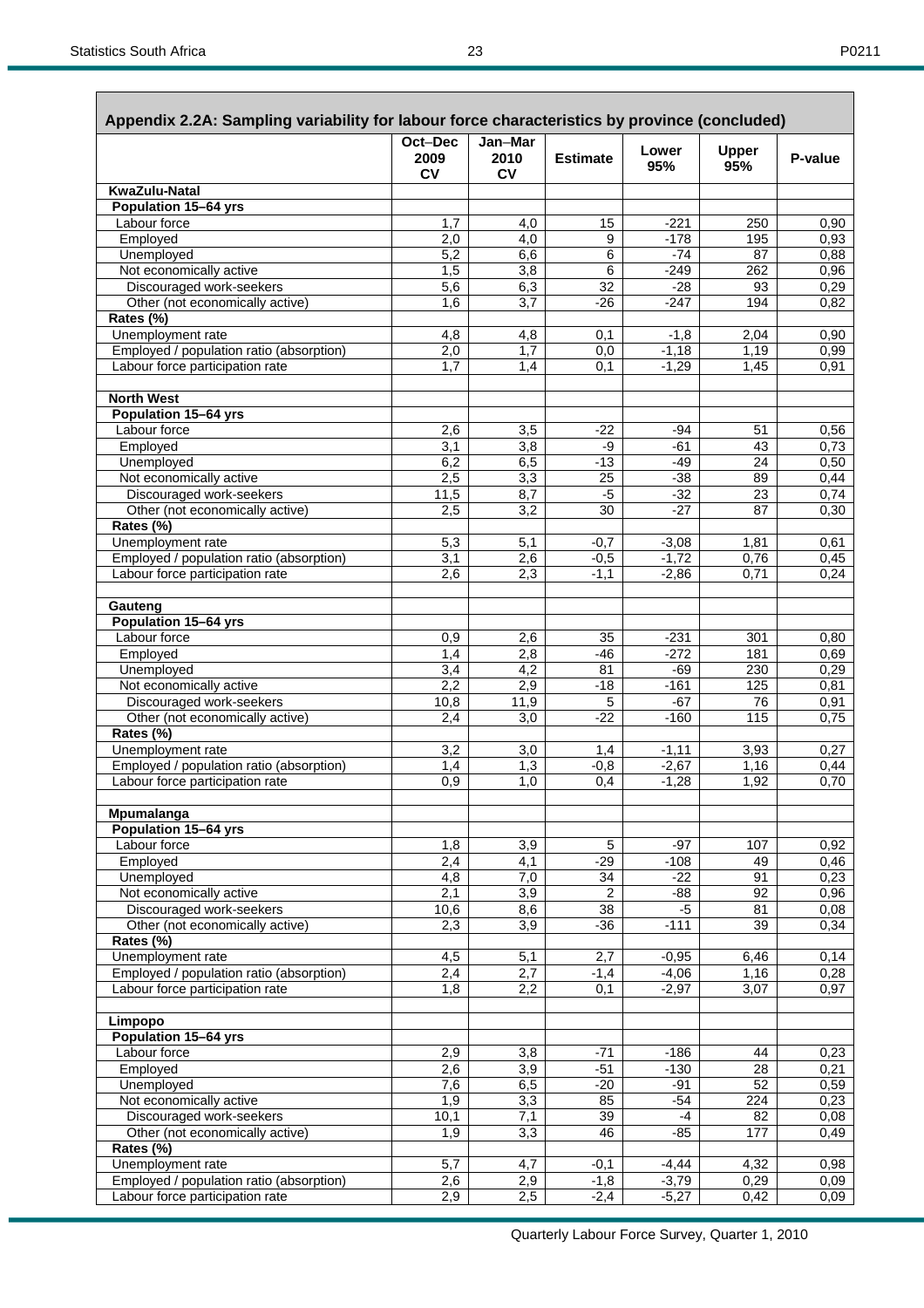## Appendix 2.2A: Sampling variability for labour force characteristics by province (concluded)

| | Oct–Dec 2009 CV | Jan–Mar 2010 CV | Estimate | Lower 95% | Upper 95% | P-value |
|---|---|---|---|---|---|---|
| **KwaZulu-Natal** | | | | | | |
| **Population 15–64 yrs** | | | | | | |
| Labour force | 1,7 | 4,0 | 15 | -221 | 250 | 0,90 |
| Employed | 2,0 | 4,0 | 9 | -178 | 195 | 0,93 |
| Unemployed | 5,2 | 6,6 | 6 | -74 | 87 | 0,88 |
| Not economically active | 1,5 | 3,8 | 6 | -249 | 262 | 0,96 |
| Discouraged work-seekers | 5,6 | 6,3 | 32 | -28 | 93 | 0,29 |
| Other (not economically active) | 1,6 | 3,7 | -26 | -247 | 194 | 0,82 |
| **Rates (%)** | | | | | | |
| Unemployment rate | 4,8 | 4,8 | 0,1 | -1,8 | 2,04 | 0,90 |
| Employed / population ratio (absorption) | 2,0 | 1,7 | 0,0 | -1,18 | 1,19 | 0,99 |
| Labour force participation rate | 1,7 | 1,4 | 0,1 | -1,29 | 1,45 | 0,91 |
| | | | | | | |
| **North West** | | | | | | |
| **Population 15–64 yrs** | | | | | | |
| Labour force | 2,6 | 3,5 | -22 | -94 | 51 | 0,56 |
| Employed | 3,1 | 3,8 | -9 | -61 | 43 | 0,73 |
| Unemployed | 6,2 | 6,5 | -13 | -49 | 24 | 0,50 |
| Not economically active | 2,5 | 3,3 | 25 | -38 | 89 | 0,44 |
| Discouraged work-seekers | 11,5 | 8,7 | -5 | -32 | 23 | 0,74 |
| Other (not economically active) | 2,5 | 3,2 | 30 | -27 | 87 | 0,30 |
| **Rates (%)** | | | | | | |
| Unemployment rate | 5,3 | 5,1 | -0,7 | -3,08 | 1,81 | 0,61 |
| Employed / population ratio (absorption) | 3,1 | 2,6 | -0,5 | -1,72 | 0,76 | 0,45 |
| Labour force participation rate | 2,6 | 2,3 | -1,1 | -2,86 | 0,71 | 0,24 |
| | | | | | | |
| **Gauteng** | | | | | | |
| **Population 15–64 yrs** | | | | | | |
| Labour force | 0,9 | 2,6 | 35 | -231 | 301 | 0,80 |
| Employed | 1,4 | 2,8 | -46 | -272 | 181 | 0,69 |
| Unemployed | 3,4 | 4,2 | 81 | -69 | 230 | 0,29 |
| Not economically active | 2,2 | 2,9 | -18 | -161 | 125 | 0,81 |
| Discouraged work-seekers | 10,8 | 11,9 | 5 | -67 | 76 | 0,91 |
| Other (not economically active) | 2,4 | 3,0 | -22 | -160 | 115 | 0,75 |
| **Rates (%)** | | | | | | |
| Unemployment rate | 3,2 | 3,0 | 1,4 | -1,11 | 3,93 | 0,27 |
| Employed / population ratio (absorption) | 1,4 | 1,3 | -0,8 | -2,67 | 1,16 | 0,44 |
| Labour force participation rate | 0,9 | 1,0 | 0,4 | -1,28 | 1,92 | 0,70 |
| | | | | | | |
| **Mpumalanga** | | | | | | |
| **Population 15–64 yrs** | | | | | | |
| Labour force | 1,8 | 3,9 | 5 | -97 | 107 | 0,92 |
| Employed | 2,4 | 4,1 | -29 | -108 | 49 | 0,46 |
| Unemployed | 4,8 | 7,0 | 34 | -22 | 91 | 0,23 |
| Not economically active | 2,1 | 3,9 | 2 | -88 | 92 | 0,96 |
| Discouraged work-seekers | 10,6 | 8,6 | 38 | -5 | 81 | 0,08 |
| Other (not economically active) | 2,3 | 3,9 | -36 | -111 | 39 | 0,34 |
| **Rates (%)** | | | | | | |
| Unemployment rate | 4,5 | 5,1 | 2,7 | -0,95 | 6,46 | 0,14 |
| Employed / population ratio (absorption) | 2,4 | 2,7 | -1,4 | -4,06 | 1,16 | 0,28 |
| Labour force participation rate | 1,8 | 2,2 | 0,1 | -2,97 | 3,07 | 0,97 |
| | | | | | | |
| **Limpopo** | | | | | | |
| **Population 15–64 yrs** | | | | | | |
| Labour force | 2,9 | 3,8 | -71 | -186 | 44 | 0,23 |
| Employed | 2,6 | 3,9 | -51 | -130 | 28 | 0,21 |
| Unemployed | 7,6 | 6,5 | -20 | -91 | 52 | 0,59 |
| Not economically active | 1,9 | 3,3 | 85 | -54 | 224 | 0,23 |
| Discouraged work-seekers | 10,1 | 7,1 | 39 | -4 | 82 | 0,08 |
| Other (not economically active) | 1,9 | 3,3 | 46 | -85 | 177 | 0,49 |
| **Rates (%)** | | | | | | |
| Unemployment rate | 5,7 | 4,7 | -0,1 | -4,44 | 4,32 | 0,98 |
| Employed / population ratio (absorption) | 2,6 | 2,9 | -1,8 | -3,79 | 0,29 | 0,09 |
| Labour force participation rate | 2,9 | 2,5 | -2,4 | -5,27 | 0,42 | 0,09 |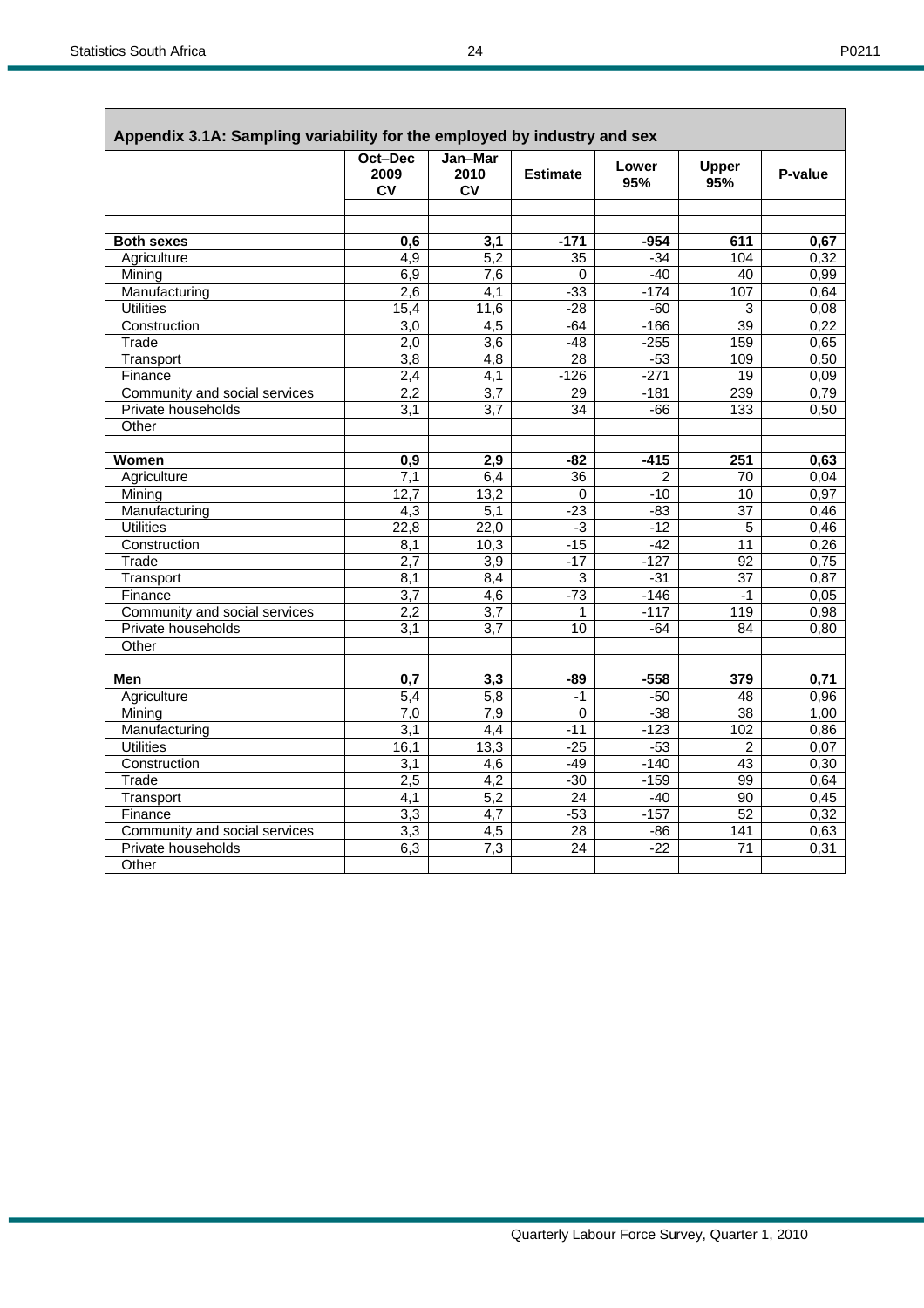## Appendix 3.1A: Sampling variability for the employed by industry and sex

| | Oct–Dec 2009 CV | Jan–Mar 2010 CV | Estimate | Lower 95% | Upper 95% | P-value |
|---|---|---|---|---|---|---|
| | | | | | | |
| **Both sexes** | **0,6** | **3,1** | **-171** | **-954** | **611** | **0,67** |
| Agriculture | 4,9 | 5,2 | 35 | -34 | 104 | 0,32 |
| Mining | 6,9 | 7,6 | 0 | -40 | 40 | 0,99 |
| Manufacturing | 2,6 | 4,1 | -33 | -174 | 107 | 0,64 |
| Utilities | 15,4 | 11,6 | -28 | -60 | 3 | 0,08 |
| Construction | 3,0 | 4,5 | -64 | -166 | 39 | 0,22 |
| Trade | 2,0 | 3,6 | -48 | -255 | 159 | 0,65 |
| Transport | 3,8 | 4,8 | 28 | -53 | 109 | 0,50 |
| Finance | 2,4 | 4,1 | -126 | -271 | 19 | 0,09 |
| Community and social services | 2,2 | 3,7 | 29 | -181 | 239 | 0,79 |
| Private households | 3,1 | 3,7 | 34 | -66 | 133 | 0,50 |
| Other | | | | | | |
| | | | | | | |
| **Women** | **0,9** | **2,9** | **-82** | **-415** | **251** | **0,63** |
| Agriculture | 7,1 | 6,4 | 36 | 2 | 70 | 0,04 |
| Mining | 12,7 | 13,2 | 0 | -10 | 10 | 0,97 |
| Manufacturing | 4,3 | 5,1 | -23 | -83 | 37 | 0,46 |
| Utilities | 22,8 | 22,0 | -3 | -12 | 5 | 0,46 |
| Construction | 8,1 | 10,3 | -15 | -42 | 11 | 0,26 |
| Trade | 2,7 | 3,9 | -17 | -127 | 92 | 0,75 |
| Transport | 8,1 | 8,4 | 3 | -31 | 37 | 0,87 |
| Finance | 3,7 | 4,6 | -73 | -146 | -1 | 0,05 |
| Community and social services | 2,2 | 3,7 | 1 | -117 | 119 | 0,98 |
| Private households | 3,1 | 3,7 | 10 | -64 | 84 | 0,80 |
| Other | | | | | | |
| | | | | | | |
| **Men** | **0,7** | **3,3** | **-89** | **-558** | **379** | **0,71** |
| Agriculture | 5,4 | 5,8 | -1 | -50 | 48 | 0,96 |
| Mining | 7,0 | 7,9 | 0 | -38 | 38 | 1,00 |
| Manufacturing | 3,1 | 4,4 | -11 | -123 | 102 | 0,86 |
| Utilities | 16,1 | 13,3 | -25 | -53 | 2 | 0,07 |
| Construction | 3,1 | 4,6 | -49 | -140 | 43 | 0,30 |
| Trade | 2,5 | 4,2 | -30 | -159 | 99 | 0,64 |
| Transport | 4,1 | 5,2 | 24 | -40 | 90 | 0,45 |
| Finance | 3,3 | 4,7 | -53 | -157 | 52 | 0,32 |
| Community and social services | 3,3 | 4,5 | 28 | -86 | 141 | 0,63 |
| Private households | 6,3 | 7,3 | 24 | -22 | 71 | 0,31 |
| Other | | | | | | |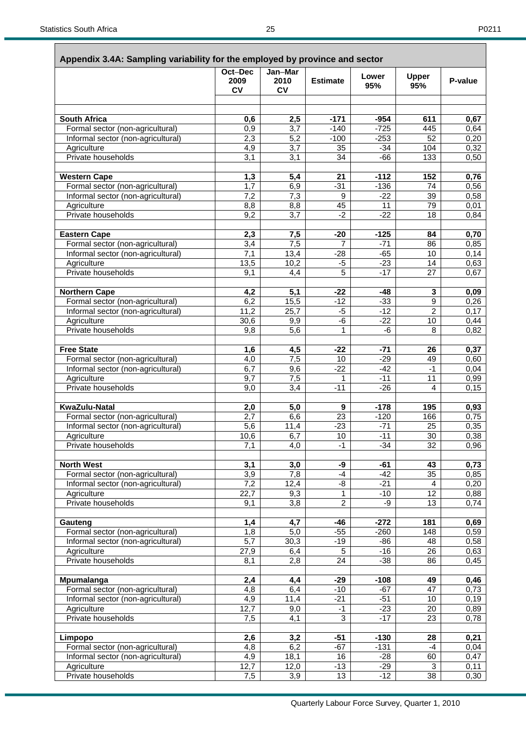## Appendix 3.4A: Sampling variability for the employed by province and sector

| | Oct–Dec 2009 CV | Jan–Mar 2010 CV | Estimate | Lower 95% | Upper 95% | P-value |
|---|---|---|---|---|---|---|
| **South Africa** | **0,6** | **2,5** | **-171** | **-954** | **611** | **0,67** |
| Formal sector (non-agricultural) | 0,9 | 3,7 | -140 | -725 | 445 | 0,64 |
| Informal sector (non-agricultural) | 2,3 | 5,2 | -100 | -253 | 52 | 0,20 |
| Agriculture | 4,9 | 3,7 | 35 | -34 | 104 | 0,32 |
| Private households | 3,1 | 3,1 | 34 | -66 | 133 | 0,50 |
| **Western Cape** | **1,3** | **5,4** | **21** | **-112** | **152** | **0,76** |
| Formal sector (non-agricultural) | 1,7 | 6,9 | -31 | -136 | 74 | 0,56 |
| Informal sector (non-agricultural) | 7,2 | 7,3 | 9 | -22 | 39 | 0,58 |
| Agriculture | 8,8 | 8,8 | 45 | 11 | 79 | 0,01 |
| Private households | 9,2 | 3,7 | -2 | -22 | 18 | 0,84 |
| **Eastern Cape** | **2,3** | **7,5** | **-20** | **-125** | **84** | **0,70** |
| Formal sector (non-agricultural) | 3,4 | 7,5 | 7 | -71 | 86 | 0,85 |
| Informal sector (non-agricultural) | 7,1 | 13,4 | -28 | -65 | 10 | 0,14 |
| Agriculture | 13,5 | 10,2 | -5 | -23 | 14 | 0,63 |
| Private households | 9,1 | 4,4 | 5 | -17 | 27 | 0,67 |
| **Northern Cape** | **4,2** | **5,1** | **-22** | **-48** | **3** | **0,09** |
| Formal sector (non-agricultural) | 6,2 | 15,5 | -12 | -33 | 9 | 0,26 |
| Informal sector (non-agricultural) | 11,2 | 25,7 | -5 | -12 | 2 | 0,17 |
| Agriculture | 30,6 | 9,9 | -6 | -22 | 10 | 0,44 |
| Private households | 9,8 | 5,6 | 1 | -6 | 8 | 0,82 |
| **Free State** | **1,6** | **4,5** | **-22** | **-71** | **26** | **0,37** |
| Formal sector (non-agricultural) | 4,0 | 7,5 | 10 | -29 | 49 | 0,60 |
| Informal sector (non-agricultural) | 6,7 | 9,6 | -22 | -42 | -1 | 0,04 |
| Agriculture | 9,7 | 7,5 | 1 | -11 | 11 | 0,99 |
| Private households | 9,0 | 3,4 | -11 | -26 | 4 | 0,15 |
| **KwaZulu-Natal** | **2,0** | **5,0** | **9** | **-178** | **195** | **0,93** |
| Formal sector (non-agricultural) | 2,7 | 6,6 | 23 | -120 | 166 | 0,75 |
| Informal sector (non-agricultural) | 5,6 | 11,4 | -23 | -71 | 25 | 0,35 |
| Agriculture | 10,6 | 6,7 | 10 | -11 | 30 | 0,38 |
| Private households | 7,1 | 4,0 | -1 | -34 | 32 | 0,96 |
| **North West** | **3,1** | **3,0** | **-9** | **-61** | **43** | **0,73** |
| Formal sector (non-agricultural) | 3,9 | 7,8 | -4 | -42 | 35 | 0,85 |
| Informal sector (non-agricultural) | 7,2 | 12,4 | -8 | -21 | 4 | 0,20 |
| Agriculture | 22,7 | 9,3 | 1 | -10 | 12 | 0,88 |
| Private households | 9,1 | 3,8 | 2 | -9 | 13 | 0,74 |
| **Gauteng** | **1,4** | **4,7** | **-46** | **-272** | **181** | **0,69** |
| Formal sector (non-agricultural) | 1,8 | 5,0 | -55 | -260 | 148 | 0,59 |
| Informal sector (non-agricultural) | 5,7 | 30,3 | -19 | -86 | 48 | 0,58 |
| Agriculture | 27,9 | 6,4 | 5 | -16 | 26 | 0,63 |
| Private households | 8,1 | 2,8 | 24 | -38 | 86 | 0,45 |
| **Mpumalanga** | **2,4** | **4,4** | **-29** | **-108** | **49** | **0,46** |
| Formal sector (non-agricultural) | 4,8 | 6,4 | -10 | -67 | 47 | 0,73 |
| Informal sector (non-agricultural) | 4,9 | 11,4 | -21 | -51 | 10 | 0,19 |
| Agriculture | 12,7 | 9,0 | -1 | -23 | 20 | 0,89 |
| Private households | 7,5 | 4,1 | 3 | -17 | 23 | 0,78 |
| **Limpopo** | **2,6** | **3,2** | **-51** | **-130** | **28** | **0,21** |
| Formal sector (non-agricultural) | 4,8 | 6,2 | -67 | -131 | -4 | 0,04 |
| Informal sector (non-agricultural) | 4,9 | 18,1 | 16 | -28 | 60 | 0,47 |
| Agriculture | 12,7 | 12,0 | -13 | -29 | 3 | 0,11 |
| Private households | 7,5 | 3,9 | 13 | -12 | 38 | 0,30 |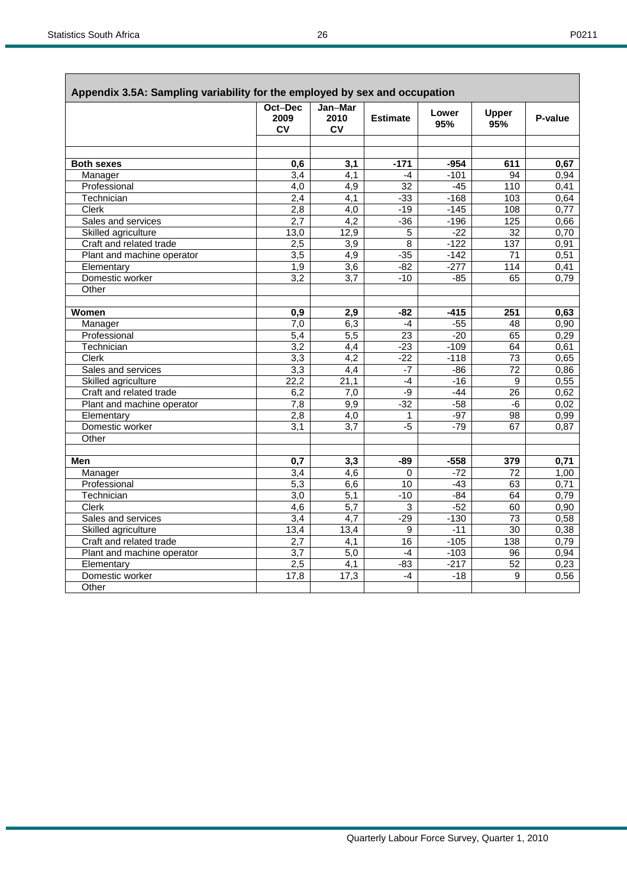## Appendix 3.5A: Sampling variability for the employed by sex and occupation

| | Oct–Dec 2009 CV | Jan–Mar 2010 CV | Estimate | Lower 95% | Upper 95% | P-value |
|---|---|---|---|---|---|---|
| | | | | | | |
| **Both sexes** | **0,6** | **3,1** | **-171** | **-954** | **611** | **0,67** |
| Manager | 3,4 | 4,1 | -4 | -101 | 94 | 0,94 |
| Professional | 4,0 | 4,9 | 32 | -45 | 110 | 0,41 |
| Technician | 2,4 | 4,1 | -33 | -168 | 103 | 0,64 |
| Clerk | 2,8 | 4,0 | -19 | -145 | 108 | 0,77 |
| Sales and services | 2,7 | 4,2 | -36 | -196 | 125 | 0,66 |
| Skilled agriculture | 13,0 | 12,9 | 5 | -22 | 32 | 0,70 |
| Craft and related trade | 2,5 | 3,9 | 8 | -122 | 137 | 0,91 |
| Plant and machine operator | 3,5 | 4,9 | -35 | -142 | 71 | 0,51 |
| Elementary | 1,9 | 3,6 | -82 | -277 | 114 | 0,41 |
| Domestic worker | 3,2 | 3,7 | -10 | -85 | 65 | 0,79 |
| Other | | | | | | |
| | | | | | | |
| **Women** | **0,9** | **2,9** | **-82** | **-415** | **251** | **0,63** |
| Manager | 7,0 | 6,3 | -4 | -55 | 48 | 0,90 |
| Professional | 5,4 | 5,5 | 23 | -20 | 65 | 0,29 |
| Technician | 3,2 | 4,4 | -23 | -109 | 64 | 0,61 |
| Clerk | 3,3 | 4,2 | -22 | -118 | 73 | 0,65 |
| Sales and services | 3,3 | 4,4 | -7 | -86 | 72 | 0,86 |
| Skilled agriculture | 22,2 | 21,1 | -4 | -16 | 9 | 0,55 |
| Craft and related trade | 6,2 | 7,0 | -9 | -44 | 26 | 0,62 |
| Plant and machine operator | 7,8 | 9,9 | -32 | -58 | -6 | 0,02 |
| Elementary | 2,8 | 4,0 | 1 | -97 | 98 | 0,99 |
| Domestic worker | 3,1 | 3,7 | -5 | -79 | 67 | 0,87 |
| Other | | | | | | |
| | | | | | | |
| **Men** | **0,7** | **3,3** | **-89** | **-558** | **379** | **0,71** |
| Manager | 3,4 | 4,6 | 0 | -72 | 72 | 1,00 |
| Professional | 5,3 | 6,6 | 10 | -43 | 63 | 0,71 |
| Technician | 3,0 | 5,1 | -10 | -84 | 64 | 0,79 |
| Clerk | 4,6 | 5,7 | 3 | -52 | 60 | 0,90 |
| Sales and services | 3,4 | 4,7 | -29 | -130 | 73 | 0,58 |
| Skilled agriculture | 13,4 | 13,4 | 9 | -11 | 30 | 0,38 |
| Craft and related trade | 2,7 | 4,1 | 16 | -105 | 138 | 0,79 |
| Plant and machine operator | 3,7 | 5,0 | -4 | -103 | 96 | 0,94 |
| Elementary | 2,5 | 4,1 | -83 | -217 | 52 | 0,23 |
| Domestic worker | 17,8 | 17,3 | -4 | -18 | 9 | 0,56 |
| Other | | | | | | |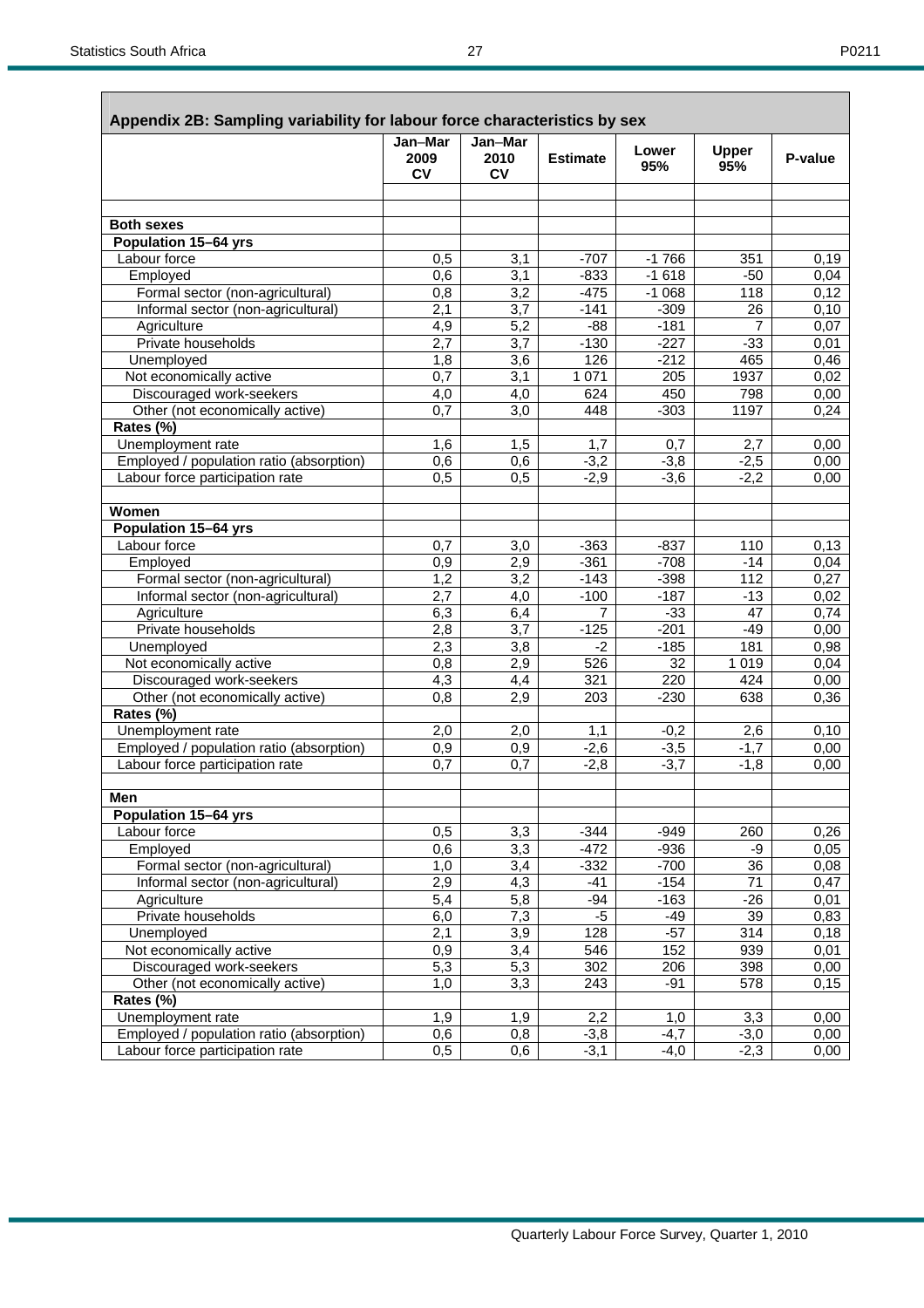## Appendix 2B: Sampling variability for labour force characteristics by sex

| | Jan–Mar 2009 CV | Jan–Mar 2010 CV | Estimate | Lower 95% | Upper 95% | P-value |
|---|---|---|---|---|---|---|
| **Both sexes** | | | | | | |
| **Population 15–64 yrs** | | | | | | |
| Labour force | 0,5 | 3,1 | -707 | -1 766 | 351 | 0,19 |
| Employed | 0,6 | 3,1 | -833 | -1 618 | -50 | 0,04 |
| Formal sector (non-agricultural) | 0,8 | 3,2 | -475 | -1 068 | 118 | 0,12 |
| Informal sector (non-agricultural) | 2,1 | 3,7 | -141 | -309 | 26 | 0,10 |
| Agriculture | 4,9 | 5,2 | -88 | -181 | 7 | 0,07 |
| Private households | 2,7 | 3,7 | -130 | -227 | -33 | 0,01 |
| Unemployed | 1,8 | 3,6 | 126 | -212 | 465 | 0,46 |
| Not economically active | 0,7 | 3,1 | 1 071 | 205 | 1937 | 0,02 |
| Discouraged work-seekers | 4,0 | 4,0 | 624 | 450 | 798 | 0,00 |
| Other (not economically active) | 0,7 | 3,0 | 448 | -303 | 1197 | 0,24 |
| **Rates (%)** | | | | | | |
| Unemployment rate | 1,6 | 1,5 | 1,7 | 0,7 | 2,7 | 0,00 |
| Employed / population ratio (absorption) | 0,6 | 0,6 | -3,2 | -3,8 | -2,5 | 0,00 |
| Labour force participation rate | 0,5 | 0,5 | -2,9 | -3,6 | -2,2 | 0,00 |
| | | | | | | |
| **Women** | | | | | | |
| **Population 15–64 yrs** | | | | | | |
| Labour force | 0,7 | 3,0 | -363 | -837 | 110 | 0,13 |
| Employed | 0,9 | 2,9 | -361 | -708 | -14 | 0,04 |
| Formal sector (non-agricultural) | 1,2 | 3,2 | -143 | -398 | 112 | 0,27 |
| Informal sector (non-agricultural) | 2,7 | 4,0 | -100 | -187 | -13 | 0,02 |
| Agriculture | 6,3 | 6,4 | 7 | -33 | 47 | 0,74 |
| Private households | 2,8 | 3,7 | -125 | -201 | -49 | 0,00 |
| Unemployed | 2,3 | 3,8 | -2 | -185 | 181 | 0,98 |
| Not economically active | 0,8 | 2,9 | 526 | 32 | 1 019 | 0,04 |
| Discouraged work-seekers | 4,3 | 4,4 | 321 | 220 | 424 | 0,00 |
| Other (not economically active) | 0,8 | 2,9 | 203 | -230 | 638 | 0,36 |
| **Rates (%)** | | | | | | |
| Unemployment rate | 2,0 | 2,0 | 1,1 | -0,2 | 2,6 | 0,10 |
| Employed / population ratio (absorption) | 0,9 | 0,9 | -2,6 | -3,5 | -1,7 | 0,00 |
| Labour force participation rate | 0,7 | 0,7 | -2,8 | -3,7 | -1,8 | 0,00 |
| | | | | | | |
| **Men** | | | | | | |
| **Population 15–64 yrs** | | | | | | |
| Labour force | 0,5 | 3,3 | -344 | -949 | 260 | 0,26 |
| Employed | 0,6 | 3,3 | -472 | -936 | -9 | 0,05 |
| Formal sector (non-agricultural) | 1,0 | 3,4 | -332 | -700 | 36 | 0,08 |
| Informal sector (non-agricultural) | 2,9 | 4,3 | -41 | -154 | 71 | 0,47 |
| Agriculture | 5,4 | 5,8 | -94 | -163 | -26 | 0,01 |
| Private households | 6,0 | 7,3 | -5 | -49 | 39 | 0,83 |
| Unemployed | 2,1 | 3,9 | 128 | -57 | 314 | 0,18 |
| Not economically active | 0,9 | 3,4 | 546 | 152 | 939 | 0,01 |
| Discouraged work-seekers | 5,3 | 5,3 | 302 | 206 | 398 | 0,00 |
| Other (not economically active) | 1,0 | 3,3 | 243 | -91 | 578 | 0,15 |
| **Rates (%)** | | | | | | |
| Unemployment rate | 1,9 | 1,9 | 2,2 | 1,0 | 3,3 | 0,00 |
| Employed / population ratio (absorption) | 0,6 | 0,8 | -3,8 | -4,7 | -3,0 | 0,00 |
| Labour force participation rate | 0,5 | 0,6 | -3,1 | -4,0 | -2,3 | 0,00 |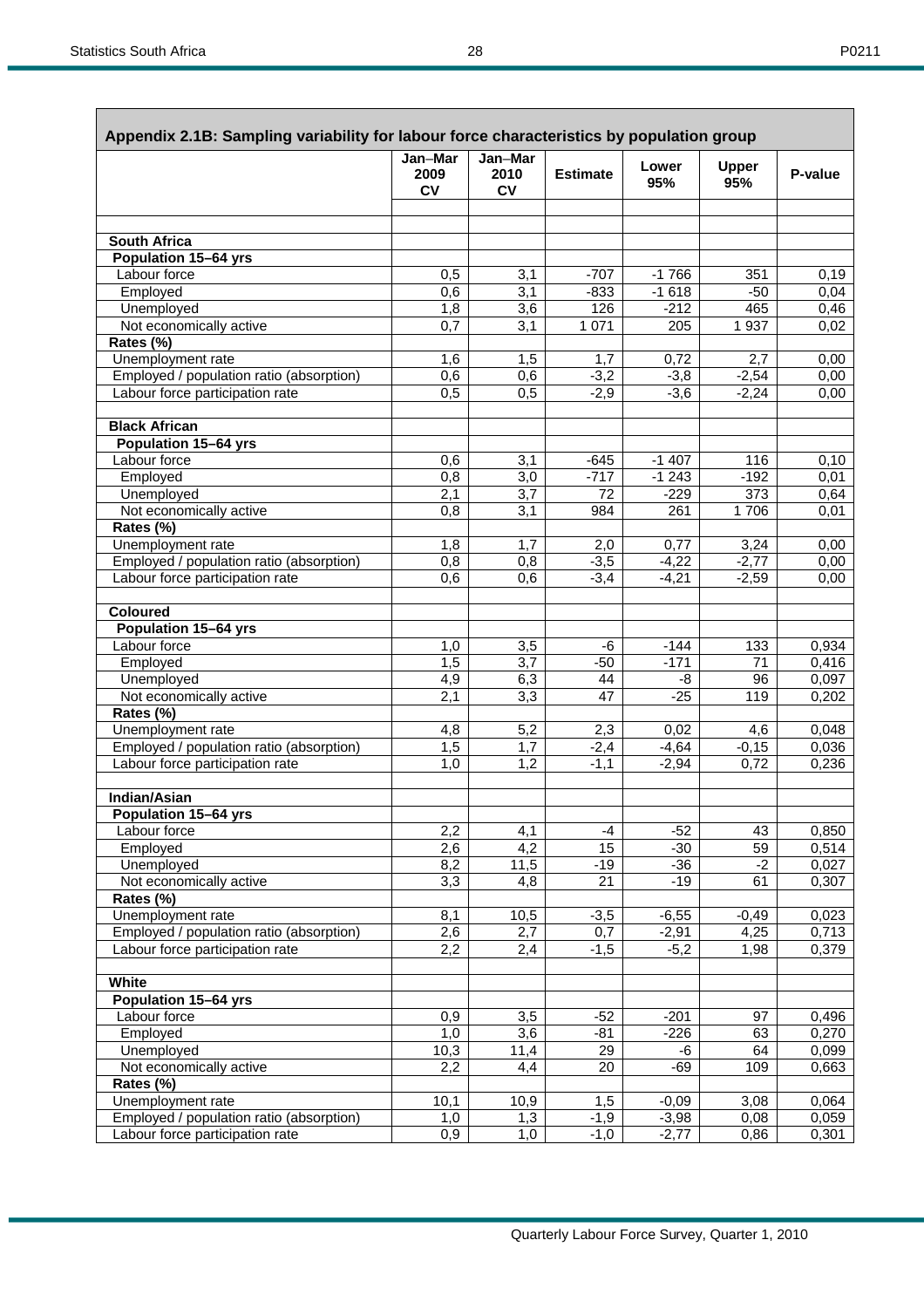## Appendix 2.1B: Sampling variability for labour force characteristics by population group

| | Jan–Mar 2009 CV | Jan–Mar 2010 CV | Estimate | Lower 95% | Upper 95% | P-value |
|---|---|---|---|---|---|---|
| **South Africa** | | | | | | |
| **Population 15–64 yrs** | | | | | | |
| Labour force | 0,5 | 3,1 | -707 | -1 766 | 351 | 0,19 |
| Employed | 0,6 | 3,1 | -833 | -1 618 | -50 | 0,04 |
| Unemployed | 1,8 | 3,6 | 126 | -212 | 465 | 0,46 |
| Not economically active | 0,7 | 3,1 | 1 071 | 205 | 1 937 | 0,02 |
| **Rates (%)** | | | | | | |
| Unemployment rate | 1,6 | 1,5 | 1,7 | 0,72 | 2,7 | 0,00 |
| Employed / population ratio (absorption) | 0,6 | 0,6 | -3,2 | -3,8 | -2,54 | 0,00 |
| Labour force participation rate | 0,5 | 0,5 | -2,9 | -3,6 | -2,24 | 0,00 |
| | | | | | | |
| **Black African** | | | | | | |
| **Population 15–64 yrs** | | | | | | |
| Labour force | 0,6 | 3,1 | -645 | -1 407 | 116 | 0,10 |
| Employed | 0,8 | 3,0 | -717 | -1 243 | -192 | 0,01 |
| Unemployed | 2,1 | 3,7 | 72 | -229 | 373 | 0,64 |
| Not economically active | 0,8 | 3,1 | 984 | 261 | 1 706 | 0,01 |
| **Rates (%)** | | | | | | |
| Unemployment rate | 1,8 | 1,7 | 2,0 | 0,77 | 3,24 | 0,00 |
| Employed / population ratio (absorption) | 0,8 | 0,8 | -3,5 | -4,22 | -2,77 | 0,00 |
| Labour force participation rate | 0,6 | 0,6 | -3,4 | -4,21 | -2,59 | 0,00 |
| | | | | | | |
| **Coloured** | | | | | | |
| **Population 15–64 yrs** | | | | | | |
| Labour force | 1,0 | 3,5 | -6 | -144 | 133 | 0,934 |
| Employed | 1,5 | 3,7 | -50 | -171 | 71 | 0,416 |
| Unemployed | 4,9 | 6,3 | 44 | -8 | 96 | 0,097 |
| Not economically active | 2,1 | 3,3 | 47 | -25 | 119 | 0,202 |
| **Rates (%)** | | | | | | |
| Unemployment rate | 4,8 | 5,2 | 2,3 | 0,02 | 4,6 | 0,048 |
| Employed / population ratio (absorption) | 1,5 | 1,7 | -2,4 | -4,64 | -0,15 | 0,036 |
| Labour force participation rate | 1,0 | 1,2 | -1,1 | -2,94 | 0,72 | 0,236 |
| | | | | | | |
| **Indian/Asian** | | | | | | |
| **Population 15–64 yrs** | | | | | | |
| Labour force | 2,2 | 4,1 | -4 | -52 | 43 | 0,850 |
| Employed | 2,6 | 4,2 | 15 | -30 | 59 | 0,514 |
| Unemployed | 8,2 | 11,5 | -19 | -36 | -2 | 0,027 |
| Not economically active | 3,3 | 4,8 | 21 | -19 | 61 | 0,307 |
| **Rates (%)** | | | | | | |
| Unemployment rate | 8,1 | 10,5 | -3,5 | -6,55 | -0,49 | 0,023 |
| Employed / population ratio (absorption) | 2,6 | 2,7 | 0,7 | -2,91 | 4,25 | 0,713 |
| Labour force participation rate | 2,2 | 2,4 | -1,5 | -5,2 | 1,98 | 0,379 |
| | | | | | | |
| **White** | | | | | | |
| **Population 15–64 yrs** | | | | | | |
| Labour force | 0,9 | 3,5 | -52 | -201 | 97 | 0,496 |
| Employed | 1,0 | 3,6 | -81 | -226 | 63 | 0,270 |
| Unemployed | 10,3 | 11,4 | 29 | -6 | 64 | 0,099 |
| Not economically active | 2,2 | 4,4 | 20 | -69 | 109 | 0,663 |
| **Rates (%)** | | | | | | |
| Unemployment rate | 10,1 | 10,9 | 1,5 | -0,09 | 3,08 | 0,064 |
| Employed / population ratio (absorption) | 1,0 | 1,3 | -1,9 | -3,98 | 0,08 | 0,059 |
| Labour force participation rate | 0,9 | 1,0 | -1,0 | -2,77 | 0,86 | 0,301 |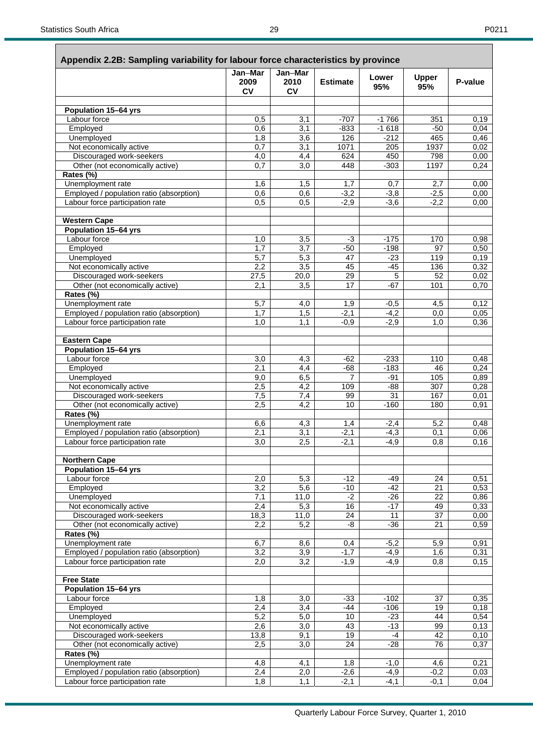## Appendix 2.2B: Sampling variability for labour force characteristics by province

| | Jan–Mar 2009 CV | Jan–Mar 2010 CV | Estimate | Lower 95% | Upper 95% | P-value |
|---|---|---|---|---|---|---|
| **Population 15–64 yrs** | | | | | | |
| Labour force | 0,5 | 3,1 | -707 | -1 766 | 351 | 0,19 |
| Employed | 0,6 | 3,1 | -833 | -1 618 | -50 | 0,04 |
| Unemployed | 1,8 | 3,6 | 126 | -212 | 465 | 0,46 |
| Not economically active | 0,7 | 3,1 | 1071 | 205 | 1937 | 0,02 |
| Discouraged work-seekers | 4,0 | 4,4 | 624 | 450 | 798 | 0,00 |
| Other (not economically active) | 0,7 | 3,0 | 448 | -303 | 1197 | 0,24 |
| **Rates (%)** | | | | | | |
| Unemployment rate | 1,6 | 1,5 | 1,7 | 0,7 | 2,7 | 0,00 |
| Employed / population ratio (absorption) | 0,6 | 0,6 | -3,2 | -3,8 | -2,5 | 0,00 |
| Labour force participation rate | 0,5 | 0,5 | -2,9 | -3,6 | -2,2 | 0,00 |
| | | | | | | |
| **Western Cape** | | | | | | |
| **Population 15–64 yrs** | | | | | | |
| Labour force | 1,0 | 3,5 | -3 | -175 | 170 | 0,98 |
| Employed | 1,7 | 3,7 | -50 | -198 | 97 | 0,50 |
| Unemployed | 5,7 | 5,3 | 47 | -23 | 119 | 0,19 |
| Not economically active | 2,2 | 3,5 | 45 | -45 | 136 | 0,32 |
| Discouraged work-seekers | 27,5 | 20,0 | 29 | 5 | 52 | 0,02 |
| Other (not economically active) | 2,1 | 3,5 | 17 | -67 | 101 | 0,70 |
| **Rates (%)** | | | | | | |
| Unemployment rate | 5,7 | 4,0 | 1,9 | -0,5 | 4,5 | 0,12 |
| Employed / population ratio (absorption) | 1,7 | 1,5 | -2,1 | -4,2 | 0,0 | 0,05 |
| Labour force participation rate | 1,0 | 1,1 | -0,9 | -2,9 | 1,0 | 0,36 |
| | | | | | | |
| **Eastern Cape** | | | | | | |
| **Population 15–64 yrs** | | | | | | |
| Labour force | 3,0 | 4,3 | -62 | -233 | 110 | 0,48 |
| Employed | 2,1 | 4,4 | -68 | -183 | 46 | 0,24 |
| Unemployed | 9,0 | 6,5 | 7 | -91 | 105 | 0,89 |
| Not economically active | 2,5 | 4,2 | 109 | -88 | 307 | 0,28 |
| Discouraged work-seekers | 7,5 | 7,4 | 99 | 31 | 167 | 0,01 |
| Other (not economically active) | 2,5 | 4,2 | 10 | -160 | 180 | 0,91 |
| **Rates (%)** | | | | | | |
| Unemployment rate | 6,6 | 4,3 | 1,4 | -2,4 | 5,2 | 0,48 |
| Employed / population ratio (absorption) | 2,1 | 3,1 | -2,1 | -4,3 | 0,1 | 0,06 |
| Labour force participation rate | 3,0 | 2,5 | -2,1 | -4,9 | 0,8 | 0,16 |
| | | | | | | |
| **Northern Cape** | | | | | | |
| **Population 15–64 yrs** | | | | | | |
| Labour force | 2,0 | 5,3 | -12 | -49 | 24 | 0,51 |
| Employed | 3,2 | 5,6 | -10 | -42 | 21 | 0,53 |
| Unemployed | 7,1 | 11,0 | -2 | -26 | 22 | 0,86 |
| Not economically active | 2,4 | 5,3 | 16 | -17 | 49 | 0,33 |
| Discouraged work-seekers | 18,3 | 11,0 | 24 | 11 | 37 | 0,00 |
| Other (not economically active) | 2,2 | 5,2 | -8 | -36 | 21 | 0,59 |
| **Rates (%)** | | | | | | |
| Unemployment rate | 6,7 | 8,6 | 0,4 | -5,2 | 5,9 | 0,91 |
| Employed / population ratio (absorption) | 3,2 | 3,9 | -1,7 | -4,9 | 1,6 | 0,31 |
| Labour force participation rate | 2,0 | 3,2 | -1,9 | -4,9 | 0,8 | 0,15 |
| | | | | | | |
| **Free State** | | | | | | |
| **Population 15–64 yrs** | | | | | | |
| Labour force | 1,8 | 3,0 | -33 | -102 | 37 | 0,35 |
| Employed | 2,4 | 3,4 | -44 | -106 | 19 | 0,18 |
| Unemployed | 5,2 | 5,0 | 10 | -23 | 44 | 0,54 |
| Not economically active | 2,6 | 3,0 | 43 | -13 | 99 | 0,13 |
| Discouraged work-seekers | 13,8 | 9,1 | 19 | -4 | 42 | 0,10 |
| Other (not economically active) | 2,5 | 3,0 | 24 | -28 | 76 | 0,37 |
| **Rates (%)** | | | | | | |
| Unemployment rate | 4,8 | 4,1 | 1,8 | -1,0 | 4,6 | 0,21 |
| Employed / population ratio (absorption) | 2,4 | 2,0 | -2,6 | -4,9 | -0,2 | 0,03 |
| Labour force participation rate | 1,8 | 1,1 | -2,1 | -4,1 | -0,1 | 0,04 |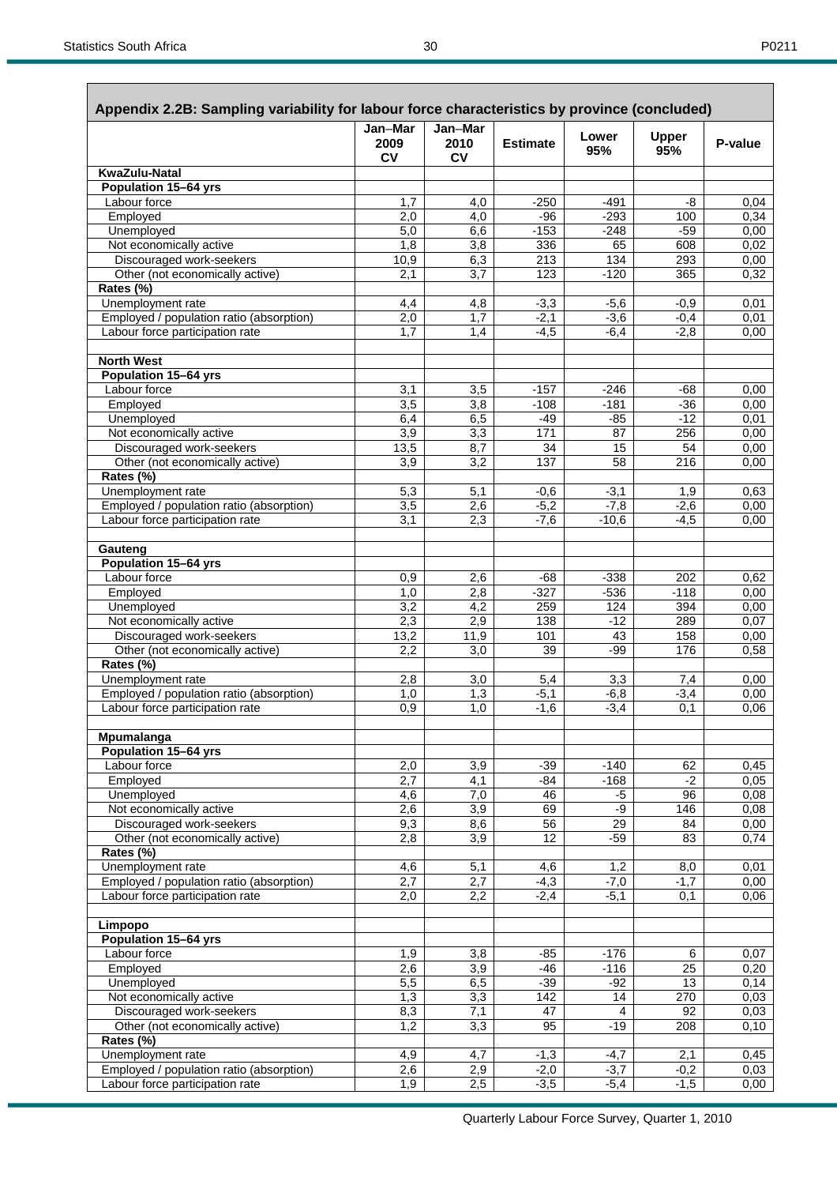## Appendix 2.2B: Sampling variability for labour force characteristics by province (concluded)

| | Jan–Mar 2009 CV | Jan–Mar 2010 CV | Estimate | Lower 95% | Upper 95% | P-value |
|---|---|---|---|---|---|---|
| **KwaZulu-Natal** | | | | | | |
| **Population 15–64 yrs** | | | | | | |
| Labour force | 1,7 | 4,0 | -250 | -491 | -8 | 0,04 |
| Employed | 2,0 | 4,0 | -96 | -293 | 100 | 0,34 |
| Unemployed | 5,0 | 6,6 | -153 | -248 | -59 | 0,00 |
| Not economically active | 1,8 | 3,8 | 336 | 65 | 608 | 0,02 |
| Discouraged work-seekers | 10,9 | 6,3 | 213 | 134 | 293 | 0,00 |
| Other (not economically active) | 2,1 | 3,7 | 123 | -120 | 365 | 0,32 |
| **Rates (%)** | | | | | | |
| Unemployment rate | 4,4 | 4,8 | -3,3 | -5,6 | -0,9 | 0,01 |
| Employed / population ratio (absorption) | 2,0 | 1,7 | -2,1 | -3,6 | -0,4 | 0,01 |
| Labour force participation rate | 1,7 | 1,4 | -4,5 | -6,4 | -2,8 | 0,00 |
| | | | | | | |
| **North West** | | | | | | |
| **Population 15–64 yrs** | | | | | | |
| Labour force | 3,1 | 3,5 | -157 | -246 | -68 | 0,00 |
| Employed | 3,5 | 3,8 | -108 | -181 | -36 | 0,00 |
| Unemployed | 6,4 | 6,5 | -49 | -85 | -12 | 0,01 |
| Not economically active | 3,9 | 3,3 | 171 | 87 | 256 | 0,00 |
| Discouraged work-seekers | 13,5 | 8,7 | 34 | 15 | 54 | 0,00 |
| Other (not economically active) | 3,9 | 3,2 | 137 | 58 | 216 | 0,00 |
| **Rates (%)** | | | | | | |
| Unemployment rate | 5,3 | 5,1 | -0,6 | -3,1 | 1,9 | 0,63 |
| Employed / population ratio (absorption) | 3,5 | 2,6 | -5,2 | -7,8 | -2,6 | 0,00 |
| Labour force participation rate | 3,1 | 2,3 | -7,6 | -10,6 | -4,5 | 0,00 |
| | | | | | | |
| **Gauteng** | | | | | | |
| **Population 15–64 yrs** | | | | | | |
| Labour force | 0,9 | 2,6 | -68 | -338 | 202 | 0,62 |
| Employed | 1,0 | 2,8 | -327 | -536 | -118 | 0,00 |
| Unemployed | 3,2 | 4,2 | 259 | 124 | 394 | 0,00 |
| Not economically active | 2,3 | 2,9 | 138 | -12 | 289 | 0,07 |
| Discouraged work-seekers | 13,2 | 11,9 | 101 | 43 | 158 | 0,00 |
| Other (not economically active) | 2,2 | 3,0 | 39 | -99 | 176 | 0,58 |
| **Rates (%)** | | | | | | |
| Unemployment rate | 2,8 | 3,0 | 5,4 | 3,3 | 7,4 | 0,00 |
| Employed / population ratio (absorption) | 1,0 | 1,3 | -5,1 | -6,8 | -3,4 | 0,00 |
| Labour force participation rate | 0,9 | 1,0 | -1,6 | -3,4 | 0,1 | 0,06 |
| | | | | | | |
| **Mpumalanga** | | | | | | |
| **Population 15–64 yrs** | | | | | | |
| Labour force | 2,0 | 3,9 | -39 | -140 | 62 | 0,45 |
| Employed | 2,7 | 4,1 | -84 | -168 | -2 | 0,05 |
| Unemployed | 4,6 | 7,0 | 46 | -5 | 96 | 0,08 |
| Not economically active | 2,6 | 3,9 | 69 | -9 | 146 | 0,08 |
| Discouraged work-seekers | 9,3 | 8,6 | 56 | 29 | 84 | 0,00 |
| Other (not economically active) | 2,8 | 3,9 | 12 | -59 | 83 | 0,74 |
| **Rates (%)** | | | | | | |
| Unemployment rate | 4,6 | 5,1 | 4,6 | 1,2 | 8,0 | 0,01 |
| Employed / population ratio (absorption) | 2,7 | 2,7 | -4,3 | -7,0 | -1,7 | 0,00 |
| Labour force participation rate | 2,0 | 2,2 | -2,4 | -5,1 | 0,1 | 0,06 |
| | | | | | | |
| **Limpopo** | | | | | | |
| **Population 15–64 yrs** | | | | | | |
| Labour force | 1,9 | 3,8 | -85 | -176 | 6 | 0,07 |
| Employed | 2,6 | 3,9 | -46 | -116 | 25 | 0,20 |
| Unemployed | 5,5 | 6,5 | -39 | -92 | 13 | 0,14 |
| Not economically active | 1,3 | 3,3 | 142 | 14 | 270 | 0,03 |
| Discouraged work-seekers | 8,3 | 7,1 | 47 | 4 | 92 | 0,03 |
| Other (not economically active) | 1,2 | 3,3 | 95 | -19 | 208 | 0,10 |
| **Rates (%)** | | | | | | |
| Unemployment rate | 4,9 | 4,7 | -1,3 | -4,7 | 2,1 | 0,45 |
| Employed / population ratio (absorption) | 2,6 | 2,9 | -2,0 | -3,7 | -0,2 | 0,03 |
| Labour force participation rate | 1,9 | 2,5 | -3,5 | -5,4 | -1,5 | 0,00 |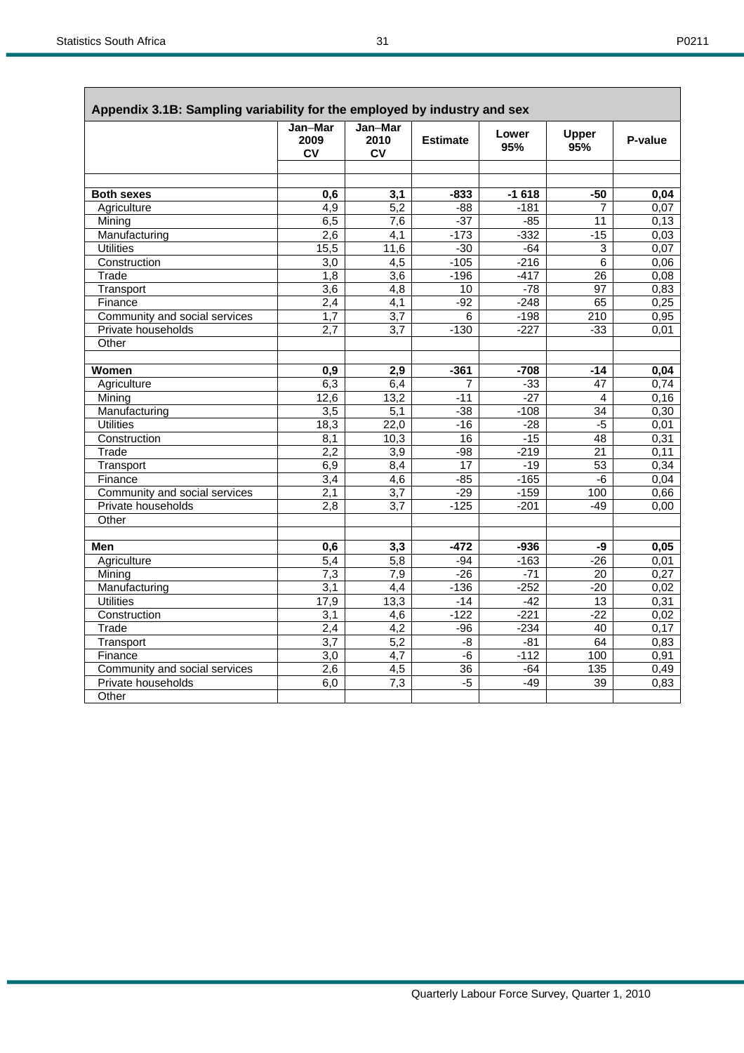## Appendix 3.1B: Sampling variability for the employed by industry and sex

| | Jan–Mar 2009 CV | Jan–Mar 2010 CV | Estimate | Lower 95% | Upper 95% | P-value |
|---|---|---|---|---|---|---|
| | | | | | | |
| **Both sexes** | **0,6** | **3,1** | **-833** | **-1 618** | **-50** | **0,04** |
| Agriculture | 4,9 | 5,2 | -88 | -181 | 7 | 0,07 |
| Mining | 6,5 | 7,6 | -37 | -85 | 11 | 0,13 |
| Manufacturing | 2,6 | 4,1 | -173 | -332 | -15 | 0,03 |
| Utilities | 15,5 | 11,6 | -30 | -64 | 3 | 0,07 |
| Construction | 3,0 | 4,5 | -105 | -216 | 6 | 0,06 |
| Trade | 1,8 | 3,6 | -196 | -417 | 26 | 0,08 |
| Transport | 3,6 | 4,8 | 10 | -78 | 97 | 0,83 |
| Finance | 2,4 | 4,1 | -92 | -248 | 65 | 0,25 |
| Community and social services | 1,7 | 3,7 | 6 | -198 | 210 | 0,95 |
| Private households | 2,7 | 3,7 | -130 | -227 | -33 | 0,01 |
| Other | | | | | | |
| | | | | | | |
| **Women** | **0,9** | **2,9** | **-361** | **-708** | **-14** | **0,04** |
| Agriculture | 6,3 | 6,4 | 7 | -33 | 47 | 0,74 |
| Mining | 12,6 | 13,2 | -11 | -27 | 4 | 0,16 |
| Manufacturing | 3,5 | 5,1 | -38 | -108 | 34 | 0,30 |
| Utilities | 18,3 | 22,0 | -16 | -28 | -5 | 0,01 |
| Construction | 8,1 | 10,3 | 16 | -15 | 48 | 0,31 |
| Trade | 2,2 | 3,9 | -98 | -219 | 21 | 0,11 |
| Transport | 6,9 | 8,4 | 17 | -19 | 53 | 0,34 |
| Finance | 3,4 | 4,6 | -85 | -165 | -6 | 0,04 |
| Community and social services | 2,1 | 3,7 | -29 | -159 | 100 | 0,66 |
| Private households | 2,8 | 3,7 | -125 | -201 | -49 | 0,00 |
| Other | | | | | | |
| | | | | | | |
| **Men** | **0,6** | **3,3** | **-472** | **-936** | **-9** | **0,05** |
| Agriculture | 5,4 | 5,8 | -94 | -163 | -26 | 0,01 |
| Mining | 7,3 | 7,9 | -26 | -71 | 20 | 0,27 |
| Manufacturing | 3,1 | 4,4 | -136 | -252 | -20 | 0,02 |
| Utilities | 17,9 | 13,3 | -14 | -42 | 13 | 0,31 |
| Construction | 3,1 | 4,6 | -122 | -221 | -22 | 0,02 |
| Trade | 2,4 | 4,2 | -96 | -234 | 40 | 0,17 |
| Transport | 3,7 | 5,2 | -8 | -81 | 64 | 0,83 |
| Finance | 3,0 | 4,7 | -6 | -112 | 100 | 0,91 |
| Community and social services | 2,6 | 4,5 | 36 | -64 | 135 | 0,49 |
| Private households | 6,0 | 7,3 | -5 | -49 | 39 | 0,83 |
| Other | | | | | | |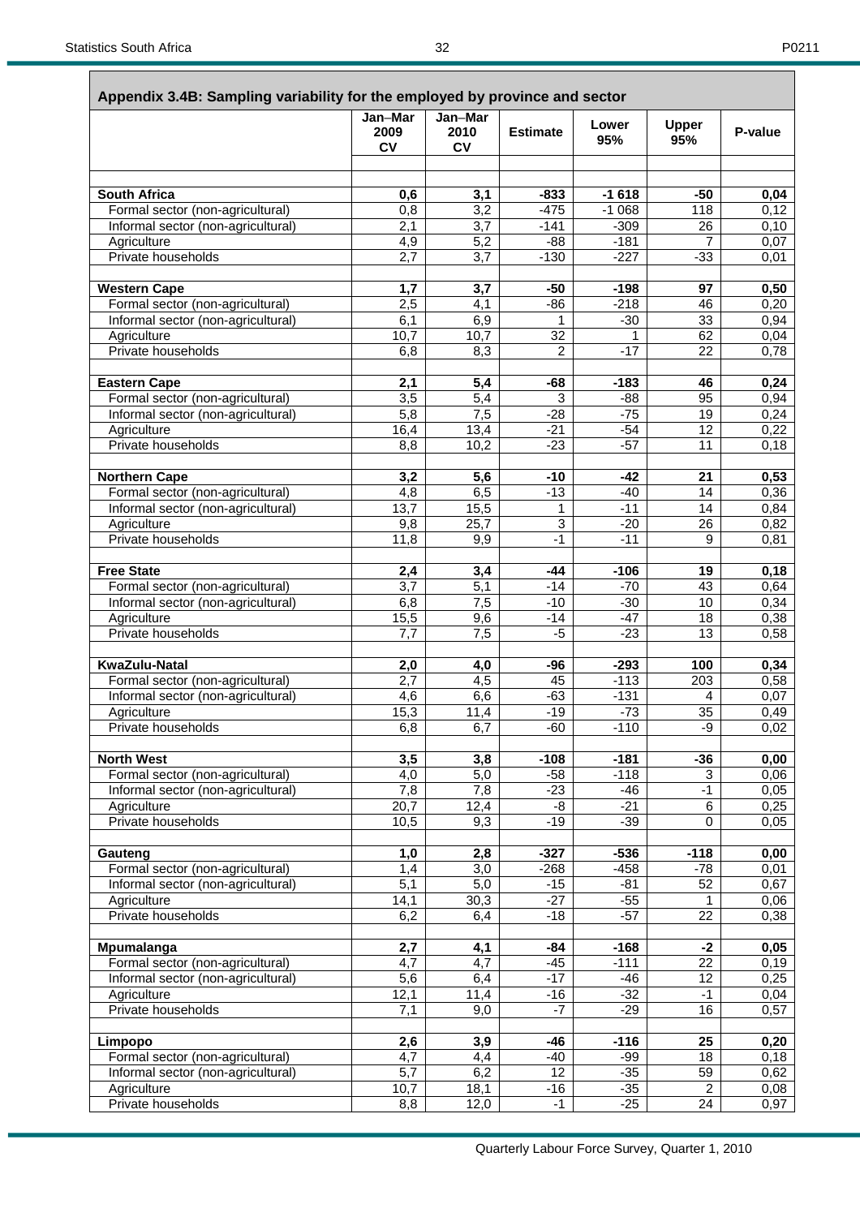## Appendix 3.4B: Sampling variability for the employed by province and sector

| | Jan–Mar 2009 CV | Jan–Mar 2010 CV | Estimate | Lower 95% | Upper 95% | P-value |
|---|---|---|---|---|---|---|
| **South Africa** | **0,6** | **3,1** | **-833** | **-1 618** | **-50** | **0,04** |
| Formal sector (non-agricultural) | 0,8 | 3,2 | -475 | -1 068 | 118 | 0,12 |
| Informal sector (non-agricultural) | 2,1 | 3,7 | -141 | -309 | 26 | 0,10 |
| Agriculture | 4,9 | 5,2 | -88 | -181 | 7 | 0,07 |
| Private households | 2,7 | 3,7 | -130 | -227 | -33 | 0,01 |
| **Western Cape** | **1,7** | **3,7** | **-50** | **-198** | **97** | **0,50** |
| Formal sector (non-agricultural) | 2,5 | 4,1 | -86 | -218 | 46 | 0,20 |
| Informal sector (non-agricultural) | 6,1 | 6,9 | 1 | -30 | 33 | 0,94 |
| Agriculture | 10,7 | 10,7 | 32 | 1 | 62 | 0,04 |
| Private households | 6,8 | 8,3 | 2 | -17 | 22 | 0,78 |
| **Eastern Cape** | **2,1** | **5,4** | **-68** | **-183** | **46** | **0,24** |
| Formal sector (non-agricultural) | 3,5 | 5,4 | 3 | -88 | 95 | 0,94 |
| Informal sector (non-agricultural) | 5,8 | 7,5 | -28 | -75 | 19 | 0,24 |
| Agriculture | 16,4 | 13,4 | -21 | -54 | 12 | 0,22 |
| Private households | 8,8 | 10,2 | -23 | -57 | 11 | 0,18 |
| **Northern Cape** | **3,2** | **5,6** | **-10** | **-42** | **21** | **0,53** |
| Formal sector (non-agricultural) | 4,8 | 6,5 | -13 | -40 | 14 | 0,36 |
| Informal sector (non-agricultural) | 13,7 | 15,5 | 1 | -11 | 14 | 0,84 |
| Agriculture | 9,8 | 25,7 | 3 | -20 | 26 | 0,82 |
| Private households | 11,8 | 9,9 | -1 | -11 | 9 | 0,81 |
| **Free State** | **2,4** | **3,4** | **-44** | **-106** | **19** | **0,18** |
| Formal sector (non-agricultural) | 3,7 | 5,1 | -14 | -70 | 43 | 0,64 |
| Informal sector (non-agricultural) | 6,8 | 7,5 | -10 | -30 | 10 | 0,34 |
| Agriculture | 15,5 | 9,6 | -14 | -47 | 18 | 0,38 |
| Private households | 7,7 | 7,5 | -5 | -23 | 13 | 0,58 |
| **KwaZulu-Natal** | **2,0** | **4,0** | **-96** | **-293** | **100** | **0,34** |
| Formal sector (non-agricultural) | 2,7 | 4,5 | 45 | -113 | 203 | 0,58 |
| Informal sector (non-agricultural) | 4,6 | 6,6 | -63 | -131 | 4 | 0,07 |
| Agriculture | 15,3 | 11,4 | -19 | -73 | 35 | 0,49 |
| Private households | 6,8 | 6,7 | -60 | -110 | -9 | 0,02 |
| **North West** | **3,5** | **3,8** | **-108** | **-181** | **-36** | **0,00** |
| Formal sector (non-agricultural) | 4,0 | 5,0 | -58 | -118 | 3 | 0,06 |
| Informal sector (non-agricultural) | 7,8 | 7,8 | -23 | -46 | -1 | 0,05 |
| Agriculture | 20,7 | 12,4 | -8 | -21 | 6 | 0,25 |
| Private households | 10,5 | 9,3 | -19 | -39 | 0 | 0,05 |
| **Gauteng** | **1,0** | **2,8** | **-327** | **-536** | **-118** | **0,00** |
| Formal sector (non-agricultural) | 1,4 | 3,0 | -268 | -458 | -78 | 0,01 |
| Informal sector (non-agricultural) | 5,1 | 5,0 | -15 | -81 | 52 | 0,67 |
| Agriculture | 14,1 | 30,3 | -27 | -55 | 1 | 0,06 |
| Private households | 6,2 | 6,4 | -18 | -57 | 22 | 0,38 |
| **Mpumalanga** | **2,7** | **4,1** | **-84** | **-168** | **-2** | **0,05** |
| Formal sector (non-agricultural) | 4,7 | 4,7 | -45 | -111 | 22 | 0,19 |
| Informal sector (non-agricultural) | 5,6 | 6,4 | -17 | -46 | 12 | 0,25 |
| Agriculture | 12,1 | 11,4 | -16 | -32 | -1 | 0,04 |
| Private households | 7,1 | 9,0 | -7 | -29 | 16 | 0,57 |
| **Limpopo** | **2,6** | **3,9** | **-46** | **-116** | **25** | **0,20** |
| Formal sector (non-agricultural) | 4,7 | 4,4 | -40 | -99 | 18 | 0,18 |
| Informal sector (non-agricultural) | 5,7 | 6,2 | 12 | -35 | 59 | 0,62 |
| Agriculture | 10,7 | 18,1 | -16 | -35 | 2 | 0,08 |
| Private households | 8,8 | 12,0 | -1 | -25 | 24 | 0,97 |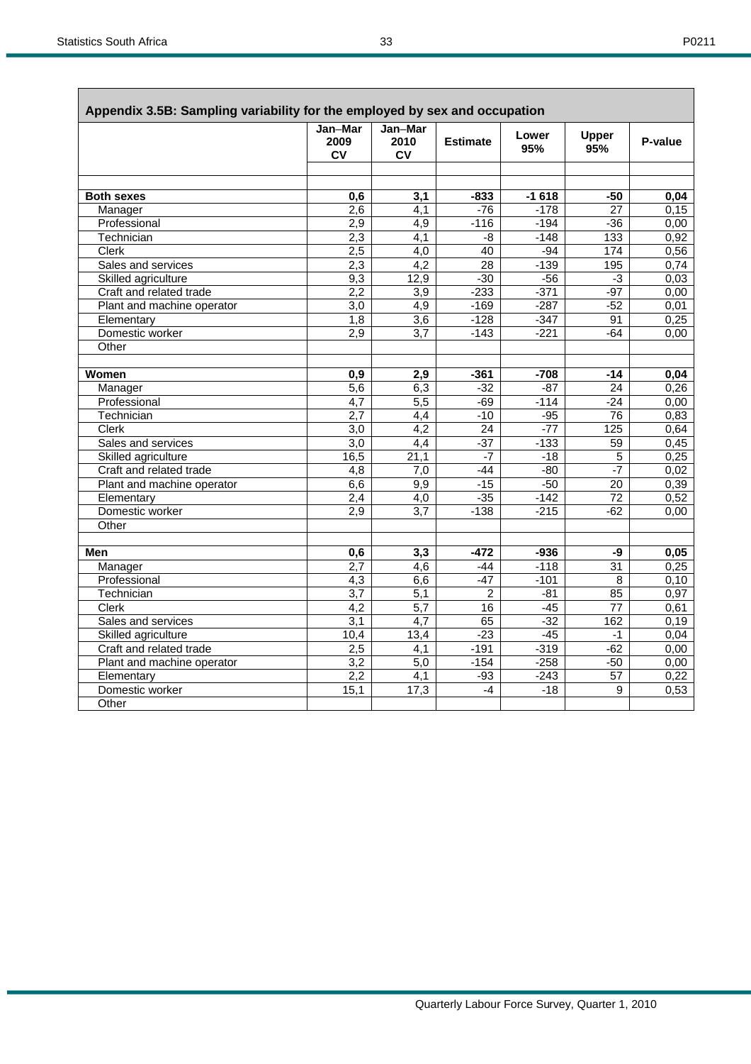## Appendix 3.5B: Sampling variability for the employed by sex and occupation

| | Jan–Mar 2009 CV | Jan–Mar 2010 CV | Estimate | Lower 95% | Upper 95% | P-value |
|---|---|---|---|---|---|---|
| | | | | | | |
| **Both sexes** | **0,6** | **3,1** | **-833** | **-1 618** | **-50** | **0,04** |
| Manager | 2,6 | 4,1 | -76 | -178 | 27 | 0,15 |
| Professional | 2,9 | 4,9 | -116 | -194 | -36 | 0,00 |
| Technician | 2,3 | 4,1 | -8 | -148 | 133 | 0,92 |
| Clerk | 2,5 | 4,0 | 40 | -94 | 174 | 0,56 |
| Sales and services | 2,3 | 4,2 | 28 | -139 | 195 | 0,74 |
| Skilled agriculture | 9,3 | 12,9 | -30 | -56 | -3 | 0,03 |
| Craft and related trade | 2,2 | 3,9 | -233 | -371 | -97 | 0,00 |
| Plant and machine operator | 3,0 | 4,9 | -169 | -287 | -52 | 0,01 |
| Elementary | 1,8 | 3,6 | -128 | -347 | 91 | 0,25 |
| Domestic worker | 2,9 | 3,7 | -143 | -221 | -64 | 0,00 |
| Other | | | | | | |
| | | | | | | |
| **Women** | **0,9** | **2,9** | **-361** | **-708** | **-14** | **0,04** |
| Manager | 5,6 | 6,3 | -32 | -87 | 24 | 0,26 |
| Professional | 4,7 | 5,5 | -69 | -114 | -24 | 0,00 |
| Technician | 2,7 | 4,4 | -10 | -95 | 76 | 0,83 |
| Clerk | 3,0 | 4,2 | 24 | -77 | 125 | 0,64 |
| Sales and services | 3,0 | 4,4 | -37 | -133 | 59 | 0,45 |
| Skilled agriculture | 16,5 | 21,1 | -7 | -18 | 5 | 0,25 |
| Craft and related trade | 4,8 | 7,0 | -44 | -80 | -7 | 0,02 |
| Plant and machine operator | 6,6 | 9,9 | -15 | -50 | 20 | 0,39 |
| Elementary | 2,4 | 4,0 | -35 | -142 | 72 | 0,52 |
| Domestic worker | 2,9 | 3,7 | -138 | -215 | -62 | 0,00 |
| Other | | | | | | |
| | | | | | | |
| **Men** | **0,6** | **3,3** | **-472** | **-936** | **-9** | **0,05** |
| Manager | 2,7 | 4,6 | -44 | -118 | 31 | 0,25 |
| Professional | 4,3 | 6,6 | -47 | -101 | 8 | 0,10 |
| Technician | 3,7 | 5,1 | 2 | -81 | 85 | 0,97 |
| Clerk | 4,2 | 5,7 | 16 | -45 | 77 | 0,61 |
| Sales and services | 3,1 | 4,7 | 65 | -32 | 162 | 0,19 |
| Skilled agriculture | 10,4 | 13,4 | -23 | -45 | -1 | 0,04 |
| Craft and related trade | 2,5 | 4,1 | -191 | -319 | -62 | 0,00 |
| Plant and machine operator | 3,2 | 5,0 | -154 | -258 | -50 | 0,00 |
| Elementary | 2,2 | 4,1 | -93 | -243 | 57 | 0,22 |
| Domestic worker | 15,1 | 17,3 | -4 | -18 | 9 | 0,53 |
| Other | | | | | | |